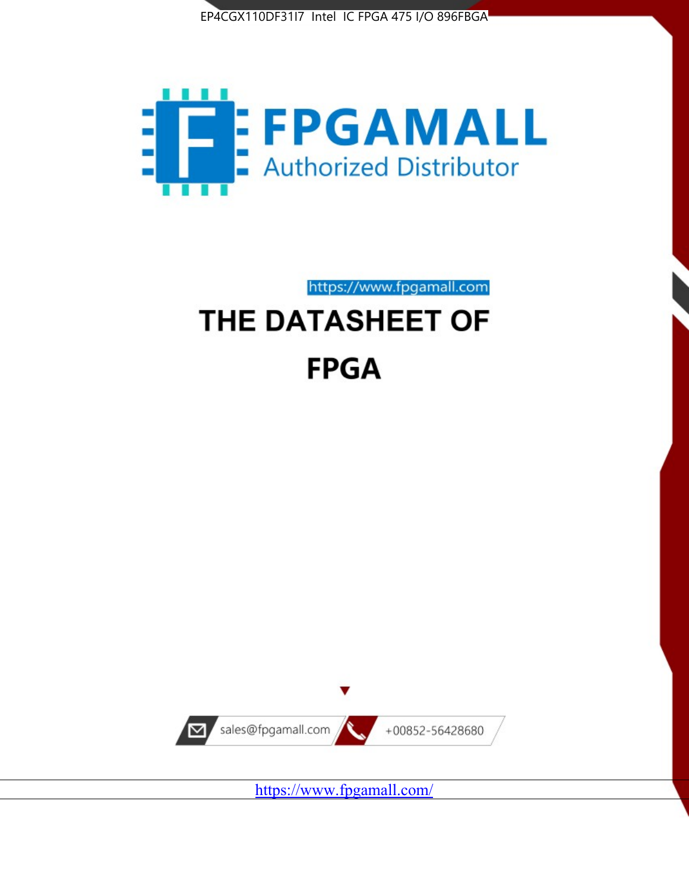EP4CGX110DF31I7 Intel IC FPGA 475 I/O 896FBGA

FPGAMALL

Authorized Distributor

https://www.fpgamall.com

# THE DATASHEET OF

# FPGA

sales@fpgamall.com

+00852-56428680

https://www.fpgamall.com/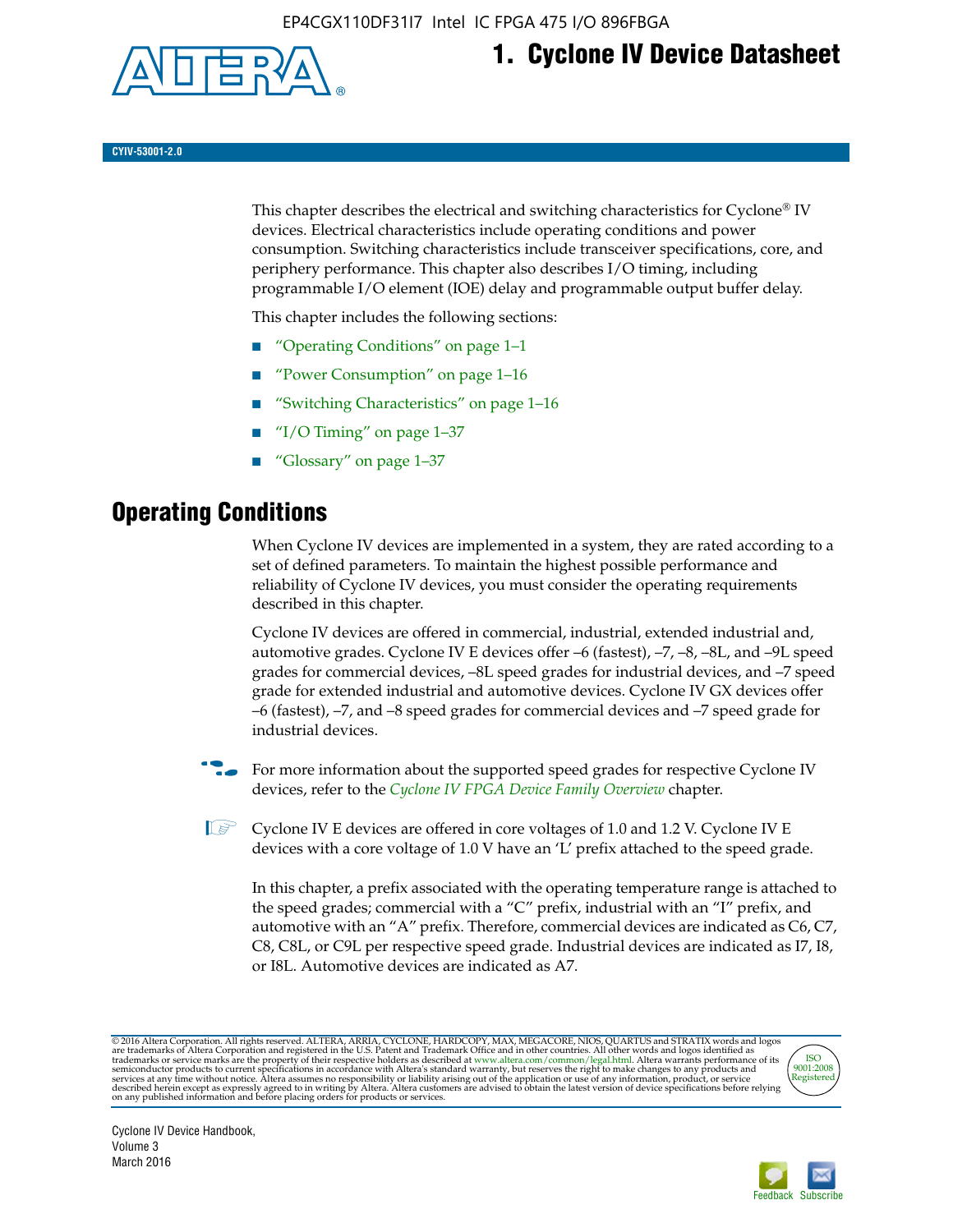# 1. Cyclone IV Device Datasheet

CYIV-53001-2.0

This chapter describes the electrical and switching characteristics for Cyclone® IV devices. Electrical characteristics include operating conditions and power consumption. Switching characteristics include transceiver specifications, core, and periphery performance. This chapter also describes I/O timing, including programmable I/O element (IOE) delay and programmable output buffer delay.

This chapter includes the following sections:

- "Operating Conditions" on page 1–1
- "Power Consumption" on page 1–16
- "Switching Characteristics" on page 1–16
- "I/O Timing" on page 1–37
- "Glossary" on page 1–37

## Operating Conditions

When Cyclone IV devices are implemented in a system, they are rated according to a set of defined parameters. To maintain the highest possible performance and reliability of Cyclone IV devices, you must consider the operating requirements described in this chapter.

Cyclone IV devices are offered in commercial, industrial, extended industrial and, automotive grades. Cyclone IV E devices offer –6 (fastest), –7, –8, –8L, and –9L speed grades for commercial devices, –8L speed grades for industrial devices, and –7 speed grade for extended industrial and automotive devices. Cyclone IV GX devices offer –6 (fastest), –7, and –8 speed grades for commercial devices and –7 speed grade for industrial devices.

For more information about the supported speed grades for respective Cyclone IV devices, refer to the *Cyclone IV FPGA Device Family Overview* chapter.

Cyclone IV E devices are offered in core voltages of 1.0 and 1.2 V. Cyclone IV E devices with a core voltage of 1.0 V have an 'L' prefix attached to the speed grade.

In this chapter, a prefix associated with the operating temperature range is attached to the speed grades; commercial with a "C" prefix, industrial with an "I" prefix, and automotive with an "A" prefix. Therefore, commercial devices are indicated as C6, C7, C8, C8L, or C9L per respective speed grade. Industrial devices are indicated as I7, I8, or I8L. Automotive devices are indicated as A7.

© 2016 Altera Corporation. All rights reserved. ALTERA, ARRIA, CYCLONE, HARDCOPY, MAX, MEGACORE, NIOS, QUARTUS and STRATIX words and logos are trademarks of Altera Corporation and registered in the U.S. Patent and Trademark Office and in other countries. All other words and logos identified as trademarks or service marks are the property of their respective holders as described at www.altera.com/common/legal.html. Altera warrants performance of its semiconductor products to current specifications in accordance with Altera's standard warranty, but reserves the right to make changes to any products and services at any time without notice. Altera assumes no responsibility or liability arising out of the application or use of any information, product, or service described herein except as expressly agreed to in writing by Altera. Altera customers are advised to obtain the latest version of device specifications before relying on any published information and before placing orders for products or services.

Cyclone IV Device Handbook, Volume 3
March 2016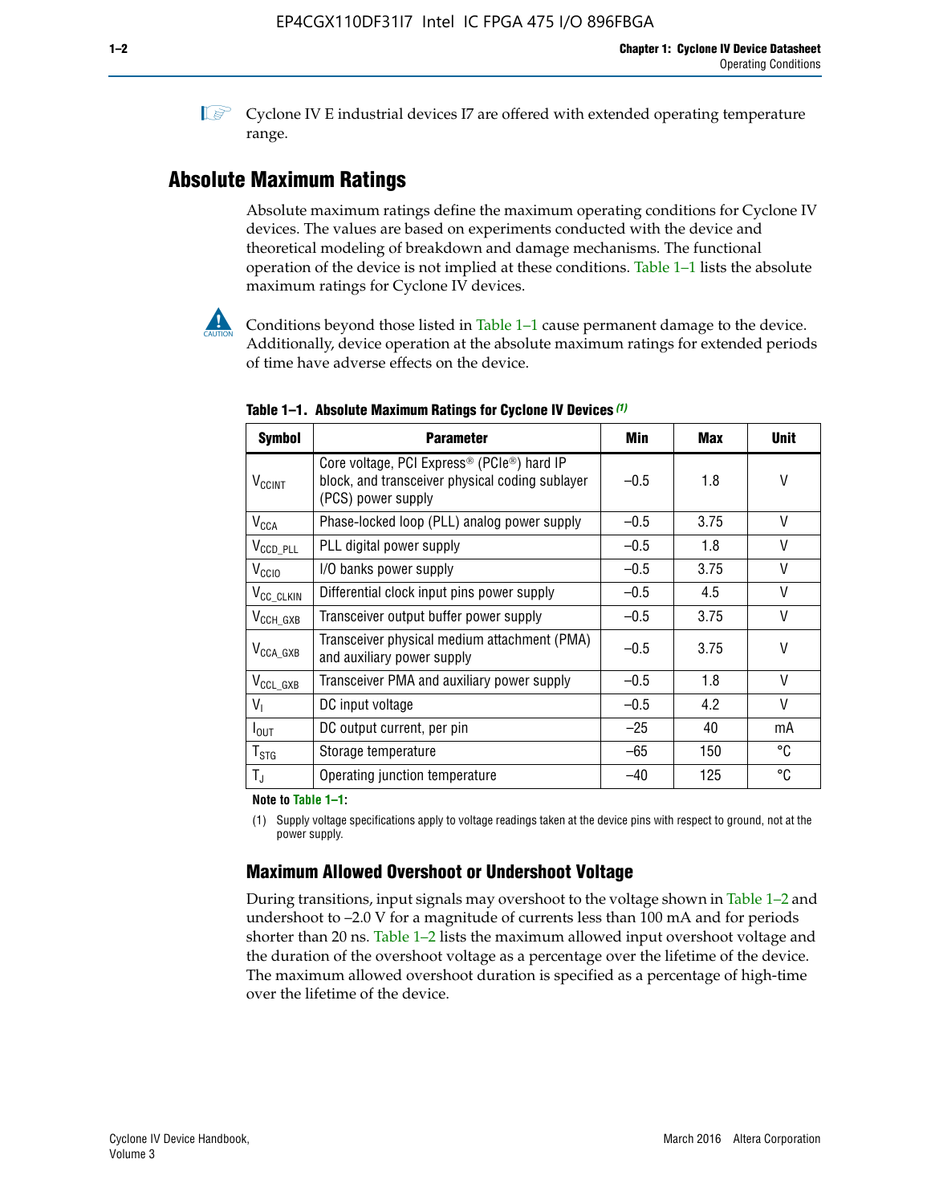Cyclone IV E industrial devices I7 are offered with extended operating temperature range.

## Absolute Maximum Ratings

Absolute maximum ratings define the maximum operating conditions for Cyclone IV devices. The values are based on experiments conducted with the device and theoretical modeling of breakdown and damage mechanisms. The functional operation of the device is not implied at these conditions. Table 1–1 lists the absolute maximum ratings for Cyclone IV devices.

Conditions beyond those listed in Table 1–1 cause permanent damage to the device. Additionally, device operation at the absolute maximum ratings for extended periods of time have adverse effects on the device.

**Table 1–1. Absolute Maximum Ratings for Cyclone IV Devices** *(1)*

| Symbol | Parameter | Min | Max | Unit |
|---|---|---|---|---|
| $V_{CCINT}$ | Core voltage, PCI Express® (PCIe®) hard IP block, and transceiver physical coding sublayer (PCS) power supply | –0.5 | 1.8 | V |
| $V_{CCA}$ | Phase-locked loop (PLL) analog power supply | –0.5 | 3.75 | V |
| $V_{CCD\_PLL}$ | PLL digital power supply | –0.5 | 1.8 | V |
| $V_{CCIO}$ | I/O banks power supply | –0.5 | 3.75 | V |
| $V_{CC\_CLKIN}$ | Differential clock input pins power supply | –0.5 | 4.5 | V |
| $V_{CCH\_GXB}$ | Transceiver output buffer power supply | –0.5 | 3.75 | V |
| $V_{CCA\_GXB}$ | Transceiver physical medium attachment (PMA) and auxiliary power supply | –0.5 | 3.75 | V |
| $V_{CCL\_GXB}$ | Transceiver PMA and auxiliary power supply | –0.5 | 1.8 | V |
| $V_I$ | DC input voltage | –0.5 | 4.2 | V |
| $I_{OUT}$ | DC output current, per pin | –25 | 40 | mA |
| $T_{STG}$ | Storage temperature | –65 | 150 | °C |
| $T_J$ | Operating junction temperature | –40 | 125 | °C |

**Note to Table 1–1:**

(1) Supply voltage specifications apply to voltage readings taken at the device pins with respect to ground, not at the power supply.

### Maximum Allowed Overshoot or Undershoot Voltage

During transitions, input signals may overshoot to the voltage shown in Table 1–2 and undershoot to –2.0 V for a magnitude of currents less than 100 mA and for periods shorter than 20 ns. Table 1–2 lists the maximum allowed input overshoot voltage and the duration of the overshoot voltage as a percentage over the lifetime of the device. The maximum allowed overshoot duration is specified as a percentage of high-time over the lifetime of the device.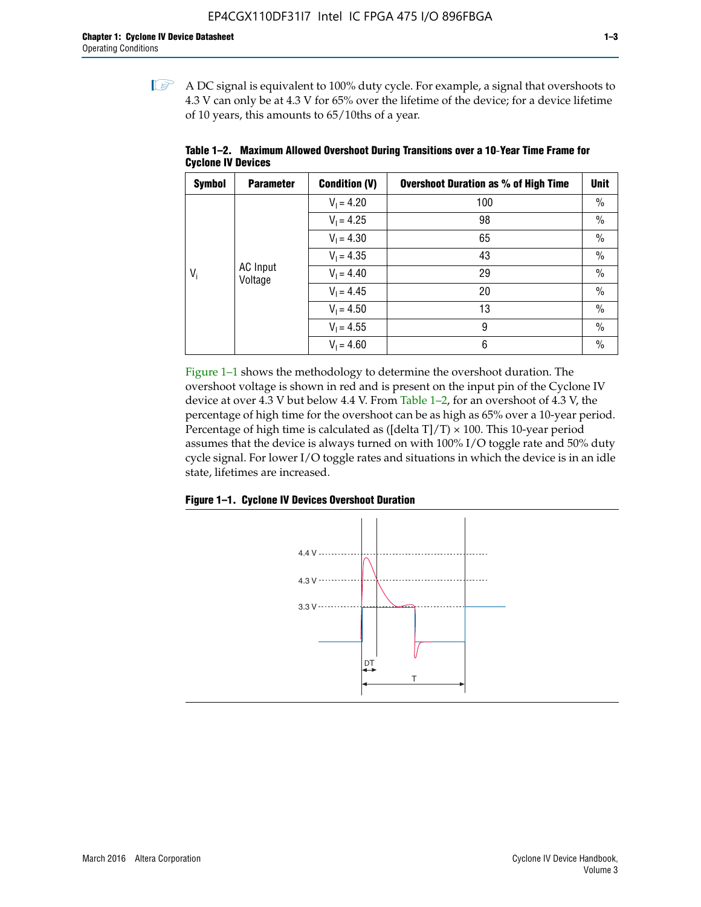A DC signal is equivalent to 100% duty cycle. For example, a signal that overshoots to 4.3 V can only be at 4.3 V for 65% over the lifetime of the device; for a device lifetime of 10 years, this amounts to 65/10ths of a year.

**Table 1–2. Maximum Allowed Overshoot During Transitions over a 10-Year Time Frame for Cyclone IV Devices**

| Symbol | Parameter | Condition (V) | Overshoot Duration as % of High Time | Unit |
|---|---|---|---|---|
| $V_i$ | AC Input Voltage | $V_I = 4.20$ | 100 | % |
| | | $V_I = 4.25$ | 98 | % |
| | | $V_I = 4.30$ | 65 | % |
| | | $V_I = 4.35$ | 43 | % |
| | | $V_I = 4.40$ | 29 | % |
| | | $V_I = 4.45$ | 20 | % |
| | | $V_I = 4.50$ | 13 | % |
| | | $V_I = 4.55$ | 9 | % |
| | | $V_I = 4.60$ | 6 | % |

Figure 1–1 shows the methodology to determine the overshoot duration. The overshoot voltage is shown in red and is present on the input pin of the Cyclone IV device at over 4.3 V but below 4.4 V. From Table 1–2, for an overshoot of 4.3 V, the percentage of high time for the overshoot can be as high as 65% over a 10-year period. Percentage of high time is calculated as ([delta T]/T) × 100. This 10-year period assumes that the device is always turned on with 100% I/O toggle rate and 50% duty cycle signal. For lower I/O toggle rates and situations in which the device is in an idle state, lifetimes are increased.

**Figure 1–1. Cyclone IV Devices Overshoot Duration**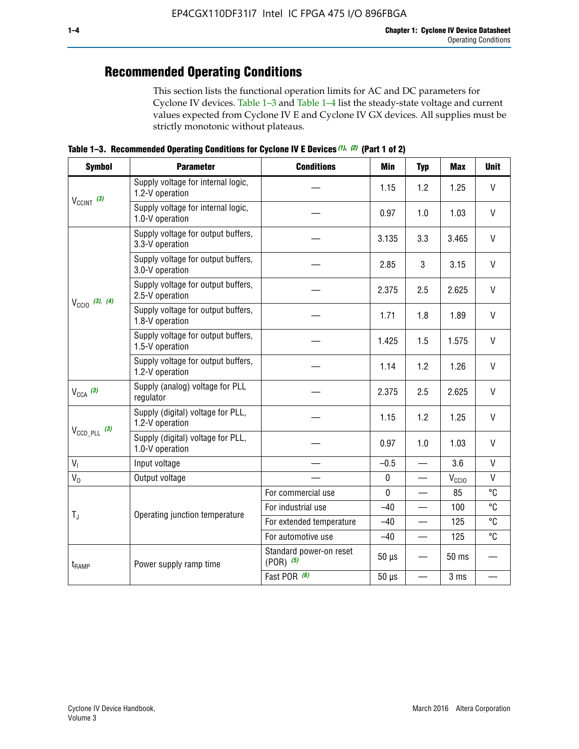## Recommended Operating Conditions

This section lists the functional operation limits for AC and DC parameters for Cyclone IV devices. Table 1–3 and Table 1–4 list the steady-state voltage and current values expected from Cyclone IV E and Cyclone IV GX devices. All supplies must be strictly monotonic without plateaus.

**Table 1–3. Recommended Operating Conditions for Cyclone IV E Devices (1), (2) (Part 1 of 2)**

| Symbol | Parameter | Conditions | Min | Typ | Max | Unit |
|---|---|---|---|---|---|---|
| $V_{CCINT}$ (3) | Supply voltage for internal logic, 1.2-V operation | — | 1.15 | 1.2 | 1.25 | V |
| | Supply voltage for internal logic, 1.0-V operation | — | 0.97 | 1.0 | 1.03 | V |
| $V_{CCIO}$ (3), (4) | Supply voltage for output buffers, 3.3-V operation | — | 3.135 | 3.3 | 3.465 | V |
| | Supply voltage for output buffers, 3.0-V operation | — | 2.85 | 3 | 3.15 | V |
| | Supply voltage for output buffers, 2.5-V operation | — | 2.375 | 2.5 | 2.625 | V |
| | Supply voltage for output buffers, 1.8-V operation | — | 1.71 | 1.8 | 1.89 | V |
| | Supply voltage for output buffers, 1.5-V operation | — | 1.425 | 1.5 | 1.575 | V |
| | Supply voltage for output buffers, 1.2-V operation | — | 1.14 | 1.2 | 1.26 | V |
| $V_{CCA}$ (3) | Supply (analog) voltage for PLL regulator | — | 2.375 | 2.5 | 2.625 | V |
| $V_{CCD\_PLL}$ (3) | Supply (digital) voltage for PLL, 1.2-V operation | — | 1.15 | 1.2 | 1.25 | V |
| | Supply (digital) voltage for PLL, 1.0-V operation | — | 0.97 | 1.0 | 1.03 | V |
| $V_I$ | Input voltage | — | –0.5 | — | 3.6 | V |
| $V_O$ | Output voltage | — | 0 | — | $V_{CCIO}$ | V |
| $T_J$ | Operating junction temperature | For commercial use | 0 | — | 85 | °C |
| | | For industrial use | –40 | — | 100 | °C |
| | | For extended temperature | –40 | — | 125 | °C |
| | | For automotive use | –40 | — | 125 | °C |
| $t_{RAMP}$ | Power supply ramp time | Standard power-on reset (POR) (5) | 50 µs | — | 50 ms | — |
| | | Fast POR (6) | 50 µs | — | 3 ms | — |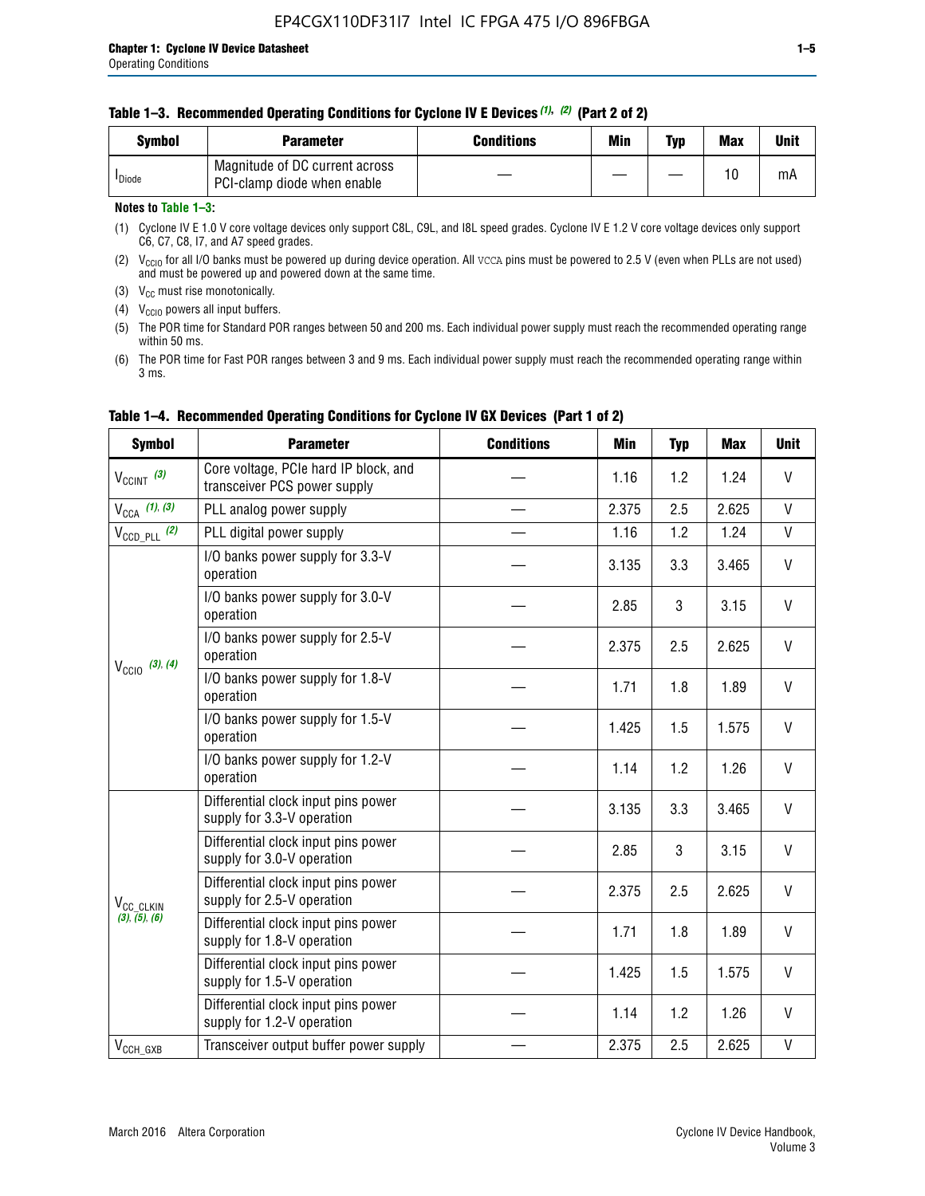**Table 1–3. Recommended Operating Conditions for Cyclone IV E Devices (1), (2) (Part 2 of 2)**

| Symbol | Parameter | Conditions | Min | Typ | Max | Unit |
|---|---|---|---|---|---|---|
| $I_{Diode}$ | Magnitude of DC current across PCI-clamp diode when enable | — | — | — | 10 | mA |

**Notes to Table 1–3:**

(1) Cyclone IV E 1.0 V core voltage devices only support C8L, C9L, and I8L speed grades. Cyclone IV E 1.2 V core voltage devices only support C6, C7, C8, I7, and A7 speed grades.

(2) $V_{CCIO}$ for all I/O banks must be powered up during device operation. All VCCA pins must be powered to 2.5 V (even when PLLs are not used) and must be powered up and powered down at the same time.

(3) $V_{CC}$ must rise monotonically.

(4) $V_{CCIO}$ powers all input buffers.

(5) The POR time for Standard POR ranges between 50 and 200 ms. Each individual power supply must reach the recommended operating range within 50 ms.

(6) The POR time for Fast POR ranges between 3 and 9 ms. Each individual power supply must reach the recommended operating range within 3 ms.

**Table 1–4. Recommended Operating Conditions for Cyclone IV GX Devices (Part 1 of 2)**

| Symbol | Parameter | Conditions | Min | Typ | Max | Unit |
|---|---|---|---|---|---|---|
| $V_{CCINT}$ (3) | Core voltage, PCIe hard IP block, and transceiver PCS power supply | — | 1.16 | 1.2 | 1.24 | V |
| $V_{CCA}$ (1), (3) | PLL analog power supply | — | 2.375 | 2.5 | 2.625 | V |
| $V_{CCD\_PLL}$ (2) | PLL digital power supply | — | 1.16 | 1.2 | 1.24 | V |
| $V_{CCIO}$ (3), (4) | I/O banks power supply for 3.3-V operation | — | 3.135 | 3.3 | 3.465 | V |
| | I/O banks power supply for 3.0-V operation | — | 2.85 | 3 | 3.15 | V |
| | I/O banks power supply for 2.5-V operation | — | 2.375 | 2.5 | 2.625 | V |
| | I/O banks power supply for 1.8-V operation | — | 1.71 | 1.8 | 1.89 | V |
| | I/O banks power supply for 1.5-V operation | — | 1.425 | 1.5 | 1.575 | V |
| | I/O banks power supply for 1.2-V operation | — | 1.14 | 1.2 | 1.26 | V |
| $V_{CC\_CLKIN}$ (3), (5), (6) | Differential clock input pins power supply for 3.3-V operation | — | 3.135 | 3.3 | 3.465 | V |
| | Differential clock input pins power supply for 3.0-V operation | — | 2.85 | 3 | 3.15 | V |
| | Differential clock input pins power supply for 2.5-V operation | — | 2.375 | 2.5 | 2.625 | V |
| | Differential clock input pins power supply for 1.8-V operation | — | 1.71 | 1.8 | 1.89 | V |
| | Differential clock input pins power supply for 1.5-V operation | — | 1.425 | 1.5 | 1.575 | V |
| | Differential clock input pins power supply for 1.2-V operation | — | 1.14 | 1.2 | 1.26 | V |
| $V_{CCH\_GXB}$ | Transceiver output buffer power supply | — | 2.375 | 2.5 | 2.625 | V |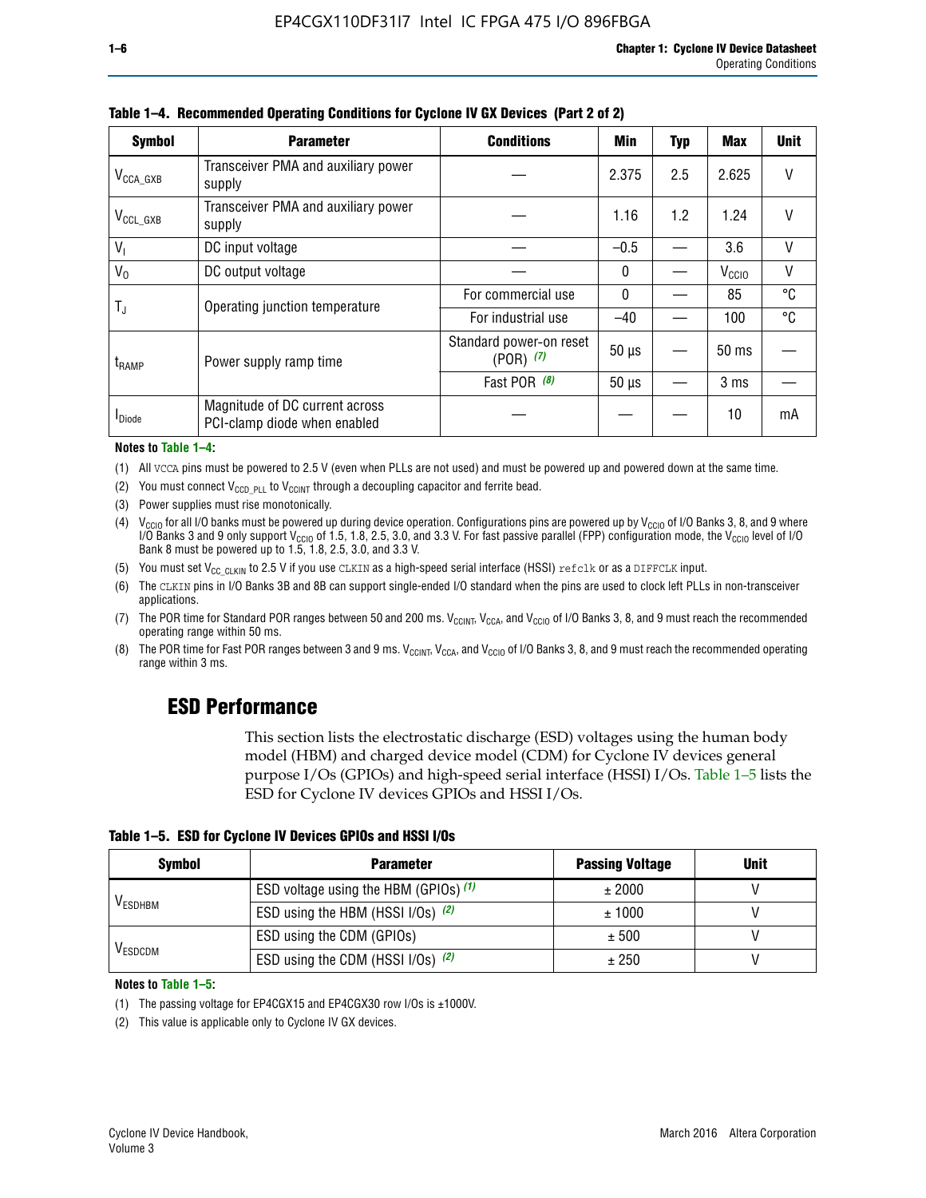**Table 1–4. Recommended Operating Conditions for Cyclone IV GX Devices (Part 2 of 2)**

| Symbol | Parameter | Conditions | Min | Typ | Max | Unit |
|---|---|---|---|---|---|---|
| $V_{CCA\_GXB}$ | Transceiver PMA and auxiliary power supply | — | 2.375 | 2.5 | 2.625 | V |
| $V_{CCL\_GXB}$ | Transceiver PMA and auxiliary power supply | — | 1.16 | 1.2 | 1.24 | V |
| $V_I$ | DC input voltage | — | –0.5 | — | 3.6 | V |
| $V_O$ | DC output voltage | — | 0 | — | $V_{CCIO}$ | V |
| $T_J$ | Operating junction temperature | For commercial use | 0 | — | 85 | °C |
| | | For industrial use | –40 | — | 100 | °C |
| $t_{RAMP}$ | Power supply ramp time | Standard power-on reset (POR) *(7)* | 50 µs | — | 50 ms | — |
| | | Fast POR *(8)* | 50 µs | — | 3 ms | — |
| $I_{Diode}$ | Magnitude of DC current across PCI-clamp diode when enabled | — | — | — | 10 | mA |

**Notes to Table 1–4:**

(1) All VCCA pins must be powered to 2.5 V (even when PLLs are not used) and must be powered up and powered down at the same time.

(2) You must connect $V_{CCD\_PLL}$ to $V_{CCINT}$ through a decoupling capacitor and ferrite bead.

(3) Power supplies must rise monotonically.

(4) $V_{CCIO}$ for all I/O banks must be powered up during device operation. Configurations pins are powered up by $V_{CCIO}$ of I/O Banks 3, 8, and 9 where I/O Banks 3 and 9 only support $V_{CCIO}$ of 1.5, 1.8, 2.5, 3.0, and 3.3 V. For fast passive parallel (FPP) configuration mode, the $V_{CCIO}$ level of I/O Bank 8 must be powered up to 1.5, 1.8, 2.5, 3.0, and 3.3 V.

(5) You must set $V_{CC\_CLKIN}$ to 2.5 V if you use CLKIN as a high-speed serial interface (HSSI) refclk or as a DIFFCLK input.

(6) The CLKIN pins in I/O Banks 3B and 8B can support single-ended I/O standard when the pins are used to clock left PLLs in non-transceiver applications.

(7) The POR time for Standard POR ranges between 50 and 200 ms. $V_{CCINT}$, $V_{CCA}$, and $V_{CCIO}$ of I/O Banks 3, 8, and 9 must reach the recommended operating range within 50 ms.

(8) The POR time for Fast POR ranges between 3 and 9 ms. $V_{CCINT}$, $V_{CCA}$, and $V_{CCIO}$ of I/O Banks 3, 8, and 9 must reach the recommended operating range within 3 ms.

## ESD Performance

This section lists the electrostatic discharge (ESD) voltages using the human body model (HBM) and charged device model (CDM) for Cyclone IV devices general purpose I/Os (GPIOs) and high-speed serial interface (HSSI) I/Os. Table 1–5 lists the ESD for Cyclone IV devices GPIOs and HSSI I/Os.

**Table 1–5. ESD for Cyclone IV Devices GPIOs and HSSI I/Os**

| Symbol | Parameter | Passing Voltage | Unit |
|---|---|---|---|
| $V_{ESDHBM}$ | ESD voltage using the HBM (GPIOs) *(1)* | ± 2000 | V |
| | ESD using the HBM (HSSI I/Os) *(2)* | ± 1000 | V |
| $V_{ESDCDM}$ | ESD using the CDM (GPIOs) | ± 500 | V |
| | ESD using the CDM (HSSI I/Os) *(2)* | ± 250 | V |

**Notes to Table 1–5:**

(1) The passing voltage for EP4CGX15 and EP4CGX30 row I/Os is ±1000V.

(2) This value is applicable only to Cyclone IV GX devices.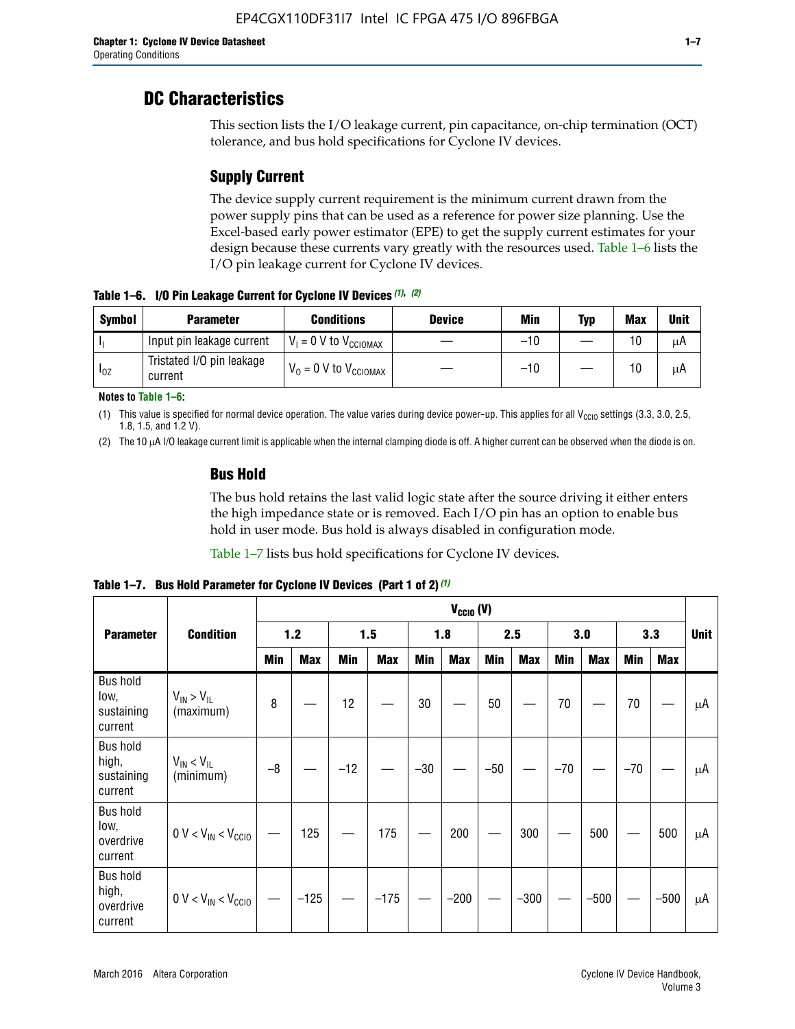# DC Characteristics

This section lists the I/O leakage current, pin capacitance, on-chip termination (OCT) tolerance, and bus hold specifications for Cyclone IV devices.

## Supply Current

The device supply current requirement is the minimum current drawn from the power supply pins that can be used as a reference for power size planning. Use the Excel-based early power estimator (EPE) to get the supply current estimates for your design because these currents vary greatly with the resources used. Table 1–6 lists the I/O pin leakage current for Cyclone IV devices.

**Table 1–6. I/O Pin Leakage Current for Cyclone IV Devices (1), (2)**

| Symbol | Parameter | Conditions | Device | Min | Typ | Max | Unit |
|---|---|---|---|---|---|---|---|
| $I_I$ | Input pin leakage current | $V_I$ = 0 V to $V_{CCIOMAX}$ | — | –10 | — | 10 | µA |
| $I_{OZ}$ | Tristated I/O pin leakage current | $V_O$ = 0 V to $V_{CCIOMAX}$ | — | –10 | — | 10 | µA |

**Notes to Table 1–6:**

(1) This value is specified for normal device operation. The value varies during device power-up. This applies for all $V_{CCIO}$ settings (3.3, 3.0, 2.5, 1.8, 1.5, and 1.2 V).

(2) The 10 µA I/O leakage current limit is applicable when the internal clamping diode is off. A higher current can be observed when the diode is on.

## Bus Hold

The bus hold retains the last valid logic state after the source driving it either enters the high impedance state or is removed. Each I/O pin has an option to enable bus hold in user mode. Bus hold is always disabled in configuration mode.

Table 1–7 lists bus hold specifications for Cyclone IV devices.

**Table 1–7. Bus Hold Parameter for Cyclone IV Devices (Part 1 of 2) (1)**

| Parameter | Condition | $V_{CCIO}$ (V) | | | | | | | | | | | | Unit |
|---|---|---|---|---|---|---|---|---|---|---|---|---|---|---|
| | | 1.2 | | 1.5 | | 1.8 | | 2.5 | | 3.0 | | 3.3 | | |
| | | Min | Max | Min | Max | Min | Max | Min | Max | Min | Max | Min | Max | |
| Bus hold low, sustaining current | $V_{IN} > V_{IL}$ (maximum) | 8 | — | 12 | — | 30 | — | 50 | — | 70 | — | 70 | — | µA |
| Bus hold high, sustaining current | $V_{IN} < V_{IL}$ (minimum) | –8 | — | –12 | — | –30 | — | –50 | — | –70 | — | –70 | — | µA |
| Bus hold low, overdrive current | 0 V < $V_{IN}$ < $V_{CCIO}$ | — | 125 | — | 175 | — | 200 | — | 300 | — | 500 | — | 500 | µA |
| Bus hold high, overdrive current | 0 V < $V_{IN}$ < $V_{CCIO}$ | — | –125 | — | –175 | — | –200 | — | –300 | — | –500 | — | –500 | µA |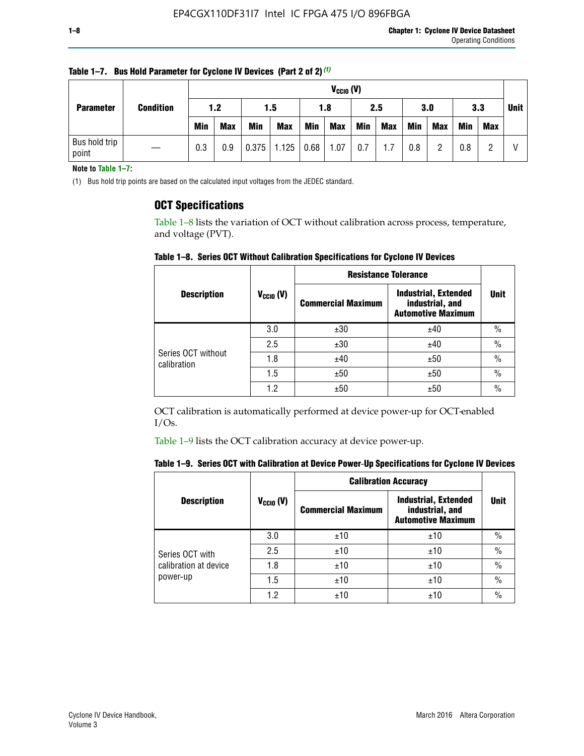**Table 1–7. Bus Hold Parameter for Cyclone IV Devices (Part 2 of 2) (1)**

| Parameter | Condition | $V_{CCIO}$ (V) | | | | | | | | | | | | Unit |
|---|---|---|---|---|---|---|---|---|---|---|---|---|---|---|
| | | 1.2 | | 1.5 | | 1.8 | | 2.5 | | 3.0 | | 3.3 | | |
| | | Min | Max | Min | Max | Min | Max | Min | Max | Min | Max | Min | Max | |
| Bus hold trip point | — | 0.3 | 0.9 | 0.375 | 1.125 | 0.68 | 1.07 | 0.7 | 1.7 | 0.8 | 2 | 0.8 | 2 | V |

**Note to Table 1–7:**

(1) Bus hold trip points are based on the calculated input voltages from the JEDEC standard.

## OCT Specifications

Table 1–8 lists the variation of OCT without calibration across process, temperature, and voltage (PVT).

**Table 1–8. Series OCT Without Calibration Specifications for Cyclone IV Devices**

| Description | $V_{CCIO}$ (V) | Resistance Tolerance | | Unit |
|---|---|---|---|---|
| | | Commercial Maximum | Industrial, Extended industrial, and Automotive Maximum | |
| Series OCT without calibration | 3.0 | ±30 | ±40 | % |
| | 2.5 | ±30 | ±40 | % |
| | 1.8 | ±40 | ±50 | % |
| | 1.5 | ±50 | ±50 | % |
| | 1.2 | ±50 | ±50 | % |

OCT calibration is automatically performed at device power-up for OCT-enabled I/Os.

Table 1–9 lists the OCT calibration accuracy at device power-up.

**Table 1–9. Series OCT with Calibration at Device Power-Up Specifications for Cyclone IV Devices**

| Description | $V_{CCIO}$ (V) | Calibration Accuracy | | Unit |
|---|---|---|---|---|
| | | Commercial Maximum | Industrial, Extended industrial, and Automotive Maximum | |
| Series OCT with calibration at device power-up | 3.0 | ±10 | ±10 | % |
| | 2.5 | ±10 | ±10 | % |
| | 1.8 | ±10 | ±10 | % |
| | 1.5 | ±10 | ±10 | % |
| | 1.2 | ±10 | ±10 | % |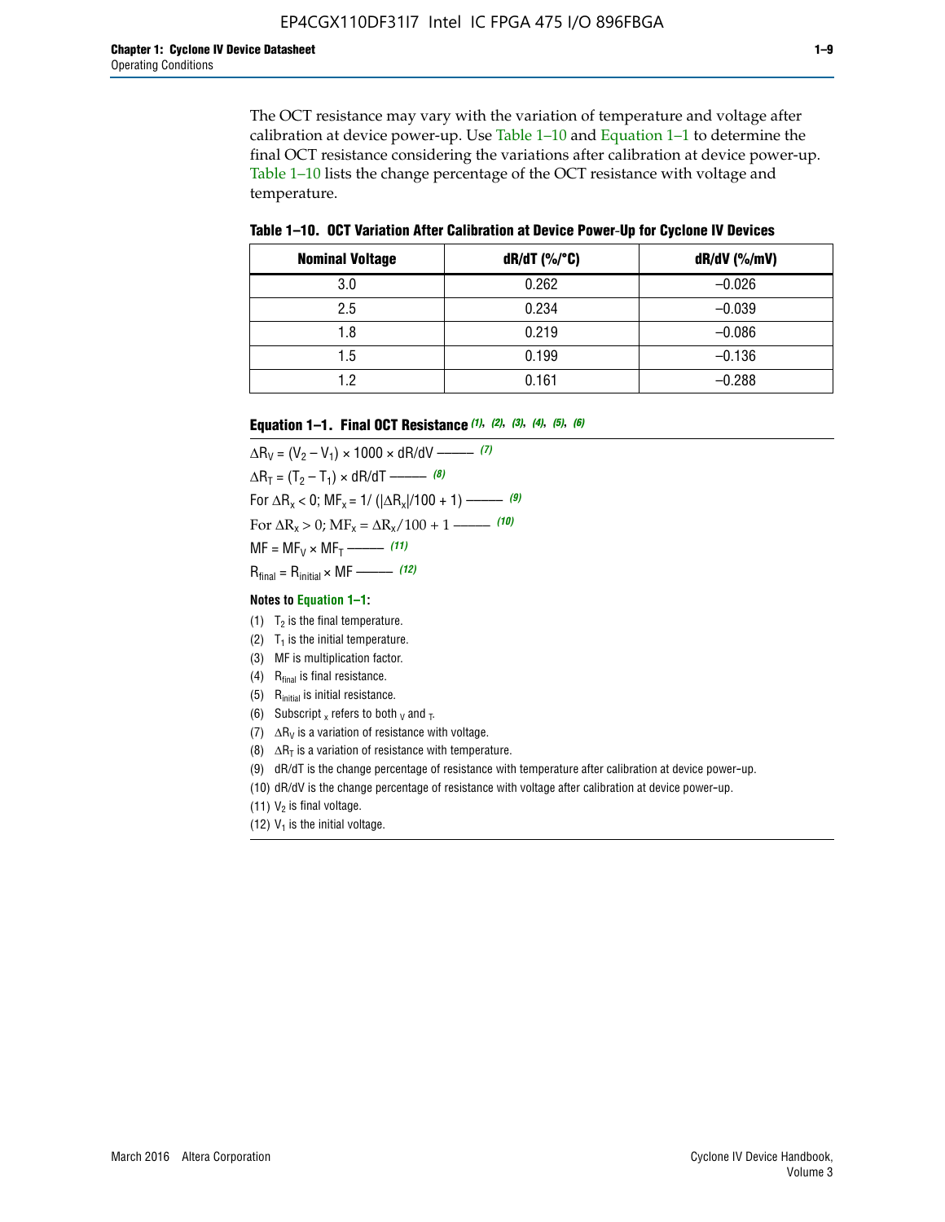The OCT resistance may vary with the variation of temperature and voltage after calibration at device power-up. Use Table 1–10 and Equation 1–1 to determine the final OCT resistance considering the variations after calibration at device power-up. Table 1–10 lists the change percentage of the OCT resistance with voltage and temperature.

**Table 1–10. OCT Variation After Calibration at Device Power-Up for Cyclone IV Devices**

| Nominal Voltage | dR/dT (%/°C) | dR/dV (%/mV) |
|---|---|---|
| 3.0 | 0.262 | –0.026 |
| 2.5 | 0.234 | –0.039 |
| 1.8 | 0.219 | –0.086 |
| 1.5 | 0.199 | –0.136 |
| 1.2 | 0.161 | –0.288 |

**Equation 1–1. Final OCT Resistance** *(1), (2), (3), (4), (5), (6)*

$\Delta R_V = (V_2 - V_1) \times 1000 \times dR/dV$ ——— *(7)*

$\Delta R_T = (T_2 - T_1) \times dR/dT$ ——— *(8)*

For $\Delta R_x < 0$; $MF_x = 1/(|\Delta R_x|/100 + 1)$ ——— *(9)*

For $\Delta R_x > 0$; $MF_x = \Delta R_x/100 + 1$ ——— *(10)*

$MF = MF_V \times MF_T$ ——— *(11)*

$R_{final} = R_{initial} \times MF$ ——— *(12)*

**Notes to Equation 1–1:**

(1) $T_2$ is the final temperature.

(2) $T_1$ is the initial temperature.

(3) MF is multiplication factor.

(4) $R_{final}$ is final resistance.

(5) $R_{initial}$ is initial resistance.

(6) Subscript $_x$ refers to both $_V$ and $_T$.

(7) $\Delta R_V$ is a variation of resistance with voltage.

(8) $\Delta R_T$ is a variation of resistance with temperature.

(9) dR/dT is the change percentage of resistance with temperature after calibration at device power-up.

(10) dR/dV is the change percentage of resistance with voltage after calibration at device power-up.

(11) $V_2$ is final voltage.

(12) $V_1$ is the initial voltage.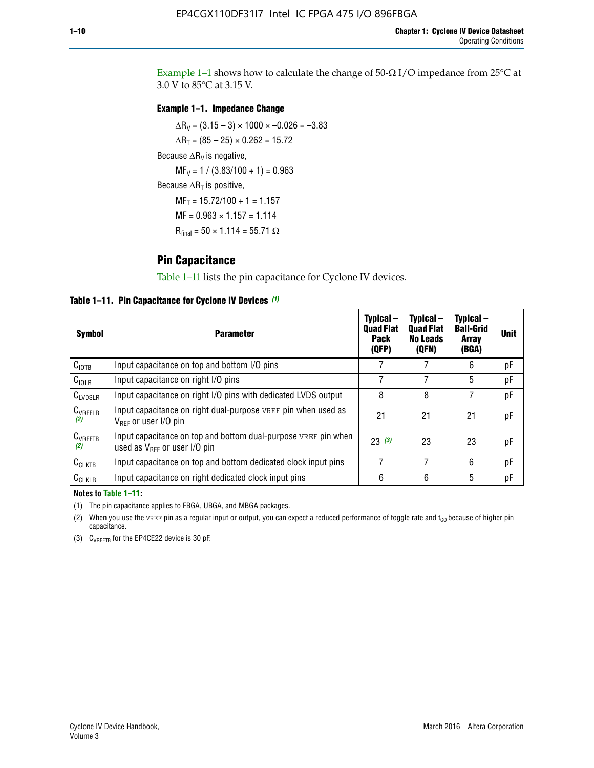Example 1–1 shows how to calculate the change of 50-Ω I/O impedance from 25°C at 3.0 V to 85°C at 3.15 V.

**Example 1–1. Impedance Change**

$\Delta R_V = (3.15 - 3) \times 1000 \times -0.026 = -3.83$

$\Delta R_T = (85 - 25) \times 0.262 = 15.72$

Because $\Delta R_V$ is negative,

$MF_V = 1 / (3.83/100 + 1) = 0.963$

Because $\Delta R_T$ is positive,

$MF_T = 15.72/100 + 1 = 1.157$

$MF = 0.963 \times 1.157 = 1.114$

$R_{final} = 50 \times 1.114 = 55.71\ \Omega$

## Pin Capacitance

Table 1–11 lists the pin capacitance for Cyclone IV devices.

**Table 1–11. Pin Capacitance for Cyclone IV Devices** *(1)*

| Symbol | Parameter | Typical – Quad Flat Pack (QFP) | Typical – Quad Flat No Leads (QFN) | Typical – Ball-Grid Array (BGA) | Unit |
|---|---|---|---|---|---|
| $C_{IOTB}$ | Input capacitance on top and bottom I/O pins | 7 | 7 | 6 | pF |
| $C_{IOLR}$ | Input capacitance on right I/O pins | 7 | 7 | 5 | pF |
| $C_{LVDSLR}$ | Input capacitance on right I/O pins with dedicated LVDS output | 8 | 8 | 7 | pF |
| $C_{VREFLR}$ *(2)* | Input capacitance on right dual-purpose VREF pin when used as $V_{REF}$ or user I/O pin | 21 | 21 | 21 | pF |
| $C_{VREFTB}$ *(2)* | Input capacitance on top and bottom dual-purpose VREF pin when used as $V_{REF}$ or user I/O pin | 23 *(3)* | 23 | 23 | pF |
| $C_{CLKTB}$ | Input capacitance on top and bottom dedicated clock input pins | 7 | 7 | 6 | pF |
| $C_{CLKLR}$ | Input capacitance on right dedicated clock input pins | 6 | 6 | 5 | pF |

**Notes to Table 1–11:**

(1) The pin capacitance applies to FBGA, UBGA, and MBGA packages.

(2) When you use the VREF pin as a regular input or output, you can expect a reduced performance of toggle rate and $t_{CO}$ because of higher pin capacitance.

(3) $C_{VREFTB}$ for the EP4CE22 device is 30 pF.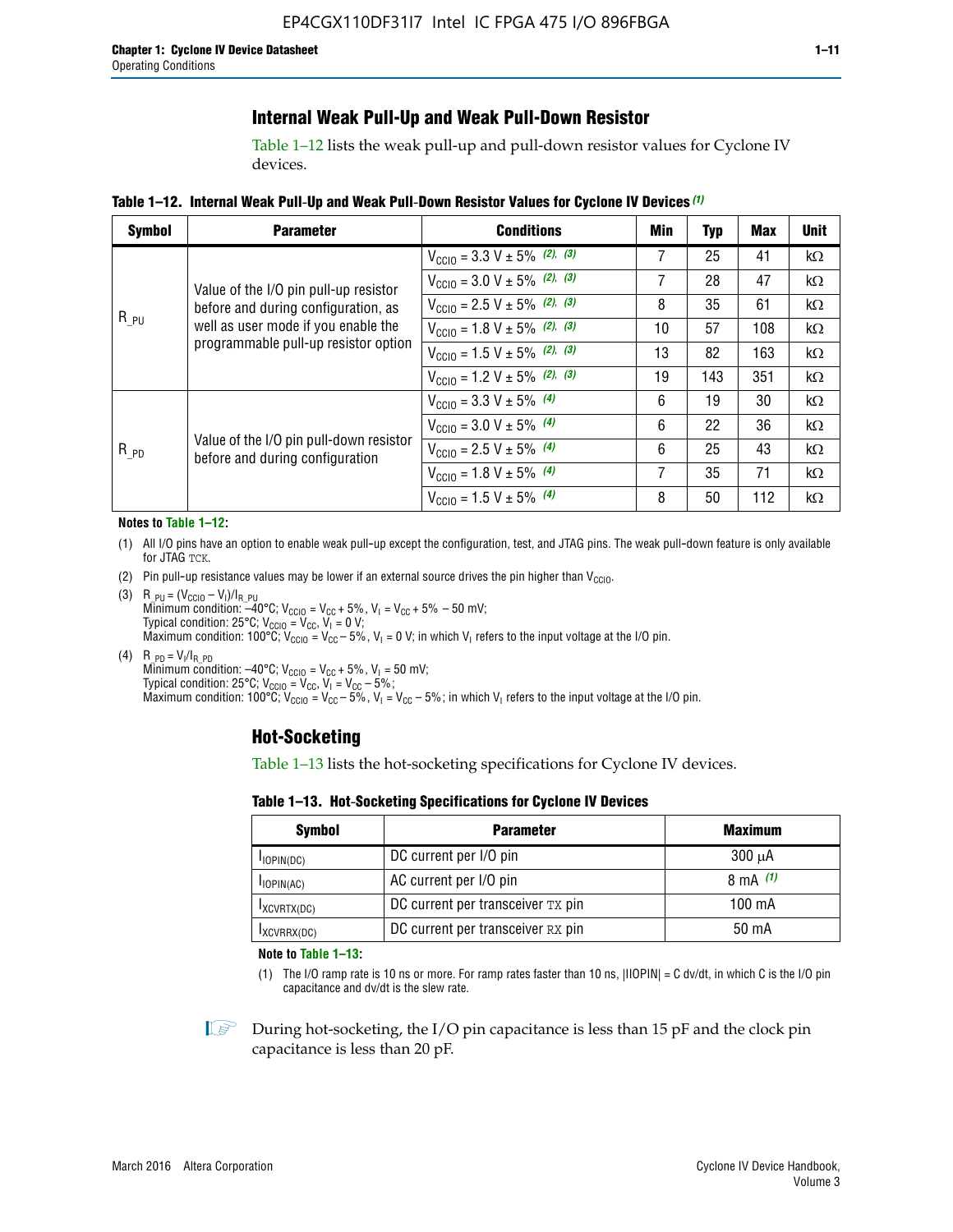## Internal Weak Pull-Up and Weak Pull-Down Resistor

Table 1–12 lists the weak pull-up and pull-down resistor values for Cyclone IV devices.

**Table 1–12. Internal Weak Pull-Up and Weak Pull-Down Resistor Values for Cyclone IV Devices** *(1)*

| Symbol | Parameter | Conditions | Min | Typ | Max | Unit |
|---|---|---|---|---|---|---|
| $R_{\_PU}$ | Value of the I/O pin pull-up resistor before and during configuration, as well as user mode if you enable the programmable pull-up resistor option | $V_{CCIO}$ = 3.3 V ± 5% *(2), (3)* | 7 | 25 | 41 | kΩ |
| | | $V_{CCIO}$ = 3.0 V ± 5% *(2), (3)* | 7 | 28 | 47 | kΩ |
| | | $V_{CCIO}$ = 2.5 V ± 5% *(2), (3)* | 8 | 35 | 61 | kΩ |
| | | $V_{CCIO}$ = 1.8 V ± 5% *(2), (3)* | 10 | 57 | 108 | kΩ |
| | | $V_{CCIO}$ = 1.5 V ± 5% *(2), (3)* | 13 | 82 | 163 | kΩ |
| | | $V_{CCIO}$ = 1.2 V ± 5% *(2), (3)* | 19 | 143 | 351 | kΩ |
| $R_{\_PD}$ | Value of the I/O pin pull-down resistor before and during configuration | $V_{CCIO}$ = 3.3 V ± 5% *(4)* | 6 | 19 | 30 | kΩ |
| | | $V_{CCIO}$ = 3.0 V ± 5% *(4)* | 6 | 22 | 36 | kΩ |
| | | $V_{CCIO}$ = 2.5 V ± 5% *(4)* | 6 | 25 | 43 | kΩ |
| | | $V_{CCIO}$ = 1.8 V ± 5% *(4)* | 7 | 35 | 71 | kΩ |
| | | $V_{CCIO}$ = 1.5 V ± 5% *(4)* | 8 | 50 | 112 | kΩ |

**Notes to Table 1–12:**

(1) All I/O pins have an option to enable weak pull-up except the configuration, test, and JTAG pins. The weak pull-down feature is only available for JTAG TCK.

(2) Pin pull-up resistance values may be lower if an external source drives the pin higher than $V_{CCIO}$.

(3) $R_{\_PU} = (V_{CCIO} - V_I)/I_{R\_PU}$
Minimum condition: –40°C; $V_{CCIO} = V_{CC} + 5\%$, $V_I = V_{CC} + 5\% - 50$ mV;
Typical condition: 25°C; $V_{CCIO} = V_{CC}$, $V_I = 0$ V;
Maximum condition: 100°C; $V_{CCIO} = V_{CC} - 5\%$, $V_I = 0$ V; in which $V_I$ refers to the input voltage at the I/O pin.

(4) $R_{\_PD} = V_I/I_{R\_PD}$
Minimum condition: –40°C; $V_{CCIO} = V_{CC} + 5\%$, $V_I = 50$ mV;
Typical condition: 25°C; $V_{CCIO} = V_{CC}$, $V_I = V_{CC} - 5\%$;
Maximum condition: 100°C; $V_{CCIO} = V_{CC} - 5\%$, $V_I = V_{CC} - 5\%$; in which $V_I$ refers to the input voltage at the I/O pin.

## Hot-Socketing

Table 1–13 lists the hot-socketing specifications for Cyclone IV devices.

**Table 1–13. Hot-Socketing Specifications for Cyclone IV Devices**

| Symbol | Parameter | Maximum |
|---|---|---|
| $I_{IOPIN(DC)}$ | DC current per I/O pin | 300 μA |
| $I_{IOPIN(AC)}$ | AC current per I/O pin | 8 mA *(1)* |
| $I_{XCVRTX(DC)}$ | DC current per transceiver TX pin | 100 mA |
| $I_{XCVRRX(DC)}$ | DC current per transceiver RX pin | 50 mA |

**Note to Table 1–13:**

(1) The I/O ramp rate is 10 ns or more. For ramp rates faster than 10 ns, |IIOPIN| = C dv/dt, in which C is the I/O pin capacitance and dv/dt is the slew rate.

During hot-socketing, the I/O pin capacitance is less than 15 pF and the clock pin capacitance is less than 20 pF.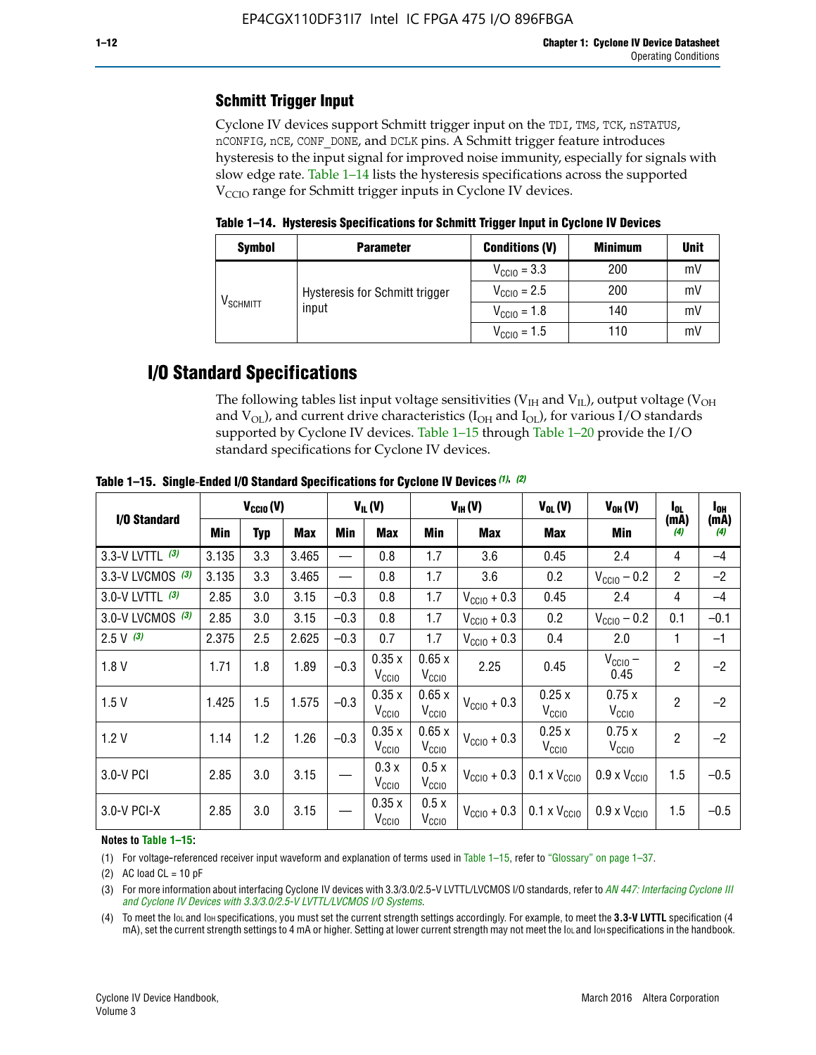## Schmitt Trigger Input

Cyclone IV devices support Schmitt trigger input on the TDI, TMS, TCK, nSTATUS, nCONFIG, nCE, CONF_DONE, and DCLK pins. A Schmitt trigger feature introduces hysteresis to the input signal for improved noise immunity, especially for signals with slow edge rate. Table 1–14 lists the hysteresis specifications across the supported $V_{CCIO}$ range for Schmitt trigger inputs in Cyclone IV devices.

**Table 1–14. Hysteresis Specifications for Schmitt Trigger Input in Cyclone IV Devices**

| Symbol | Parameter | Conditions (V) | Minimum | Unit |
|---|---|---|---|---|
| $V_{SCHMITT}$ | Hysteresis for Schmitt trigger input | $V_{CCIO}$ = 3.3 | 200 | mV |
| | | $V_{CCIO}$ = 2.5 | 200 | mV |
| | | $V_{CCIO}$ = 1.8 | 140 | mV |
| | | $V_{CCIO}$ = 1.5 | 110 | mV |

# I/O Standard Specifications

The following tables list input voltage sensitivities ($V_{IH}$ and $V_{IL}$), output voltage ($V_{OH}$ and $V_{OL}$), and current drive characteristics ($I_{OH}$ and $I_{OL}$), for various I/O standards supported by Cyclone IV devices. Table 1–15 through Table 1–20 provide the I/O standard specifications for Cyclone IV devices.

**Table 1–15. Single-Ended I/O Standard Specifications for Cyclone IV Devices (1), (2)**

| I/O Standard | $V_{CCIO}$ (V) | | | $V_{IL}$ (V) | | $V_{IH}$ (V) | | $V_{OL}$ (V) | $V_{OH}$ (V) | $I_{OL}$ (mA) (4) | $I_{OH}$ (mA) (4) |
|---|---|---|---|---|---|---|---|---|---|---|---|
| | Min | Typ | Max | Min | Max | Min | Max | Max | Min | | |
| 3.3-V LVTTL (3) | 3.135 | 3.3 | 3.465 | — | 0.8 | 1.7 | 3.6 | 0.45 | 2.4 | 4 | –4 |
| 3.3-V LVCMOS (3) | 3.135 | 3.3 | 3.465 | — | 0.8 | 1.7 | 3.6 | 0.2 | $V_{CCIO}$ – 0.2 | 2 | –2 |
| 3.0-V LVTTL (3) | 2.85 | 3.0 | 3.15 | –0.3 | 0.8 | 1.7 | $V_{CCIO}$ + 0.3 | 0.45 | 2.4 | 4 | –4 |
| 3.0-V LVCMOS (3) | 2.85 | 3.0 | 3.15 | –0.3 | 0.8 | 1.7 | $V_{CCIO}$ + 0.3 | 0.2 | $V_{CCIO}$ – 0.2 | 0.1 | –0.1 |
| 2.5 V (3) | 2.375 | 2.5 | 2.625 | –0.3 | 0.7 | 1.7 | $V_{CCIO}$ + 0.3 | 0.4 | 2.0 | 1 | –1 |
| 1.8 V | 1.71 | 1.8 | 1.89 | –0.3 | 0.35 x $V_{CCIO}$ | 0.65 x $V_{CCIO}$ | 2.25 | 0.45 | $V_{CCIO}$ – 0.45 | 2 | –2 |
| 1.5 V | 1.425 | 1.5 | 1.575 | –0.3 | 0.35 x $V_{CCIO}$ | 0.65 x $V_{CCIO}$ | $V_{CCIO}$ + 0.3 | 0.25 x $V_{CCIO}$ | 0.75 x $V_{CCIO}$ | 2 | –2 |
| 1.2 V | 1.14 | 1.2 | 1.26 | –0.3 | 0.35 x $V_{CCIO}$ | 0.65 x $V_{CCIO}$ | $V_{CCIO}$ + 0.3 | 0.25 x $V_{CCIO}$ | 0.75 x $V_{CCIO}$ | 2 | –2 |
| 3.0-V PCI | 2.85 | 3.0 | 3.15 | — | 0.3 x $V_{CCIO}$ | 0.5 x $V_{CCIO}$ | $V_{CCIO}$ + 0.3 | 0.1 x $V_{CCIO}$ | 0.9 x $V_{CCIO}$ | 1.5 | –0.5 |
| 3.0-V PCI-X | 2.85 | 3.0 | 3.15 | — | 0.35 x $V_{CCIO}$ | 0.5 x $V_{CCIO}$ | $V_{CCIO}$ + 0.3 | 0.1 x $V_{CCIO}$ | 0.9 x $V_{CCIO}$ | 1.5 | –0.5 |

**Notes to Table 1–15:**

(1) For voltage-referenced receiver input waveform and explanation of terms used in Table 1–15, refer to "Glossary" on page 1–37.

(2) AC load CL = 10 pF

(3) For more information about interfacing Cyclone IV devices with 3.3/3.0/2.5-V LVTTL/LVCMOS I/O standards, refer to *AN 447: Interfacing Cyclone III and Cyclone IV Devices with 3.3/3.0/2.5-V LVTTL/LVCMOS I/O Systems*.

(4) To meet the $I_{OL}$ and $I_{OH}$ specifications, you must set the current strength settings accordingly. For example, to meet the **3.3-V LVTTL** specification (4 mA), set the current strength settings to 4 mA or higher. Setting at lower current strength may not meet the $I_{OL}$ and $I_{OH}$ specifications in the handbook.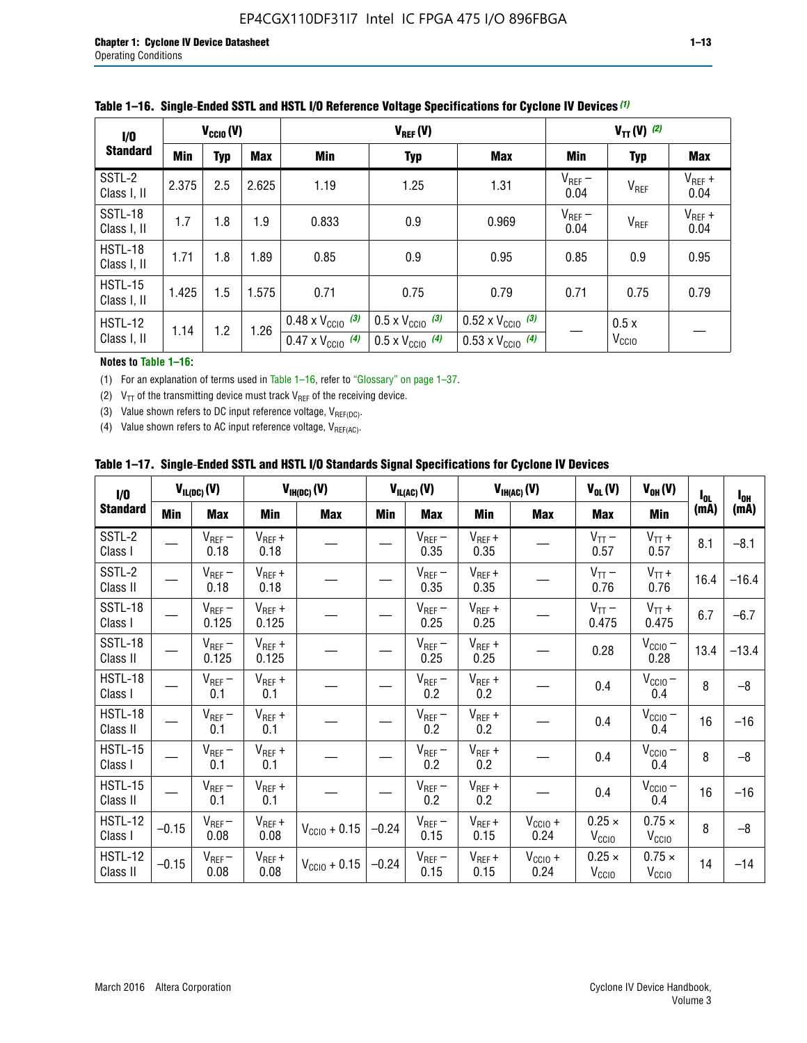**Table 1–16. Single-Ended SSTL and HSTL I/O Reference Voltage Specifications for Cyclone IV Devices (1)**

| I/O Standard | $V_{CCIO}$ (V) | | | $V_{REF}$ (V) | | | $V_{TT}$ (V) (2) | | |
|---|---|---|---|---|---|---|---|---|---|
| | Min | Typ | Max | Min | Typ | Max | Min | Typ | Max |
| SSTL-2 Class I, II | 2.375 | 2.5 | 2.625 | 1.19 | 1.25 | 1.31 | $V_{REF}$ – 0.04 | $V_{REF}$ | $V_{REF}$ + 0.04 |
| SSTL-18 Class I, II | 1.7 | 1.8 | 1.9 | 0.833 | 0.9 | 0.969 | $V_{REF}$ – 0.04 | $V_{REF}$ | $V_{REF}$ + 0.04 |
| HSTL-18 Class I, II | 1.71 | 1.8 | 1.89 | 0.85 | 0.9 | 0.95 | 0.85 | 0.9 | 0.95 |
| HSTL-15 Class I, II | 1.425 | 1.5 | 1.575 | 0.71 | 0.75 | 0.79 | 0.71 | 0.75 | 0.79 |
| HSTL-12 Class I, II | 1.14 | 1.2 | 1.26 | 0.48 x $V_{CCIO}$ (3) / 0.47 x $V_{CCIO}$ (4) | 0.5 x $V_{CCIO}$ (3) / 0.5 x $V_{CCIO}$ (4) | 0.52 x $V_{CCIO}$ (3) / 0.53 x $V_{CCIO}$ (4) | — | 0.5 x $V_{CCIO}$ | — |

**Notes to Table 1–16:**

(1) For an explanation of terms used in Table 1–16, refer to "Glossary" on page 1–37.

(2) $V_{TT}$ of the transmitting device must track $V_{REF}$ of the receiving device.

(3) Value shown refers to DC input reference voltage, $V_{REF(DC)}$.

(4) Value shown refers to AC input reference voltage, $V_{REF(AC)}$.

**Table 1–17. Single-Ended SSTL and HSTL I/O Standards Signal Specifications for Cyclone IV Devices**

| I/O Standard | $V_{IL(DC)}$ (V) | | $V_{IH(DC)}$ (V) | | $V_{IL(AC)}$ (V) | | $V_{IH(AC)}$ (V) | | $V_{OL}$ (V) | $V_{OH}$ (V) | $I_{OL}$ (mA) | $I_{OH}$ (mA) |
|---|---|---|---|---|---|---|---|---|---|---|---|---|
| | Min | Max | Min | Max | Min | Max | Min | Max | Max | Min | | |
| SSTL-2 Class I | — | $V_{REF}$ – 0.18 | $V_{REF}$ + 0.18 | — | — | $V_{REF}$ – 0.35 | $V_{REF}$ + 0.35 | — | $V_{TT}$ – 0.57 | $V_{TT}$ + 0.57 | 8.1 | –8.1 |
| SSTL-2 Class II | — | $V_{REF}$ – 0.18 | $V_{REF}$ + 0.18 | — | — | $V_{REF}$ – 0.35 | $V_{REF}$ + 0.35 | — | $V_{TT}$ – 0.76 | $V_{TT}$ + 0.76 | 16.4 | –16.4 |
| SSTL-18 Class I | — | $V_{REF}$ – 0.125 | $V_{REF}$ + 0.125 | — | — | $V_{REF}$ – 0.25 | $V_{REF}$ + 0.25 | — | $V_{TT}$ – 0.475 | $V_{TT}$ + 0.475 | 6.7 | –6.7 |
| SSTL-18 Class II | — | $V_{REF}$ – 0.125 | $V_{REF}$ + 0.125 | — | — | $V_{REF}$ – 0.25 | $V_{REF}$ + 0.25 | — | 0.28 | $V_{CCIO}$ – 0.28 | 13.4 | –13.4 |
| HSTL-18 Class I | — | $V_{REF}$ – 0.1 | $V_{REF}$ + 0.1 | — | — | $V_{REF}$ – 0.2 | $V_{REF}$ + 0.2 | — | 0.4 | $V_{CCIO}$ – 0.4 | 8 | –8 |
| HSTL-18 Class II | — | $V_{REF}$ – 0.1 | $V_{REF}$ + 0.1 | — | — | $V_{REF}$ – 0.2 | $V_{REF}$ + 0.2 | — | 0.4 | $V_{CCIO}$ – 0.4 | 16 | –16 |
| HSTL-15 Class I | — | $V_{REF}$ – 0.1 | $V_{REF}$ + 0.1 | — | — | $V_{REF}$ – 0.2 | $V_{REF}$ + 0.2 | — | 0.4 | $V_{CCIO}$ – 0.4 | 8 | –8 |
| HSTL-15 Class II | — | $V_{REF}$ – 0.1 | $V_{REF}$ + 0.1 | — | — | $V_{REF}$ – 0.2 | $V_{REF}$ + 0.2 | — | 0.4 | $V_{CCIO}$ – 0.4 | 16 | –16 |
| HSTL-12 Class I | –0.15 | $V_{REF}$ – 0.08 | $V_{REF}$ + 0.08 | $V_{CCIO}$ + 0.15 | –0.24 | $V_{REF}$ – 0.15 | $V_{REF}$ + 0.15 | $V_{CCIO}$ + 0.24 | 0.25 × $V_{CCIO}$ | 0.75 × $V_{CCIO}$ | 8 | –8 |
| HSTL-12 Class II | –0.15 | $V_{REF}$ – 0.08 | $V_{REF}$ + 0.08 | $V_{CCIO}$ + 0.15 | –0.24 | $V_{REF}$ – 0.15 | $V_{REF}$ + 0.15 | $V_{CCIO}$ + 0.24 | 0.25 × $V_{CCIO}$ | 0.75 × $V_{CCIO}$ | 14 | –14 |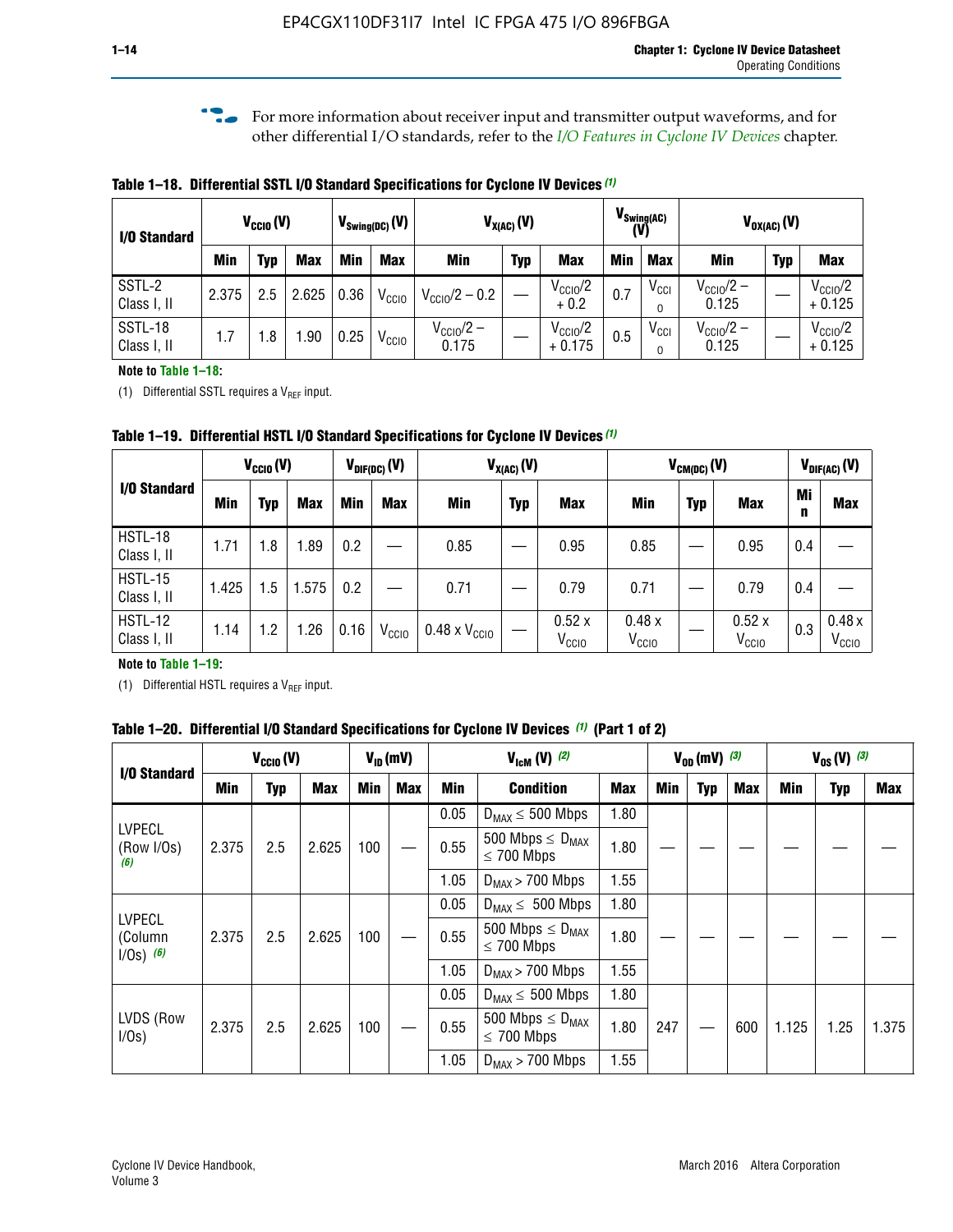For more information about receiver input and transmitter output waveforms, and for other differential I/O standards, refer to the *I/O Features in Cyclone IV Devices* chapter.

**Table 1–18. Differential SSTL I/O Standard Specifications for Cyclone IV Devices (1)**

| I/O Standard | $V_{CCIO}$ (V) | | | $V_{Swing(DC)}$ (V) | | $V_{X(AC)}$ (V) | | | $V_{Swing(AC)}$ (V) | | $V_{OX(AC)}$ (V) | | |
|---|---|---|---|---|---|---|---|---|---|---|---|---|---|
| | Min | Typ | Max | Min | Max | Min | Typ | Max | Min | Max | Min | Typ | Max |
| SSTL-2 Class I, II | 2.375 | 2.5 | 2.625 | 0.36 | $V_{CCIO}$ | $V_{CCIO}/2 - 0.2$ | — | $V_{CCIO}/2 + 0.2$ | 0.7 | $V_{CCIO}$ | $V_{CCIO}/2 - 0.125$ | — | $V_{CCIO}/2 + 0.125$ |
| SSTL-18 Class I, II | 1.7 | 1.8 | 1.90 | 0.25 | $V_{CCIO}$ | $V_{CCIO}/2 - 0.175$ | — | $V_{CCIO}/2 + 0.175$ | 0.5 | $V_{CCIO}$ | $V_{CCIO}/2 - 0.125$ | — | $V_{CCIO}/2 + 0.125$ |

**Note to Table 1–18:**

(1) Differential SSTL requires a $V_{REF}$ input.

**Table 1–19. Differential HSTL I/O Standard Specifications for Cyclone IV Devices (1)**

| I/O Standard | $V_{CCIO}$ (V) | | | $V_{DIF(DC)}$ (V) | | $V_{X(AC)}$ (V) | | | $V_{CM(DC)}$ (V) | | | $V_{DIF(AC)}$ (V) | |
|---|---|---|---|---|---|---|---|---|---|---|---|---|---|
| | Min | Typ | Max | Min | Max | Min | Typ | Max | Min | Typ | Max | Min | Max |
| HSTL-18 Class I, II | 1.71 | 1.8 | 1.89 | 0.2 | — | 0.85 | — | 0.95 | 0.85 | — | 0.95 | 0.4 | — |
| HSTL-15 Class I, II | 1.425 | 1.5 | 1.575 | 0.2 | — | 0.71 | — | 0.79 | 0.71 | — | 0.79 | 0.4 | — |
| HSTL-12 Class I, II | 1.14 | 1.2 | 1.26 | 0.16 | $V_{CCIO}$ | 0.48 x $V_{CCIO}$ | — | 0.52 x $V_{CCIO}$ | 0.48 x $V_{CCIO}$ | — | 0.52 x $V_{CCIO}$ | 0.3 | 0.48 x $V_{CCIO}$ |

**Note to Table 1–19:**

(1) Differential HSTL requires a $V_{REF}$ input.

**Table 1–20. Differential I/O Standard Specifications for Cyclone IV Devices (1) (Part 1 of 2)**

| I/O Standard | $V_{CCIO}$ (V) | | | $V_{ID}$ (mV) | | $V_{IcM}$ (V) (2) | | | $V_{OD}$ (mV) (3) | | | $V_{OS}$ (V) (3) | | |
|---|---|---|---|---|---|---|---|---|---|---|---|---|---|---|
| | Min | Typ | Max | Min | Max | Min | Condition | Max | Min | Typ | Max | Min | Typ | Max |
| LVPECL (Row I/Os) (6) | 2.375 | 2.5 | 2.625 | 100 | — | 0.05 | $D_{MAX} \leq$ 500 Mbps | 1.80 | — | — | — | — | — | — |
| | | | | | | 0.55 | 500 Mbps $\leq D_{MAX} \leq$ 700 Mbps | 1.80 | | | | | | |
| | | | | | | 1.05 | $D_{MAX}$ > 700 Mbps | 1.55 | | | | | | |
| LVPECL (Column I/Os) (6) | 2.375 | 2.5 | 2.625 | 100 | — | 0.05 | $D_{MAX} \leq$ 500 Mbps | 1.80 | — | — | — | — | — | — |
| | | | | | | 0.55 | 500 Mbps $\leq D_{MAX} \leq$ 700 Mbps | 1.80 | | | | | | |
| | | | | | | 1.05 | $D_{MAX}$ > 700 Mbps | 1.55 | | | | | | |
| LVDS (Row I/Os) | 2.375 | 2.5 | 2.625 | 100 | — | 0.05 | $D_{MAX} \leq$ 500 Mbps | 1.80 | 247 | — | 600 | 1.125 | 1.25 | 1.375 |
| | | | | | | 0.55 | 500 Mbps $\leq D_{MAX} \leq$ 700 Mbps | 1.80 | | | | | | |
| | | | | | | 1.05 | $D_{MAX}$ > 700 Mbps | 1.55 | | | | | | |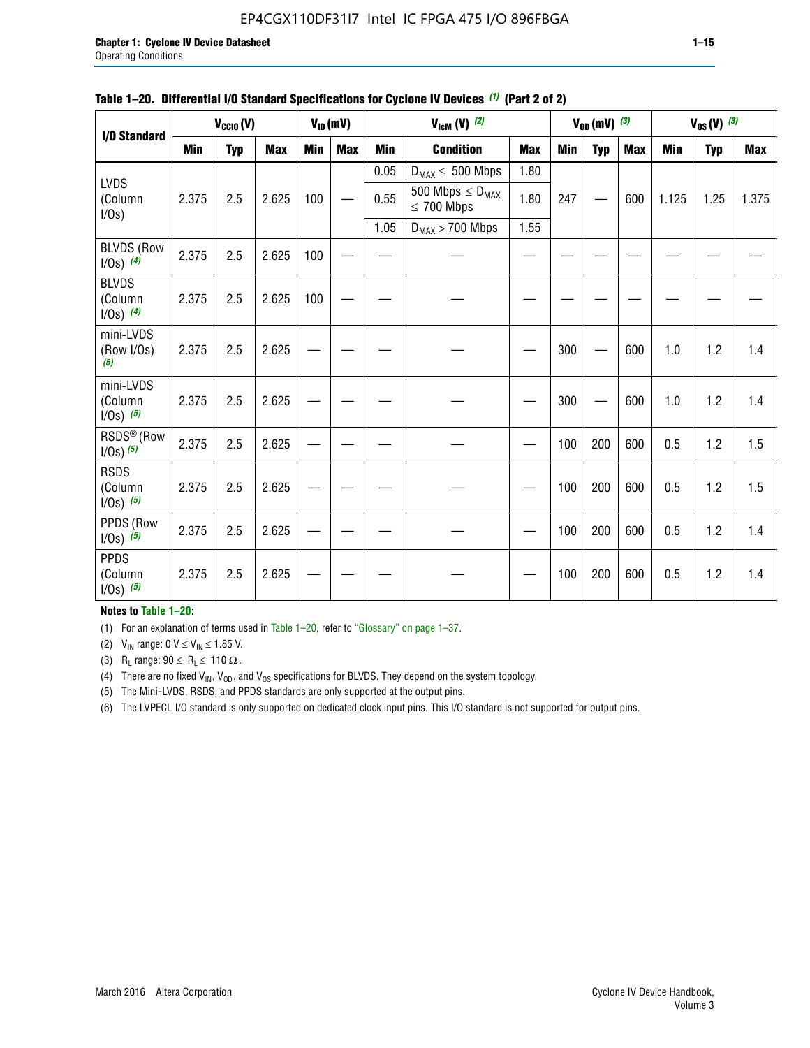**Table 1–20. Differential I/O Standard Specifications for Cyclone IV Devices (1) (Part 2 of 2)**

| I/O Standard | $V_{CCIO}$ (V) | | | $V_{ID}$ (mV) | | $V_{IcM}$ (V) (2) | | | $V_{OD}$ (mV) (3) | | | $V_{OS}$ (V) (3) | | |
|---|---|---|---|---|---|---|---|---|---|---|---|---|---|---|
| | Min | Typ | Max | Min | Max | Min | Condition | Max | Min | Typ | Max | Min | Typ | Max |
| LVDS (Column I/Os) | 2.375 | 2.5 | 2.625 | 100 | — | 0.05 | $D_{MAX} \leq$ 500 Mbps | 1.80 | 247 | — | 600 | 1.125 | 1.25 | 1.375 |
| | | | | | | 0.55 | 500 Mbps $\leq D_{MAX} \leq$ 700 Mbps | 1.80 | | | | | | |
| | | | | | | 1.05 | $D_{MAX}$ > 700 Mbps | 1.55 | | | | | | |
| BLVDS (Row I/Os) (4) | 2.375 | 2.5 | 2.625 | 100 | — | — | — | — | — | — | — | — | — | — |
| BLVDS (Column I/Os) (4) | 2.375 | 2.5 | 2.625 | 100 | — | — | — | — | — | — | — | — | — | — |
| mini-LVDS (Row I/Os) (5) | 2.375 | 2.5 | 2.625 | — | — | — | — | — | 300 | — | 600 | 1.0 | 1.2 | 1.4 |
| mini-LVDS (Column I/Os) (5) | 2.375 | 2.5 | 2.625 | — | — | — | — | — | 300 | — | 600 | 1.0 | 1.2 | 1.4 |
| RSDS® (Row I/Os) (5) | 2.375 | 2.5 | 2.625 | — | — | — | — | — | 100 | 200 | 600 | 0.5 | 1.2 | 1.5 |
| RSDS (Column I/Os) (5) | 2.375 | 2.5 | 2.625 | — | — | — | — | — | 100 | 200 | 600 | 0.5 | 1.2 | 1.5 |
| PPDS (Row I/Os) (5) | 2.375 | 2.5 | 2.625 | — | — | — | — | — | 100 | 200 | 600 | 0.5 | 1.2 | 1.4 |
| PPDS (Column I/Os) (5) | 2.375 | 2.5 | 2.625 | — | — | — | — | — | 100 | 200 | 600 | 0.5 | 1.2 | 1.4 |

**Notes to Table 1–20:**

(1) For an explanation of terms used in Table 1–20, refer to "Glossary" on page 1–37.

(2) $V_{IN}$ range: 0 V $\leq V_{IN} \leq$ 1.85 V.

(3) $R_L$ range: 90 $\leq R_L \leq$ 110 Ω.

(4) There are no fixed $V_{IN}$, $V_{OD}$, and $V_{OS}$ specifications for BLVDS. They depend on the system topology.

(5) The Mini-LVDS, RSDS, and PPDS standards are only supported at the output pins.

(6) The LVPECL I/O standard is only supported on dedicated clock input pins. This I/O standard is not supported for output pins.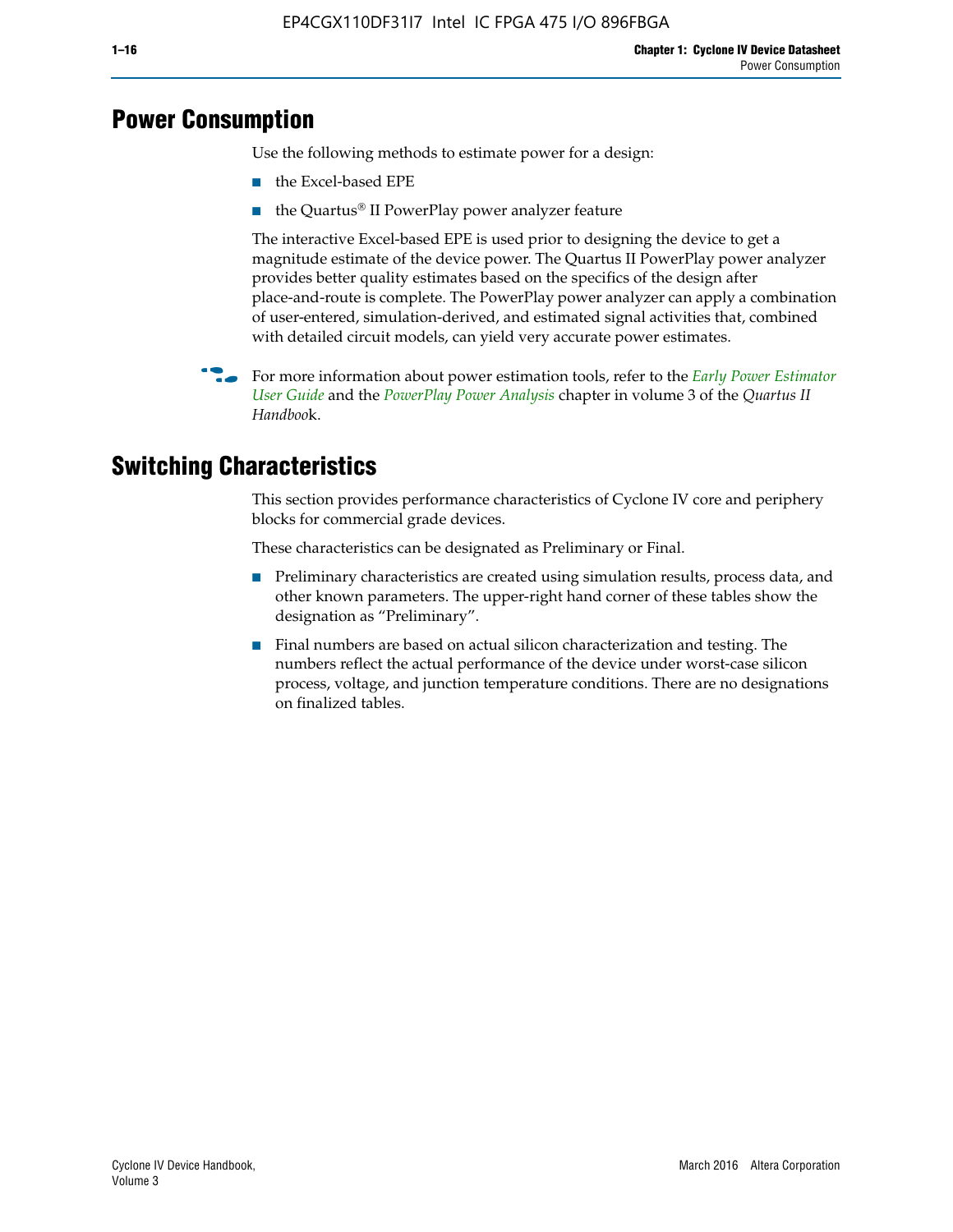# Power Consumption

Use the following methods to estimate power for a design:

- the Excel-based EPE
- the Quartus® II PowerPlay power analyzer feature

The interactive Excel-based EPE is used prior to designing the device to get a magnitude estimate of the device power. The Quartus II PowerPlay power analyzer provides better quality estimates based on the specifics of the design after place-and-route is complete. The PowerPlay power analyzer can apply a combination of user-entered, simulation-derived, and estimated signal activities that, combined with detailed circuit models, can yield very accurate power estimates.

For more information about power estimation tools, refer to the *Early Power Estimator User Guide* and the *PowerPlay Power Analysis* chapter in volume 3 of the *Quartus II Handbook*.

# Switching Characteristics

This section provides performance characteristics of Cyclone IV core and periphery blocks for commercial grade devices.

These characteristics can be designated as Preliminary or Final.

- Preliminary characteristics are created using simulation results, process data, and other known parameters. The upper-right hand corner of these tables show the designation as "Preliminary".
- Final numbers are based on actual silicon characterization and testing. The numbers reflect the actual performance of the device under worst-case silicon process, voltage, and junction temperature conditions. There are no designations on finalized tables.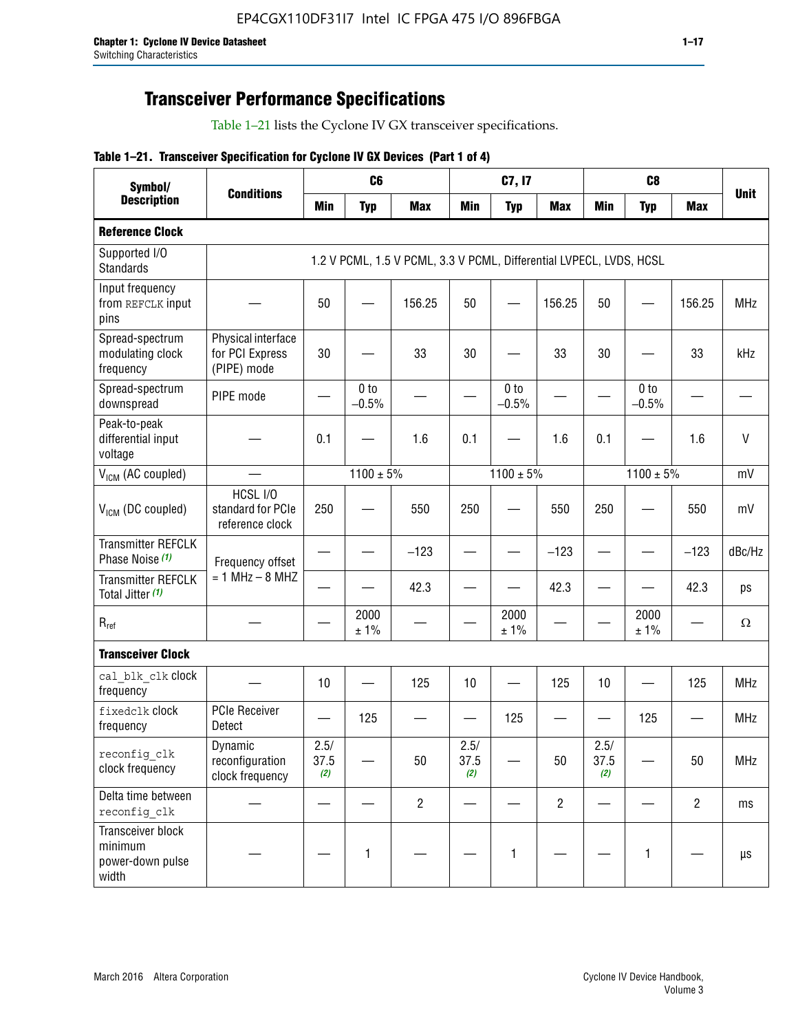# Transceiver Performance Specifications

Table 1–21 lists the Cyclone IV GX transceiver specifications.

**Table 1–21. Transceiver Specification for Cyclone IV GX Devices (Part 1 of 4)**

| Symbol/ Description | Conditions | C6 | | | C7, I7 | | | C8 | | | Unit |
|---|---|---|---|---|---|---|---|---|---|---|---|
| | | Min | Typ | Max | Min | Typ | Max | Min | Typ | Max | |
| **Reference Clock** | | | | | | | | | | | |
| Supported I/O Standards | 1.2 V PCML, 1.5 V PCML, 3.3 V PCML, Differential LVPECL, LVDS, HCSL | | | | | | | | | | |
| Input frequency from REFCLK input pins | — | 50 | — | 156.25 | 50 | — | 156.25 | 50 | — | 156.25 | MHz |
| Spread-spectrum modulating clock frequency | Physical interface for PCI Express (PIPE) mode | 30 | — | 33 | 30 | — | 33 | 30 | — | 33 | kHz |
| Spread-spectrum downspread | PIPE mode | — | 0 to −0.5% | — | — | 0 to −0.5% | — | — | 0 to −0.5% | — | — |
| Peak-to-peak differential input voltage | — | 0.1 | — | 1.6 | 0.1 | — | 1.6 | 0.1 | — | 1.6 | V |
| $V_{ICM}$ (AC coupled) | — | 1100 ± 5% | | | 1100 ± 5% | | | 1100 ± 5% | | | mV |
| $V_{ICM}$ (DC coupled) | HCSL I/O standard for PCIe reference clock | 250 | — | 550 | 250 | — | 550 | 250 | — | 550 | mV |
| Transmitter REFCLK Phase Noise *(1)* | Frequency offset = 1 MHz – 8 MHZ | — | — | −123 | — | — | −123 | — | — | −123 | dBc/Hz |
| Transmitter REFCLK Total Jitter *(1)* | | — | — | 42.3 | — | — | 42.3 | — | — | 42.3 | ps |
| $R_{ref}$ | — | — | 2000 ± 1% | — | — | 2000 ± 1% | — | — | 2000 ± 1% | — | Ω |
| **Transceiver Clock** | | | | | | | | | | | |
| cal_blk_clk clock frequency | — | 10 | — | 125 | 10 | — | 125 | 10 | — | 125 | MHz |
| fixedclk clock frequency | PCIe Receiver Detect | — | 125 | — | — | 125 | — | — | 125 | — | MHz |
| reconfig_clk clock frequency | Dynamic reconfiguration clock frequency | 2.5/ 37.5 *(2)* | — | 50 | 2.5/ 37.5 *(2)* | — | 50 | 2.5/ 37.5 *(2)* | — | 50 | MHz |
| Delta time between reconfig_clk | — | — | — | 2 | — | — | 2 | — | — | 2 | ms |
| Transceiver block minimum power-down pulse width | — | — | 1 | — | — | 1 | — | — | 1 | — | µs |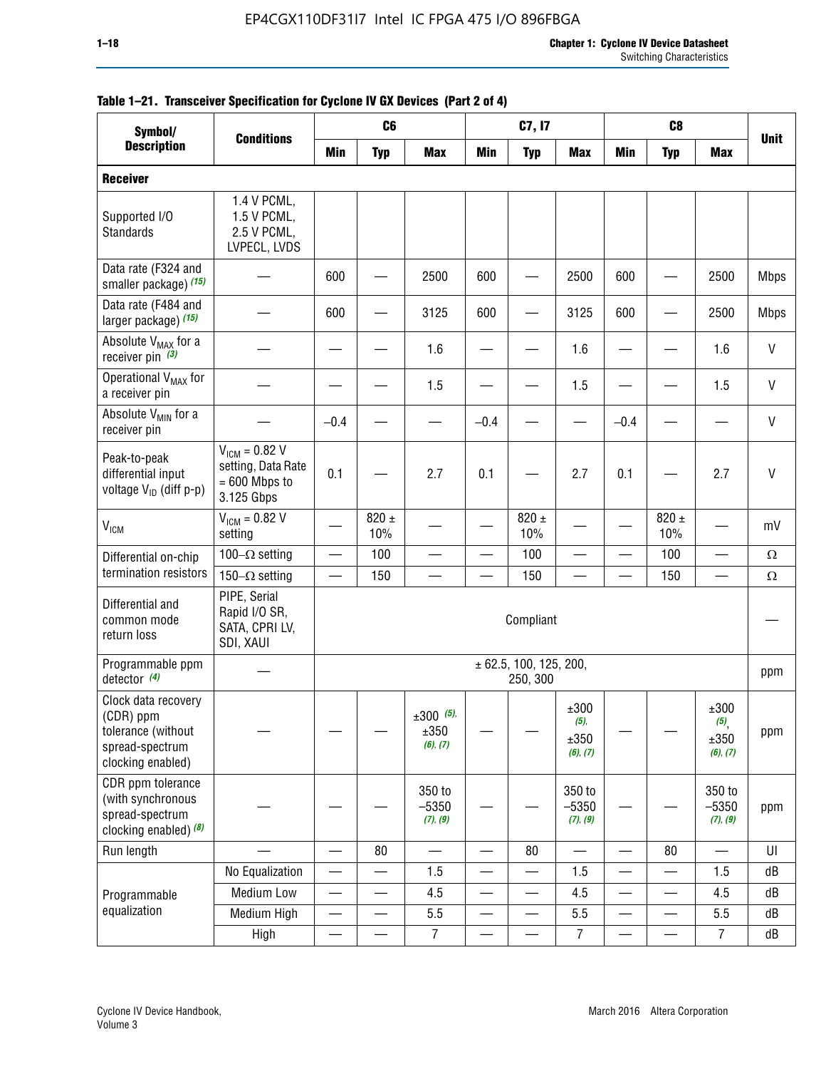**Table 1–21. Transceiver Specification for Cyclone IV GX Devices (Part 2 of 4)**

| Symbol/ Description | Conditions | C6 | | | C7, I7 | | | C8 | | | Unit |
|---|---|---|---|---|---|---|---|---|---|---|---|
| | | Min | Typ | Max | Min | Typ | Max | Min | Typ | Max | |
| **Receiver** | | | | | | | | | | | |
| Supported I/O Standards | 1.4 V PCML, 1.5 V PCML, 2.5 V PCML, LVPECL, LVDS | | | | | | | | | | |
| Data rate (F324 and smaller package) *(15)* | — | 600 | — | 2500 | 600 | — | 2500 | 600 | — | 2500 | Mbps |
| Data rate (F484 and larger package) *(15)* | — | 600 | — | 3125 | 600 | — | 3125 | 600 | — | 2500 | Mbps |
| Absolute $V_{MAX}$ for a receiver pin *(3)* | — | — | — | 1.6 | — | — | 1.6 | — | — | 1.6 | V |
| Operational $V_{MAX}$ for a receiver pin | — | — | — | 1.5 | — | — | 1.5 | — | — | 1.5 | V |
| Absolute $V_{MIN}$ for a receiver pin | — | –0.4 | — | — | –0.4 | — | — | –0.4 | — | — | V |
| Peak-to-peak differential input voltage $V_{ID}$ (diff p-p) | $V_{ICM}$ = 0.82 V setting, Data Rate = 600 Mbps to 3.125 Gbps | 0.1 | — | 2.7 | 0.1 | — | 2.7 | 0.1 | — | 2.7 | V |
| $V_{ICM}$ | $V_{ICM}$ = 0.82 V setting | — | 820 ± 10% | — | — | 820 ± 10% | — | — | 820 ± 10% | — | mV |
| Differential on-chip termination resistors | 100–Ω setting | — | 100 | — | — | 100 | — | — | 100 | — | Ω |
| | 150–Ω setting | — | 150 | — | — | 150 | — | — | 150 | — | Ω |
| Differential and common mode return loss | PIPE, Serial Rapid I/O SR, SATA, CPRI LV, SDI, XAUI | Compliant | | | | | | | | | — |
| Programmable ppm detector *(4)* | — | ± 62.5, 100, 125, 200, 250, 300 | | | | | | | | | ppm |
| Clock data recovery (CDR) ppm tolerance (without spread-spectrum clocking enabled) | — | — | — | ±300 *(5)*, ±350 *(6)*, *(7)* | — | — | ±300 *(5)*, ±350 *(6)*, *(7)* | — | — | ±300 *(5)*, ±350 *(6)*, *(7)* | ppm |
| CDR ppm tolerance (with synchronous spread-spectrum clocking enabled) *(8)* | — | — | — | 350 to –5350 *(7)*, *(9)* | — | — | 350 to –5350 *(7)*, *(9)* | — | — | 350 to –5350 *(7)*, *(9)* | ppm |
| Run length | — | — | 80 | — | — | 80 | — | — | 80 | — | UI |
| Programmable equalization | No Equalization | — | — | 1.5 | — | — | 1.5 | — | — | 1.5 | dB |
| | Medium Low | — | — | 4.5 | — | — | 4.5 | — | — | 4.5 | dB |
| | Medium High | — | — | 5.5 | — | — | 5.5 | — | — | 5.5 | dB |
| | High | — | — | 7 | — | — | 7 | — | — | 7 | dB |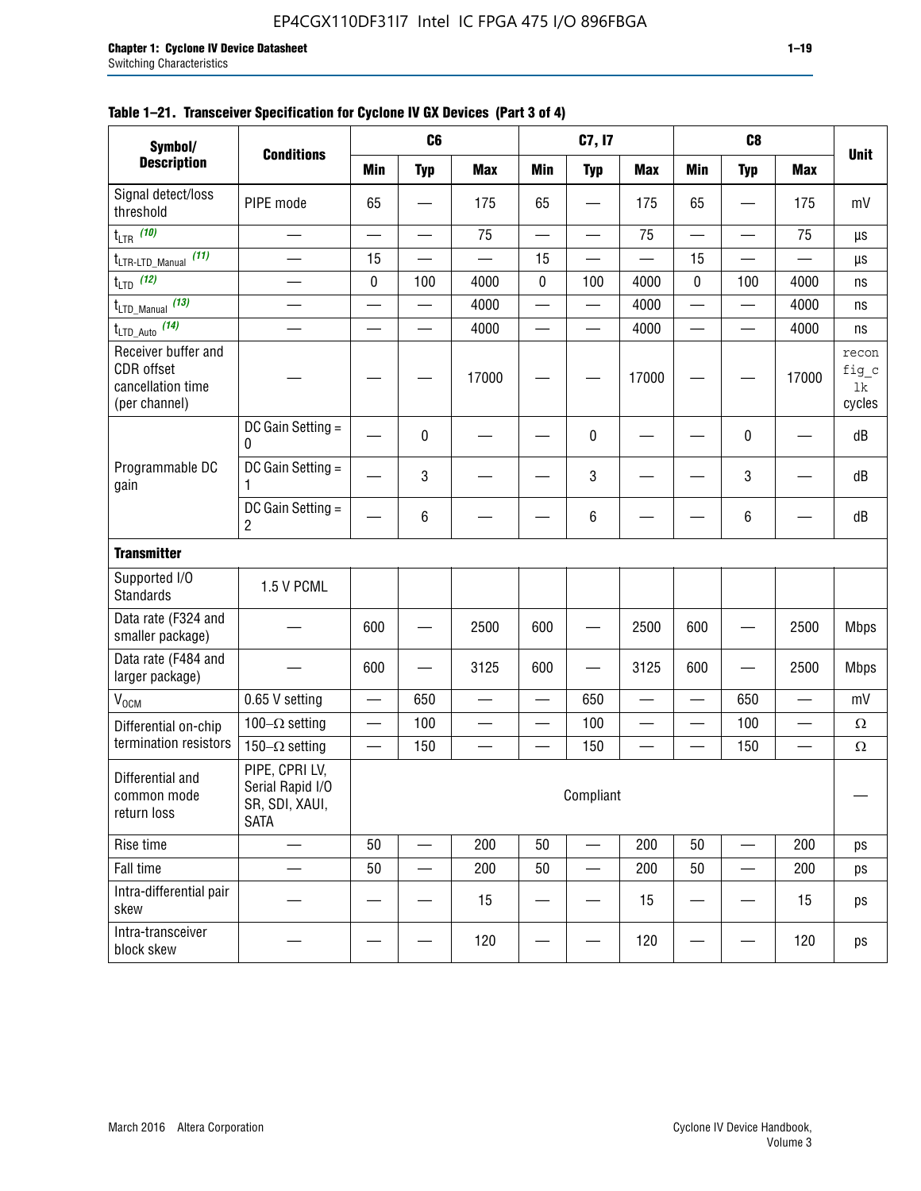**Table 1–21. Transceiver Specification for Cyclone IV GX Devices (Part 3 of 4)**

| Symbol/ Description | Conditions | C6 | | | C7, I7 | | | C8 | | | Unit |
|---|---|---|---|---|---|---|---|---|---|---|---|
| | | Min | Typ | Max | Min | Typ | Max | Min | Typ | Max | |
| Signal detect/loss threshold | PIPE mode | 65 | — | 175 | 65 | — | 175 | 65 | — | 175 | mV |
| $t_{LTR}$ (10) | — | — | — | 75 | — | — | 75 | — | — | 75 | µs |
| $t_{LTR\text{-}LTD\_Manual}$ (11) | — | 15 | — | — | 15 | — | — | 15 | — | — | µs |
| $t_{LTD}$ (12) | — | 0 | 100 | 4000 | 0 | 100 | 4000 | 0 | 100 | 4000 | ns |
| $t_{LTD\_Manual}$ (13) | — | — | — | 4000 | — | — | 4000 | — | — | 4000 | ns |
| $t_{LTD\_Auto}$ (14) | — | — | — | 4000 | — | — | 4000 | — | — | 4000 | ns |
| Receiver buffer and CDR offset cancellation time (per channel) | — | — | — | 17000 | — | — | 17000 | — | — | 17000 | reconfig_clk cycles |
| Programmable DC gain | DC Gain Setting = 0 | — | 0 | — | — | 0 | — | — | 0 | — | dB |
| | DC Gain Setting = 1 | — | 3 | — | — | 3 | — | — | 3 | — | dB |
| | DC Gain Setting = 2 | — | 6 | — | — | 6 | — | — | 6 | — | dB |
| **Transmitter** | | | | | | | | | | | |
| Supported I/O Standards | 1.5 V PCML | | | | | | | | | | |
| Data rate (F324 and smaller package) | — | 600 | — | 2500 | 600 | — | 2500 | 600 | — | 2500 | Mbps |
| Data rate (F484 and larger package) | — | 600 | — | 3125 | 600 | — | 3125 | 600 | — | 2500 | Mbps |
| $V_{OCM}$ | 0.65 V setting | — | 650 | — | — | 650 | — | — | 650 | — | mV |
| Differential on-chip termination resistors | 100–Ω setting | — | 100 | — | — | 100 | — | — | 100 | — | Ω |
| | 150–Ω setting | — | 150 | — | — | 150 | — | — | 150 | — | Ω |
| Differential and common mode return loss | PIPE, CPRI LV, Serial Rapid I/O SR, SDI, XAUI, SATA | Compliant | | | | | | | | | — |
| Rise time | — | 50 | — | 200 | 50 | — | 200 | 50 | — | 200 | ps |
| Fall time | — | 50 | — | 200 | 50 | — | 200 | 50 | — | 200 | ps |
| Intra-differential pair skew | — | — | — | 15 | — | — | 15 | — | — | 15 | ps |
| Intra-transceiver block skew | — | — | — | 120 | — | — | 120 | — | — | 120 | ps |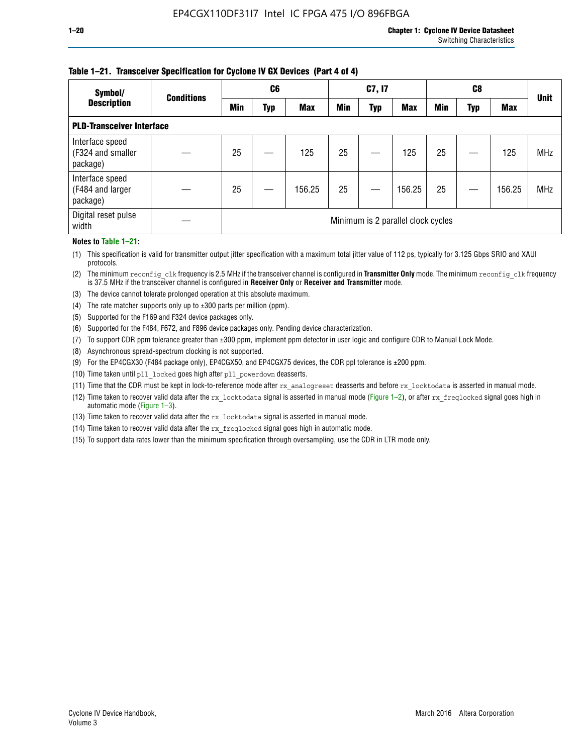#### Table 1–21. Transceiver Specification for Cyclone IV GX Devices (Part 4 of 4)

| Symbol/ Description | Conditions | C6 | | | C7, I7 | | | C8 | | | Unit |
|---|---|---|---|---|---|---|---|---|---|---|---|
| | | Min | Typ | Max | Min | Typ | Max | Min | Typ | Max | |
| **PLD-Transceiver Interface** | | | | | | | | | | | |
| Interface speed (F324 and smaller package) | — | 25 | — | 125 | 25 | — | 125 | 25 | — | 125 | MHz |
| Interface speed (F484 and larger package) | — | 25 | — | 156.25 | 25 | — | 156.25 | 25 | — | 156.25 | MHz |
| Digital reset pulse width | — | Minimum is 2 parallel clock cycles | | | | | | | | | |

**Notes to Table 1–21:**

(1) This specification is valid for transmitter output jitter specification with a maximum total jitter value of 112 ps, typically for 3.125 Gbps SRIO and XAUI protocols.

(2) The minimum reconfig_clk frequency is 2.5 MHz if the transceiver channel is configured in **Transmitter Only** mode. The minimum reconfig_clk frequency is 37.5 MHz if the transceiver channel is configured in **Receiver Only** or **Receiver and Transmitter** mode.

(3) The device cannot tolerate prolonged operation at this absolute maximum.

(4) The rate matcher supports only up to ±300 parts per million (ppm).

(5) Supported for the F169 and F324 device packages only.

(6) Supported for the F484, F672, and F896 device packages only. Pending device characterization.

(7) To support CDR ppm tolerance greater than ±300 ppm, implement ppm detector in user logic and configure CDR to Manual Lock Mode.

(8) Asynchronous spread-spectrum clocking is not supported.

(9) For the EP4CGX30 (F484 package only), EP4CGX50, and EP4CGX75 devices, the CDR ppl tolerance is ±200 ppm.

(10) Time taken until pll_locked goes high after pll_powerdown deasserts.

(11) Time that the CDR must be kept in lock-to-reference mode after rx_analogreset deasserts and before rx_locktodata is asserted in manual mode.

(12) Time taken to recover valid data after the rx_locktodata signal is asserted in manual mode (Figure 1–2), or after rx_freqlocked signal goes high in automatic mode (Figure 1–3).

(13) Time taken to recover valid data after the rx_locktodata signal is asserted in manual mode.

(14) Time taken to recover valid data after the rx_freqlocked signal goes high in automatic mode.

(15) To support data rates lower than the minimum specification through oversampling, use the CDR in LTR mode only.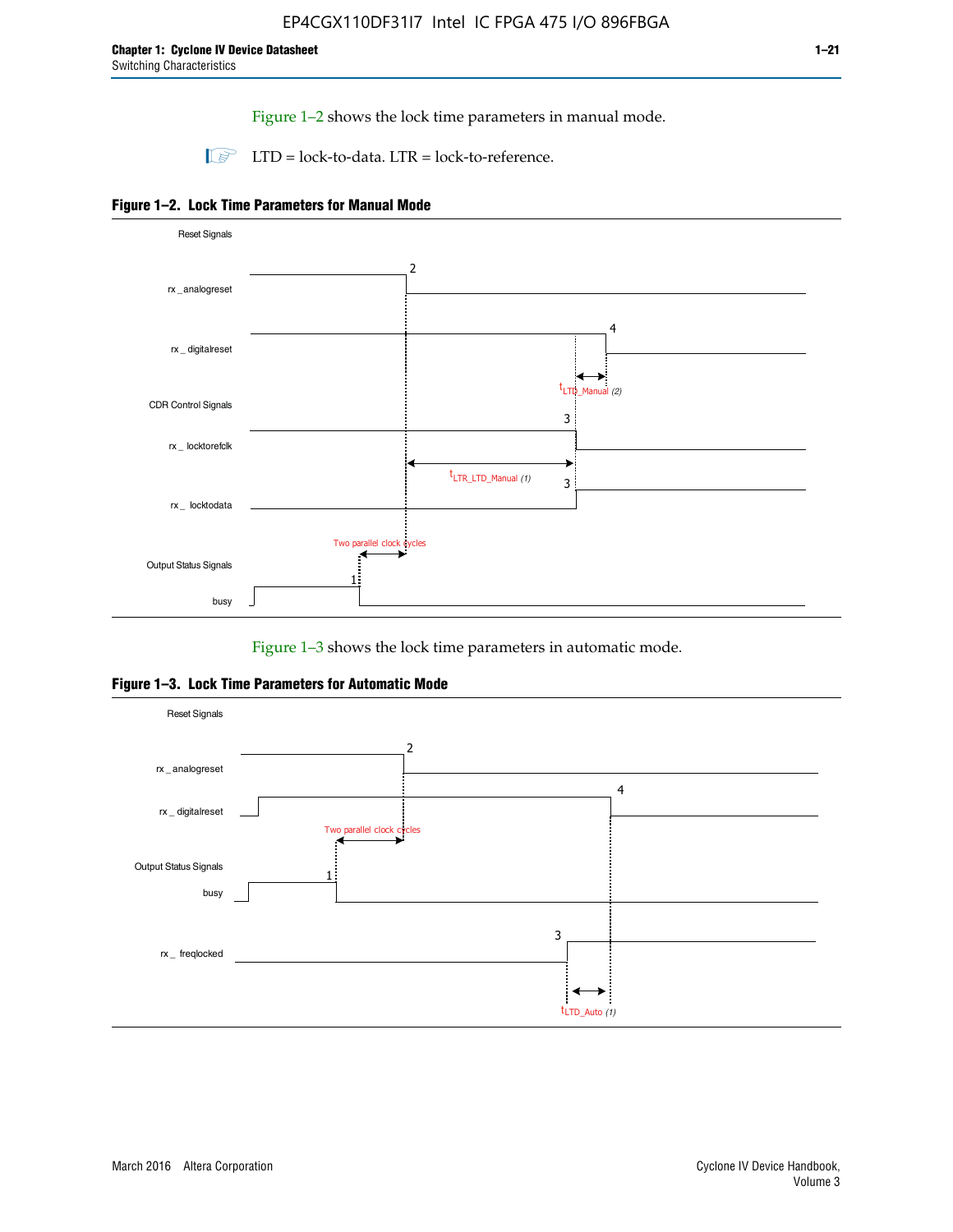Figure 1–2 shows the lock time parameters in manual mode.

LTD = lock-to-data. LTR = lock-to-reference.

**Figure 1–2. Lock Time Parameters for Manual Mode**

Reset Signals

rx _analogreset

rx _ digitalreset

CDR Control Signals

rx _ locktorefclk

rx _ locktodata

Output Status Signals

busy

$t_{LTD\_Manual}$ (2)

$t_{LTR\_LTD\_Manual}$ (1)

Two parallel clock cycles

Figure 1–3 shows the lock time parameters in automatic mode.

**Figure 1–3. Lock Time Parameters for Automatic Mode**

Reset Signals

rx _ analogreset

rx _ digitalreset

Two parallel clock cycles

Output Status Signals

busy

rx _ freqlocked

$t_{LTD\_Auto}$ (1)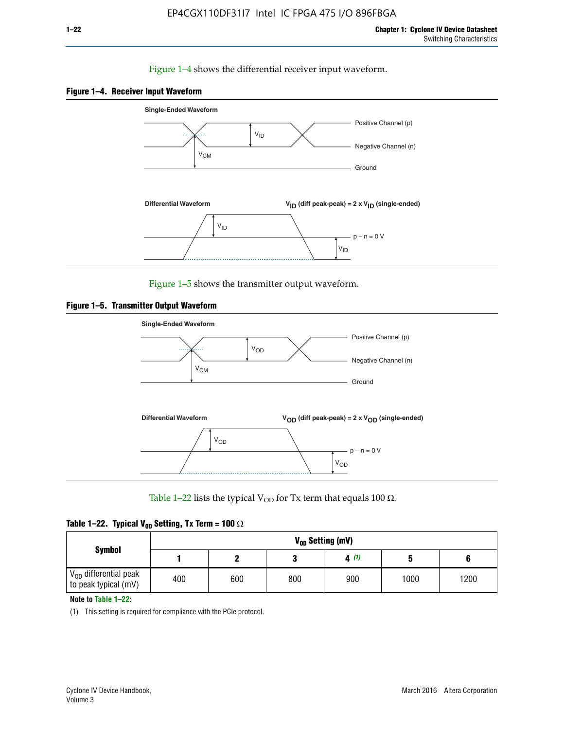Figure 1–4 shows the differential receiver input waveform.

**Figure 1–4. Receiver Input Waveform**

Single-Ended Waveform

Positive Channel (p)

Negative Channel (n)

Ground

$V_{ID}$

$V_{CM}$

Differential Waveform

$V_{ID}$ (diff peak-peak) = 2 x $V_{ID}$ (single-ended)

$V_{ID}$

p − n = 0 V

$V_{ID}$

Figure 1–5 shows the transmitter output waveform.

**Figure 1–5. Transmitter Output Waveform**

Single-Ended Waveform

Positive Channel (p)

Negative Channel (n)

Ground

$V_{OD}$

$V_{CM}$

Differential Waveform

$V_{OD}$ (diff peak-peak) = 2 x $V_{OD}$ (single-ended)

$V_{OD}$

p − n = 0 V

$V_{OD}$

Table 1–22 lists the typical $V_{OD}$ for Tx term that equals 100 Ω.

**Table 1–22. Typical $V_{OD}$ Setting, Tx Term = 100 Ω**

| Symbol | $V_{OD}$ Setting (mV) | | | | | |
|---|---|---|---|---|---|---|
| | 1 | 2 | 3 | 4 (1) | 5 | 6 |
| $V_{OD}$ differential peak to peak typical (mV) | 400 | 600 | 800 | 900 | 1000 | 1200 |

**Note to Table 1–22:**

(1) This setting is required for compliance with the PCIe protocol.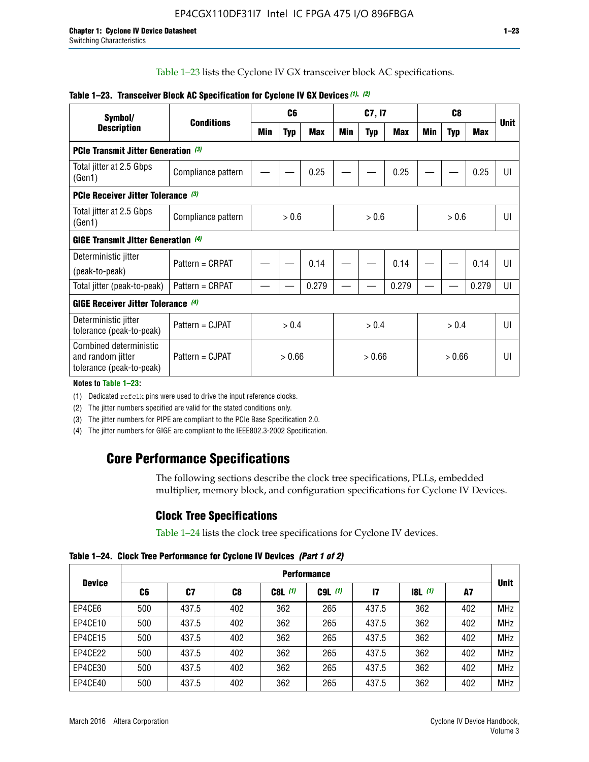Table 1–23 lists the Cyclone IV GX transceiver block AC specifications.

**Table 1–23. Transceiver Block AC Specification for Cyclone IV GX Devices (1), (2)**

| Symbol/ Description | Conditions | C6 | | | C7, I7 | | | C8 | | | Unit |
|---|---|---|---|---|---|---|---|---|---|---|---|
| | | Min | Typ | Max | Min | Typ | Max | Min | Typ | Max | |
| **PCIe Transmit Jitter Generation (3)** | | | | | | | | | | | |
| Total jitter at 2.5 Gbps (Gen1) | Compliance pattern | — | — | 0.25 | — | — | 0.25 | — | — | 0.25 | UI |
| **PCIe Receiver Jitter Tolerance (3)** | | | | | | | | | | | |
| Total jitter at 2.5 Gbps (Gen1) | Compliance pattern | > 0.6 | | | > 0.6 | | | > 0.6 | | | UI |
| **GIGE Transmit Jitter Generation (4)** | | | | | | | | | | | |
| Deterministic jitter (peak-to-peak) | Pattern = CRPAT | — | — | 0.14 | — | — | 0.14 | — | — | 0.14 | UI |
| Total jitter (peak-to-peak) | Pattern = CRPAT | — | — | 0.279 | — | — | 0.279 | — | — | 0.279 | UI |
| **GIGE Receiver Jitter Tolerance (4)** | | | | | | | | | | | |
| Deterministic jitter tolerance (peak-to-peak) | Pattern = CJPAT | > 0.4 | | | > 0.4 | | | > 0.4 | | | UI |
| Combined deterministic and random jitter tolerance (peak-to-peak) | Pattern = CJPAT | > 0.66 | | | > 0.66 | | | > 0.66 | | | UI |

**Notes to Table 1–23:**

(1) Dedicated refclk pins were used to drive the input reference clocks.

(2) The jitter numbers specified are valid for the stated conditions only.

(3) The jitter numbers for PIPE are compliant to the PCIe Base Specification 2.0.

(4) The jitter numbers for GIGE are compliant to the IEEE802.3-2002 Specification.

## Core Performance Specifications

The following sections describe the clock tree specifications, PLLs, embedded multiplier, memory block, and configuration specifications for Cyclone IV Devices.

### Clock Tree Specifications

Table 1–24 lists the clock tree specifications for Cyclone IV devices.

**Table 1–24. Clock Tree Performance for Cyclone IV Devices *(Part 1 of 2)***

| Device | Performance | | | | | | | | Unit |
|---|---|---|---|---|---|---|---|---|---|
| | C6 | C7 | C8 | C8L (1) | C9L (1) | I7 | I8L (1) | A7 | |
| EP4CE6 | 500 | 437.5 | 402 | 362 | 265 | 437.5 | 362 | 402 | MHz |
| EP4CE10 | 500 | 437.5 | 402 | 362 | 265 | 437.5 | 362 | 402 | MHz |
| EP4CE15 | 500 | 437.5 | 402 | 362 | 265 | 437.5 | 362 | 402 | MHz |
| EP4CE22 | 500 | 437.5 | 402 | 362 | 265 | 437.5 | 362 | 402 | MHz |
| EP4CE30 | 500 | 437.5 | 402 | 362 | 265 | 437.5 | 362 | 402 | MHz |
| EP4CE40 | 500 | 437.5 | 402 | 362 | 265 | 437.5 | 362 | 402 | MHz |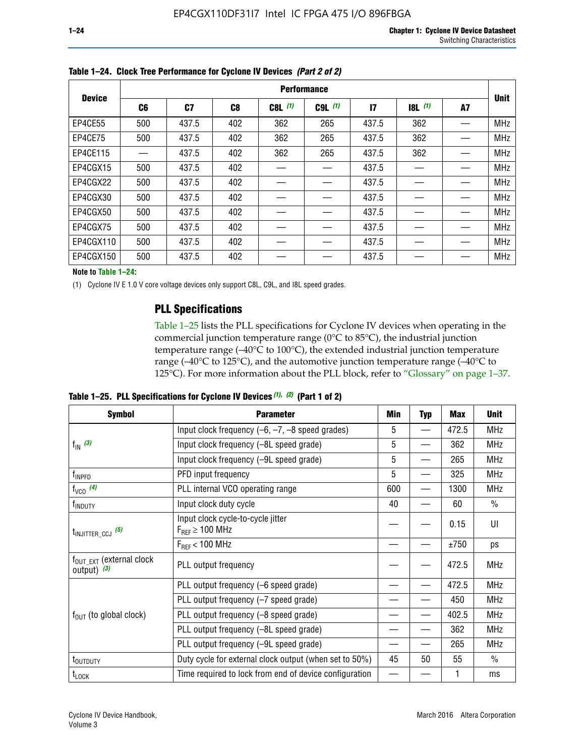**Table 1–24. Clock Tree Performance for Cyclone IV Devices *(Part 2 of 2)***

| Device | Performance | | | | | | | | Unit |
|---|---|---|---|---|---|---|---|---|---|
| | C6 | C7 | C8 | C8L *(1)* | C9L *(1)* | I7 | I8L *(1)* | A7 | |
| EP4CE55 | 500 | 437.5 | 402 | 362 | 265 | 437.5 | 362 | — | MHz |
| EP4CE75 | 500 | 437.5 | 402 | 362 | 265 | 437.5 | 362 | — | MHz |
| EP4CE115 | — | 437.5 | 402 | 362 | 265 | 437.5 | 362 | — | MHz |
| EP4CGX15 | 500 | 437.5 | 402 | — | — | 437.5 | — | — | MHz |
| EP4CGX22 | 500 | 437.5 | 402 | — | — | 437.5 | — | — | MHz |
| EP4CGX30 | 500 | 437.5 | 402 | — | — | 437.5 | — | — | MHz |
| EP4CGX50 | 500 | 437.5 | 402 | — | — | 437.5 | — | — | MHz |
| EP4CGX75 | 500 | 437.5 | 402 | — | — | 437.5 | — | — | MHz |
| EP4CGX110 | 500 | 437.5 | 402 | — | — | 437.5 | — | — | MHz |
| EP4CGX150 | 500 | 437.5 | 402 | — | — | 437.5 | — | — | MHz |

**Note to Table 1–24:**

(1) Cyclone IV E 1.0 V core voltage devices only support C8L, C9L, and I8L speed grades.

## PLL Specifications

Table 1–25 lists the PLL specifications for Cyclone IV devices when operating in the commercial junction temperature range (0°C to 85°C), the industrial junction temperature range (–40°C to 100°C), the extended industrial junction temperature range (–40°C to 125°C), and the automotive junction temperature range (–40°C to 125°C). For more information about the PLL block, refer to "Glossary" on page 1–37.

**Table 1–25. PLL Specifications for Cyclone IV Devices *(1), (2)* (Part 1 of 2)**

| Symbol | Parameter | Min | Typ | Max | Unit |
|---|---|---|---|---|---|
| $f_{IN}$ *(3)* | Input clock frequency (–6, –7, –8 speed grades) | 5 | — | 472.5 | MHz |
| | Input clock frequency (–8L speed grade) | 5 | — | 362 | MHz |
| | Input clock frequency (–9L speed grade) | 5 | — | 265 | MHz |
| $f_{INPFD}$ | PFD input frequency | 5 | — | 325 | MHz |
| $f_{VCO}$ *(4)* | PLL internal VCO operating range | 600 | — | 1300 | MHz |
| $f_{INDUTY}$ | Input clock duty cycle | 40 | — | 60 | % |
| $t_{INJITTER\_CCJ}$ *(5)* | Input clock cycle-to-cycle jitter $F_{REF} \geq 100$ MHz | — | — | 0.15 | UI |
| | $F_{REF} < 100$ MHz | — | — | ±750 | ps |
| $f_{OUT\_EXT}$ (external clock output) *(3)* | PLL output frequency | — | — | 472.5 | MHz |
| $f_{OUT}$ (to global clock) | PLL output frequency (–6 speed grade) | — | — | 472.5 | MHz |
| | PLL output frequency (–7 speed grade) | — | — | 450 | MHz |
| | PLL output frequency (–8 speed grade) | — | — | 402.5 | MHz |
| | PLL output frequency (–8L speed grade) | — | — | 362 | MHz |
| | PLL output frequency (–9L speed grade) | — | — | 265 | MHz |
| $t_{OUTDUTY}$ | Duty cycle for external clock output (when set to 50%) | 45 | 50 | 55 | % |
| $t_{LOCK}$ | Time required to lock from end of device configuration | — | — | 1 | ms |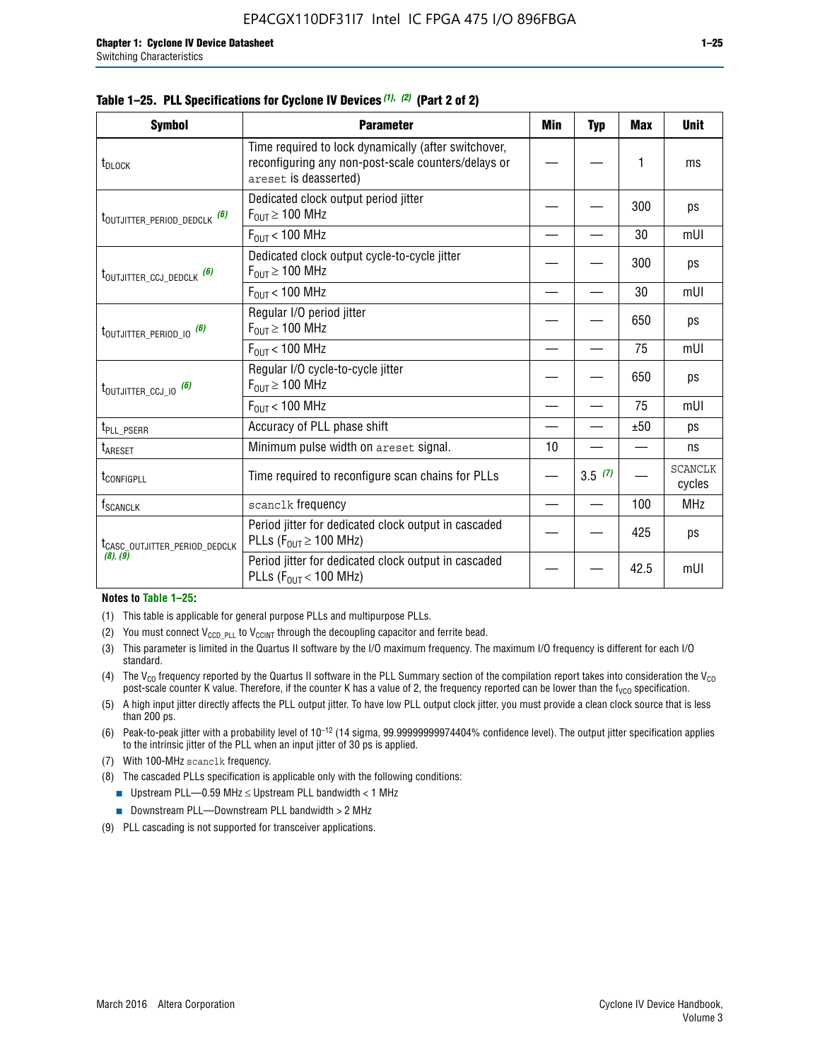**Table 1–25. PLL Specifications for Cyclone IV Devices (1), (2) (Part 2 of 2)**

| Symbol | Parameter | Min | Typ | Max | Unit |
|---|---|---|---|---|---|
| $t_{DLOCK}$ | Time required to lock dynamically (after switchover, reconfiguring any non-post-scale counters/delays or `areset` is deasserted) | — | — | 1 | ms |
| $t_{OUTJITTER\_PERIOD\_DEDCLK}$ (6) | Dedicated clock output period jitter $F_{OUT} \geq 100$ MHz | — | — | 300 | ps |
| | $F_{OUT} < 100$ MHz | — | — | 30 | mUI |
| $t_{OUTJITTER\_CCJ\_DEDCLK}$ (6) | Dedicated clock output cycle-to-cycle jitter $F_{OUT} \geq 100$ MHz | — | — | 300 | ps |
| | $F_{OUT} < 100$ MHz | — | — | 30 | mUI |
| $t_{OUTJITTER\_PERIOD\_IO}$ (6) | Regular I/O period jitter $F_{OUT} \geq 100$ MHz | — | — | 650 | ps |
| | $F_{OUT} < 100$ MHz | — | — | 75 | mUI |
| $t_{OUTJITTER\_CCJ\_IO}$ (6) | Regular I/O cycle-to-cycle jitter $F_{OUT} \geq 100$ MHz | — | — | 650 | ps |
| | $F_{OUT} < 100$ MHz | — | — | 75 | mUI |
| $t_{PLL\_PSERR}$ | Accuracy of PLL phase shift | — | — | ±50 | ps |
| $t_{ARESET}$ | Minimum pulse width on `areset` signal. | 10 | — | — | ns |
| $t_{CONFIGPLL}$ | Time required to reconfigure scan chains for PLLs | — | 3.5 (7) | — | SCANCLK cycles |
| $f_{SCANCLK}$ | `scanclk` frequency | — | — | 100 | MHz |
| $t_{CASC\_OUTJITTER\_PERIOD\_DEDCLK}$ (8), (9) | Period jitter for dedicated clock output in cascaded PLLs ($F_{OUT} \geq 100$ MHz) | — | — | 425 | ps |
| | Period jitter for dedicated clock output in cascaded PLLs ($F_{OUT} < 100$ MHz) | — | — | 42.5 | mUI |

**Notes to Table 1–25:**

(1) This table is applicable for general purpose PLLs and multipurpose PLLs.

(2) You must connect $V_{CCD\_PLL}$ to $V_{CCINT}$ through the decoupling capacitor and ferrite bead.

(3) This parameter is limited in the Quartus II software by the I/O maximum frequency. The maximum I/O frequency is different for each I/O standard.

(4) The $V_{CO}$ frequency reported by the Quartus II software in the PLL Summary section of the compilation report takes into consideration the $V_{CO}$ post-scale counter K value. Therefore, if the counter K has a value of 2, the frequency reported can be lower than the $f_{VCO}$ specification.

(5) A high input jitter directly affects the PLL output jitter. To have low PLL output clock jitter, you must provide a clean clock source that is less than 200 ps.

(6) Peak-to-peak jitter with a probability level of $10^{-12}$ (14 sigma, 99.99999999974404% confidence level). The output jitter specification applies to the intrinsic jitter of the PLL when an input jitter of 30 ps is applied.

(7) With 100-MHz `scanclk` frequency.

(8) The cascaded PLLs specification is applicable only with the following conditions:

- Upstream PLL—0.59 MHz ≤ Upstream PLL bandwidth < 1 MHz
- Downstream PLL—Downstream PLL bandwidth > 2 MHz

(9) PLL cascading is not supported for transceiver applications.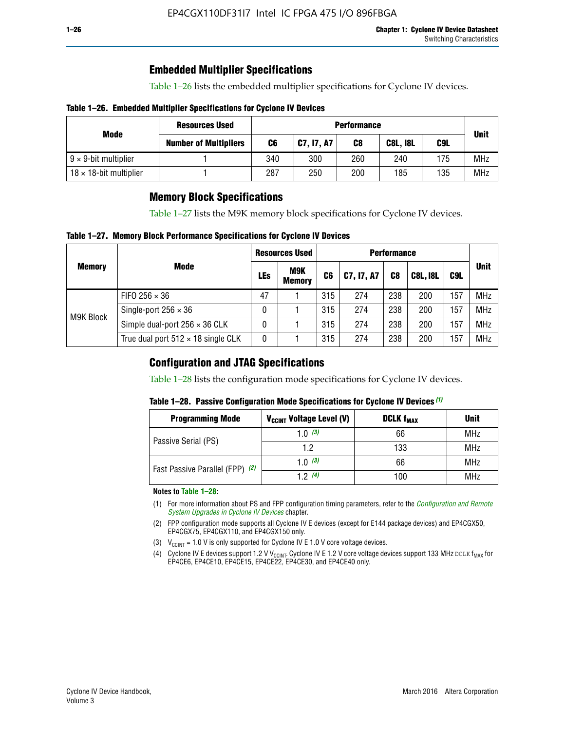## Embedded Multiplier Specifications

Table 1–26 lists the embedded multiplier specifications for Cyclone IV devices.

**Table 1–26. Embedded Multiplier Specifications for Cyclone IV Devices**

| Mode | Resources Used | Performance | | | | | Unit |
|---|---|---|---|---|---|---|---|
| | Number of Multipliers | C6 | C7, I7, A7 | C8 | C8L, I8L | C9L | |
| 9 × 9-bit multiplier | 1 | 340 | 300 | 260 | 240 | 175 | MHz |
| 18 × 18-bit multiplier | 1 | 287 | 250 | 200 | 185 | 135 | MHz |

## Memory Block Specifications

Table 1–27 lists the M9K memory block specifications for Cyclone IV devices.

**Table 1–27. Memory Block Performance Specifications for Cyclone IV Devices**

| Memory | Mode | Resources Used | | Performance | | | | | Unit |
|---|---|---|---|---|---|---|---|---|---|
| | | LEs | M9K Memory | C6 | C7, I7, A7 | C8 | C8L, I8L | C9L | |
| M9K Block | FIFO 256 × 36 | 47 | 1 | 315 | 274 | 238 | 200 | 157 | MHz |
| | Single-port 256 × 36 | 0 | 1 | 315 | 274 | 238 | 200 | 157 | MHz |
| | Simple dual-port 256 × 36 CLK | 0 | 1 | 315 | 274 | 238 | 200 | 157 | MHz |
| | True dual port 512 × 18 single CLK | 0 | 1 | 315 | 274 | 238 | 200 | 157 | MHz |

## Configuration and JTAG Specifications

Table 1–28 lists the configuration mode specifications for Cyclone IV devices.

**Table 1–28. Passive Configuration Mode Specifications for Cyclone IV Devices** *(1)*

| Programming Mode | $V_{CCINT}$ Voltage Level (V) | DCLK $f_{MAX}$ | Unit |
|---|---|---|---|
| Passive Serial (PS) | 1.0 *(3)* | 66 | MHz |
| | 1.2 | 133 | MHz |
| Fast Passive Parallel (FPP) *(2)* | 1.0 *(3)* | 66 | MHz |
| | 1.2 *(4)* | 100 | MHz |

**Notes to Table 1–28:**

(1) For more information about PS and FPP configuration timing parameters, refer to the *Configuration and Remote System Upgrades in Cyclone IV Devices* chapter.

(2) FPP configuration mode supports all Cyclone IV E devices (except for E144 package devices) and EP4CGX50, EP4CGX75, EP4CGX110, and EP4CGX150 only.

(3) $V_{CCINT}$ = 1.0 V is only supported for Cyclone IV E 1.0 V core voltage devices.

(4) Cyclone IV E devices support 1.2 V $V_{CCINT}$. Cyclone IV E 1.2 V core voltage devices support 133 MHz DCLK $f_{MAX}$ for EP4CE6, EP4CE10, EP4CE15, EP4CE22, EP4CE30, and EP4CE40 only.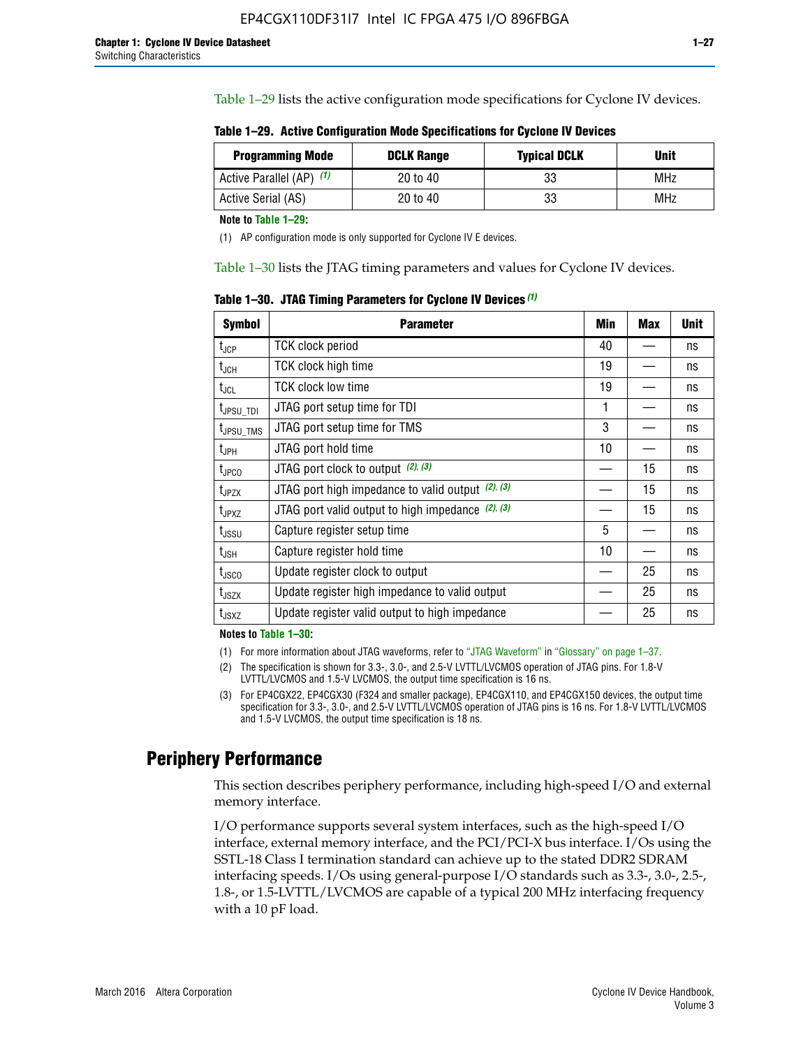Table 1–29 lists the active configuration mode specifications for Cyclone IV devices.

**Table 1–29. Active Configuration Mode Specifications for Cyclone IV Devices**

| Programming Mode | DCLK Range | Typical DCLK | Unit |
|---|---|---|---|
| Active Parallel (AP) (1) | 20 to 40 | 33 | MHz |
| Active Serial (AS) | 20 to 40 | 33 | MHz |

**Note to Table 1–29:**

(1) AP configuration mode is only supported for Cyclone IV E devices.

Table 1–30 lists the JTAG timing parameters and values for Cyclone IV devices.

**Table 1–30. JTAG Timing Parameters for Cyclone IV Devices (1)**

| Symbol | Parameter | Min | Max | Unit |
|---|---|---|---|---|
| $t_{JCP}$ | TCK clock period | 40 | — | ns |
| $t_{JCH}$ | TCK clock high time | 19 | — | ns |
| $t_{JCL}$ | TCK clock low time | 19 | — | ns |
| $t_{JPSU\_TDI}$ | JTAG port setup time for TDI | 1 | — | ns |
| $t_{JPSU\_TMS}$ | JTAG port setup time for TMS | 3 | — | ns |
| $t_{JPH}$ | JTAG port hold time | 10 | — | ns |
| $t_{JPCO}$ | JTAG port clock to output (2), (3) | — | 15 | ns |
| $t_{JPZX}$ | JTAG port high impedance to valid output (2), (3) | — | 15 | ns |
| $t_{JPXZ}$ | JTAG port valid output to high impedance (2), (3) | — | 15 | ns |
| $t_{JSSU}$ | Capture register setup time | 5 | — | ns |
| $t_{JSH}$ | Capture register hold time | 10 | — | ns |
| $t_{JSCO}$ | Update register clock to output | — | 25 | ns |
| $t_{JSZX}$ | Update register high impedance to valid output | — | 25 | ns |
| $t_{JSXZ}$ | Update register valid output to high impedance | — | 25 | ns |

**Notes to Table 1–30:**

(1) For more information about JTAG waveforms, refer to "JTAG Waveform" in "Glossary" on page 1–37.

(2) The specification is shown for 3.3-, 3.0-, and 2.5-V LVTTL/LVCMOS operation of JTAG pins. For 1.8-V LVTTL/LVCMOS and 1.5-V LVCMOS, the output time specification is 16 ns.

(3) For EP4CGX22, EP4CGX30 (F324 and smaller package), EP4CGX110, and EP4CGX150 devices, the output time specification for 3.3-, 3.0-, and 2.5-V LVTTL/LVCMOS operation of JTAG pins is 16 ns. For 1.8-V LVTTL/LVCMOS and 1.5-V LVCMOS, the output time specification is 18 ns.

## Periphery Performance

This section describes periphery performance, including high-speed I/O and external memory interface.

I/O performance supports several system interfaces, such as the high-speed I/O interface, external memory interface, and the PCI/PCI-X bus interface. I/Os using the SSTL-18 Class I termination standard can achieve up to the stated DDR2 SDRAM interfacing speeds. I/Os using general-purpose I/O standards such as 3.3-, 3.0-, 2.5-, 1.8-, or 1.5-LVTTL/LVCMOS are capable of a typical 200 MHz interfacing frequency with a 10 pF load.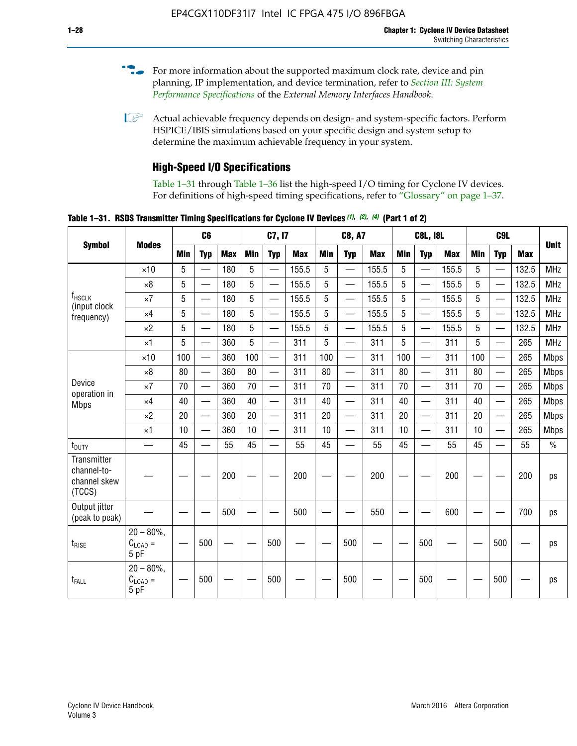For more information about the supported maximum clock rate, device and pin planning, IP implementation, and device termination, refer to *Section III: System Performance Specifications* of the *External Memory Interfaces Handbook*.

Actual achievable frequency depends on design- and system-specific factors. Perform HSPICE/IBIS simulations based on your specific design and system setup to determine the maximum achievable frequency in your system.

## High-Speed I/O Specifications

Table 1–31 through Table 1–36 list the high-speed I/O timing for Cyclone IV devices. For definitions of high-speed timing specifications, refer to "Glossary" on page 1–37.

**Table 1–31. RSDS Transmitter Timing Specifications for Cyclone IV Devices (1), (2), (4) (Part 1 of 2)**

| Symbol | Modes | C6 | | | C7, I7 | | | C8, A7 | | | C8L, I8L | | | C9L | | | Unit |
|---|---|---|---|---|---|---|---|---|---|---|---|---|---|---|---|---|---|
| | | Min | Typ | Max | Min | Typ | Max | Min | Typ | Max | Min | Typ | Max | Min | Typ | Max | |
| $f_{HSCLK}$ (input clock frequency) | ×10 | 5 | — | 180 | 5 | — | 155.5 | 5 | — | 155.5 | 5 | — | 155.5 | 5 | — | 132.5 | MHz |
| | ×8 | 5 | — | 180 | 5 | — | 155.5 | 5 | — | 155.5 | 5 | — | 155.5 | 5 | — | 132.5 | MHz |
| | ×7 | 5 | — | 180 | 5 | — | 155.5 | 5 | — | 155.5 | 5 | — | 155.5 | 5 | — | 132.5 | MHz |
| | ×4 | 5 | — | 180 | 5 | — | 155.5 | 5 | — | 155.5 | 5 | — | 155.5 | 5 | — | 132.5 | MHz |
| | ×2 | 5 | — | 180 | 5 | — | 155.5 | 5 | — | 155.5 | 5 | — | 155.5 | 5 | — | 132.5 | MHz |
| | ×1 | 5 | — | 360 | 5 | — | 311 | 5 | — | 311 | 5 | — | 311 | 5 | — | 265 | MHz |
| Device operation in Mbps | ×10 | 100 | — | 360 | 100 | — | 311 | 100 | — | 311 | 100 | — | 311 | 100 | — | 265 | Mbps |
| | ×8 | 80 | — | 360 | 80 | — | 311 | 80 | — | 311 | 80 | — | 311 | 80 | — | 265 | Mbps |
| | ×7 | 70 | — | 360 | 70 | — | 311 | 70 | — | 311 | 70 | — | 311 | 70 | — | 265 | Mbps |
| | ×4 | 40 | — | 360 | 40 | — | 311 | 40 | — | 311 | 40 | — | 311 | 40 | — | 265 | Mbps |
| | ×2 | 20 | — | 360 | 20 | — | 311 | 20 | — | 311 | 20 | — | 311 | 20 | — | 265 | Mbps |
| | ×1 | 10 | — | 360 | 10 | — | 311 | 10 | — | 311 | 10 | — | 311 | 10 | — | 265 | Mbps |
| $t_{DUTY}$ | — | 45 | — | 55 | 45 | — | 55 | 45 | — | 55 | 45 | — | 55 | 45 | — | 55 | % |
| Transmitter channel-to-channel skew (TCCS) | — | — | — | 200 | — | — | 200 | — | — | 200 | — | — | 200 | — | — | 200 | ps |
| Output jitter (peak to peak) | — | — | — | 500 | — | — | 500 | — | — | 550 | — | — | 600 | — | — | 700 | ps |
| $t_{RISE}$ | 20 – 80%, $C_{LOAD}$ = 5 pF | — | 500 | — | — | 500 | — | — | 500 | — | — | 500 | — | — | 500 | — | ps |
| $t_{FALL}$ | 20 – 80%, $C_{LOAD}$ = 5 pF | — | 500 | — | — | 500 | — | — | 500 | — | — | 500 | — | — | 500 | — | ps |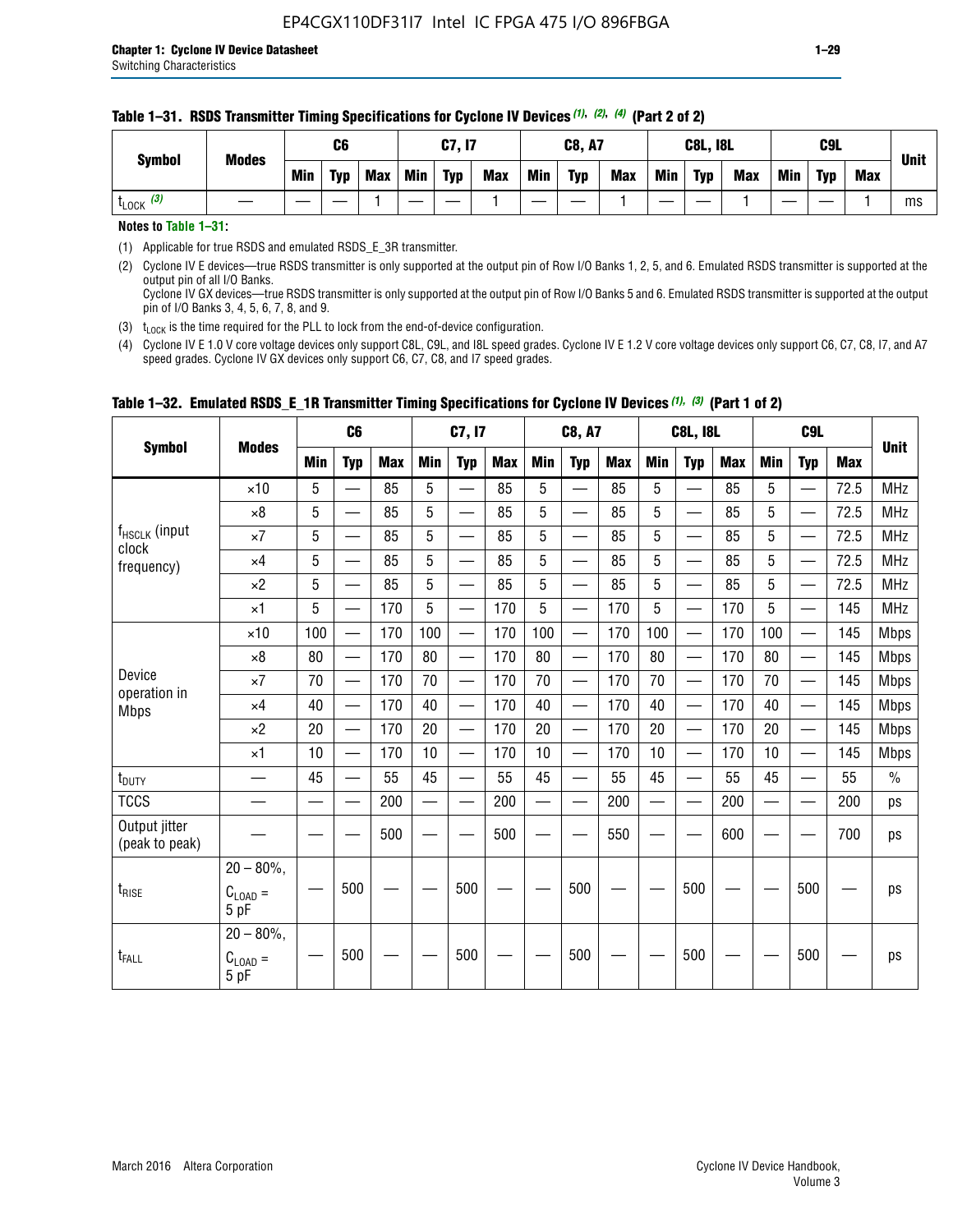**Table 1–31. RSDS Transmitter Timing Specifications for Cyclone IV Devices (1), (2), (4) (Part 2 of 2)**

| Symbol | Modes | C6 | | | C7, I7 | | | C8, A7 | | | C8L, I8L | | | C9L | | | Unit |
|---|---|---|---|---|---|---|---|---|---|---|---|---|---|---|---|---|---|
| | | Min | Typ | Max | Min | Typ | Max | Min | Typ | Max | Min | Typ | Max | Min | Typ | Max | |
| $t_{LOCK}$ (3) | — | — | — | 1 | — | — | 1 | — | — | 1 | — | — | 1 | — | — | 1 | ms |

**Notes to Table 1–31:**

(1) Applicable for true RSDS and emulated RSDS_E_3R transmitter.

(2) Cyclone IV E devices—true RSDS transmitter is only supported at the output pin of Row I/O Banks 1, 2, 5, and 6. Emulated RSDS transmitter is supported at the output pin of all I/O Banks.
Cyclone IV GX devices—true RSDS transmitter is only supported at the output pin of Row I/O Banks 5 and 6. Emulated RSDS transmitter is supported at the output pin of I/O Banks 3, 4, 5, 6, 7, 8, and 9.

(3) $t_{LOCK}$ is the time required for the PLL to lock from the end-of-device configuration.

(4) Cyclone IV E 1.0 V core voltage devices only support C8L, C9L, and I8L speed grades. Cyclone IV E 1.2 V core voltage devices only support C6, C7, C8, I7, and A7 speed grades. Cyclone IV GX devices only support C6, C7, C8, and I7 speed grades.

**Table 1–32. Emulated RSDS_E_1R Transmitter Timing Specifications for Cyclone IV Devices (1), (3) (Part 1 of 2)**

| Symbol | Modes | C6 | | | C7, I7 | | | C8, A7 | | | C8L, I8L | | | C9L | | | Unit |
|---|---|---|---|---|---|---|---|---|---|---|---|---|---|---|---|---|---|
| | | Min | Typ | Max | Min | Typ | Max | Min | Typ | Max | Min | Typ | Max | Min | Typ | Max | |
| $f_{HSCLK}$ (input clock frequency) | ×10 | 5 | — | 85 | 5 | — | 85 | 5 | — | 85 | 5 | — | 85 | 5 | — | 72.5 | MHz |
| | ×8 | 5 | — | 85 | 5 | — | 85 | 5 | — | 85 | 5 | — | 85 | 5 | — | 72.5 | MHz |
| | ×7 | 5 | — | 85 | 5 | — | 85 | 5 | — | 85 | 5 | — | 85 | 5 | — | 72.5 | MHz |
| | ×4 | 5 | — | 85 | 5 | — | 85 | 5 | — | 85 | 5 | — | 85 | 5 | — | 72.5 | MHz |
| | ×2 | 5 | — | 85 | 5 | — | 85 | 5 | — | 85 | 5 | — | 85 | 5 | — | 72.5 | MHz |
| | ×1 | 5 | — | 170 | 5 | — | 170 | 5 | — | 170 | 5 | — | 170 | 5 | — | 145 | MHz |
| Device operation in Mbps | ×10 | 100 | — | 170 | 100 | — | 170 | 100 | — | 170 | 100 | — | 170 | 100 | — | 145 | Mbps |
| | ×8 | 80 | — | 170 | 80 | — | 170 | 80 | — | 170 | 80 | — | 170 | 80 | — | 145 | Mbps |
| | ×7 | 70 | — | 170 | 70 | — | 170 | 70 | — | 170 | 70 | — | 170 | 70 | — | 145 | Mbps |
| | ×4 | 40 | — | 170 | 40 | — | 170 | 40 | — | 170 | 40 | — | 170 | 40 | — | 145 | Mbps |
| | ×2 | 20 | — | 170 | 20 | — | 170 | 20 | — | 170 | 20 | — | 170 | 20 | — | 145 | Mbps |
| | ×1 | 10 | — | 170 | 10 | — | 170 | 10 | — | 170 | 10 | — | 170 | 10 | — | 145 | Mbps |
| $t_{DUTY}$ | — | 45 | — | 55 | 45 | — | 55 | 45 | — | 55 | 45 | — | 55 | 45 | — | 55 | % |
| TCCS | — | — | — | 200 | — | — | 200 | — | — | 200 | — | — | 200 | — | — | 200 | ps |
| Output jitter (peak to peak) | — | — | — | 500 | — | — | 500 | — | — | 550 | — | — | 600 | — | — | 700 | ps |
| $t_{RISE}$ | 20 – 80%, $C_{LOAD}$ = 5 pF | — | 500 | — | — | 500 | — | — | 500 | — | — | 500 | — | — | 500 | — | ps |
| $t_{FALL}$ | 20 – 80%, $C_{LOAD}$ = 5 pF | — | 500 | — | — | 500 | — | — | 500 | — | — | 500 | — | — | 500 | — | ps |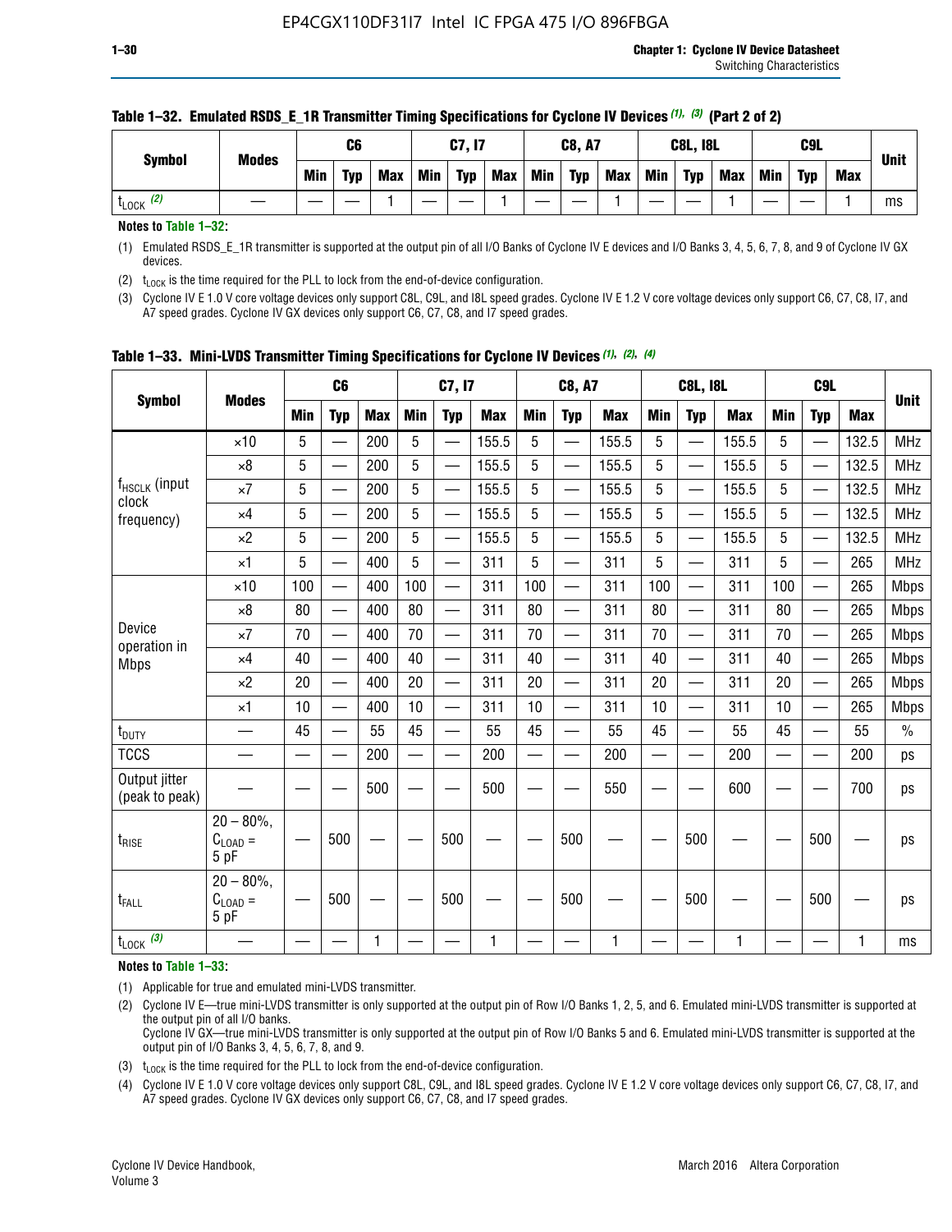**Table 1–32. Emulated RSDS_E_1R Transmitter Timing Specifications for Cyclone IV Devices (1), (3) (Part 2 of 2)**

| Symbol | Modes | C6 | | | C7, I7 | | | C8, A7 | | | C8L, I8L | | | C9L | | | Unit |
|---|---|---|---|---|---|---|---|---|---|---|---|---|---|---|---|---|---|
| | | Min | Typ | Max | Min | Typ | Max | Min | Typ | Max | Min | Typ | Max | Min | Typ | Max | |
| $t_{LOCK}$ (2) | — | — | — | 1 | — | — | 1 | — | — | 1 | — | — | 1 | — | — | 1 | ms |

**Notes to Table 1–32:**

(1) Emulated RSDS_E_1R transmitter is supported at the output pin of all I/O Banks of Cyclone IV E devices and I/O Banks 3, 4, 5, 6, 7, 8, and 9 of Cyclone IV GX devices.

(2) $t_{LOCK}$ is the time required for the PLL to lock from the end-of-device configuration.

(3) Cyclone IV E 1.0 V core voltage devices only support C8L, C9L, and I8L speed grades. Cyclone IV E 1.2 V core voltage devices only support C6, C7, C8, I7, and A7 speed grades. Cyclone IV GX devices only support C6, C7, C8, and I7 speed grades.

**Table 1–33. Mini-LVDS Transmitter Timing Specifications for Cyclone IV Devices (1), (2), (4)**

| Symbol | Modes | C6 | | | C7, I7 | | | C8, A7 | | | C8L, I8L | | | C9L | | | Unit |
|---|---|---|---|---|---|---|---|---|---|---|---|---|---|---|---|---|---|
| | | Min | Typ | Max | Min | Typ | Max | Min | Typ | Max | Min | Typ | Max | Min | Typ | Max | |
| $f_{HSCLK}$ (input clock frequency) | ×10 | 5 | — | 200 | 5 | — | 155.5 | 5 | — | 155.5 | 5 | — | 155.5 | 5 | — | 132.5 | MHz |
| | ×8 | 5 | — | 200 | 5 | — | 155.5 | 5 | — | 155.5 | 5 | — | 155.5 | 5 | — | 132.5 | MHz |
| | ×7 | 5 | — | 200 | 5 | — | 155.5 | 5 | — | 155.5 | 5 | — | 155.5 | 5 | — | 132.5 | MHz |
| | ×4 | 5 | — | 200 | 5 | — | 155.5 | 5 | — | 155.5 | 5 | — | 155.5 | 5 | — | 132.5 | MHz |
| | ×2 | 5 | — | 200 | 5 | — | 155.5 | 5 | — | 155.5 | 5 | — | 155.5 | 5 | — | 132.5 | MHz |
| | ×1 | 5 | — | 400 | 5 | — | 311 | 5 | — | 311 | 5 | — | 311 | 5 | — | 265 | MHz |
| Device operation in Mbps | ×10 | 100 | — | 400 | 100 | — | 311 | 100 | — | 311 | 100 | — | 311 | 100 | — | 265 | Mbps |
| | ×8 | 80 | — | 400 | 80 | — | 311 | 80 | — | 311 | 80 | — | 311 | 80 | — | 265 | Mbps |
| | ×7 | 70 | — | 400 | 70 | — | 311 | 70 | — | 311 | 70 | — | 311 | 70 | — | 265 | Mbps |
| | ×4 | 40 | — | 400 | 40 | — | 311 | 40 | — | 311 | 40 | — | 311 | 40 | — | 265 | Mbps |
| | ×2 | 20 | — | 400 | 20 | — | 311 | 20 | — | 311 | 20 | — | 311 | 20 | — | 265 | Mbps |
| | ×1 | 10 | — | 400 | 10 | — | 311 | 10 | — | 311 | 10 | — | 311 | 10 | — | 265 | Mbps |
| $t_{DUTY}$ | — | 45 | — | 55 | 45 | — | 55 | 45 | — | 55 | 45 | — | 55 | 45 | — | 55 | % |
| TCCS | — | — | — | 200 | — | — | 200 | — | — | 200 | — | — | 200 | — | — | 200 | ps |
| Output jitter (peak to peak) | — | — | — | 500 | — | — | 500 | — | — | 550 | — | — | 600 | — | — | 700 | ps |
| $t_{RISE}$ | 20 – 80%, $C_{LOAD}$ = 5 pF | — | 500 | — | — | 500 | — | — | 500 | — | — | 500 | — | — | 500 | — | ps |
| $t_{FALL}$ | 20 – 80%, $C_{LOAD}$ = 5 pF | — | 500 | — | — | 500 | — | — | 500 | — | — | 500 | — | — | 500 | — | ps |
| $t_{LOCK}$ (3) | — | — | — | 1 | — | — | 1 | — | — | 1 | — | — | 1 | — | — | 1 | ms |

**Notes to Table 1–33:**

(1) Applicable for true and emulated mini-LVDS transmitter.

(2) Cyclone IV E—true mini-LVDS transmitter is only supported at the output pin of Row I/O Banks 1, 2, 5, and 6. Emulated mini-LVDS transmitter is supported at the output pin of all I/O Banks.
Cyclone IV GX—true mini-LVDS transmitter is only supported at the output pin of Row I/O Banks 5 and 6. Emulated mini-LVDS transmitter is supported at the output pin of I/O Banks 3, 4, 5, 6, 7, 8, and 9.

(3) $t_{LOCK}$ is the time required for the PLL to lock from the end-of-device configuration.

(4) Cyclone IV E 1.0 V core voltage devices only support C8L, C9L, and I8L speed grades. Cyclone IV E 1.2 V core voltage devices only support C6, C7, C8, I7, and A7 speed grades. Cyclone IV GX devices only support C6, C7, C8, and I7 speed grades.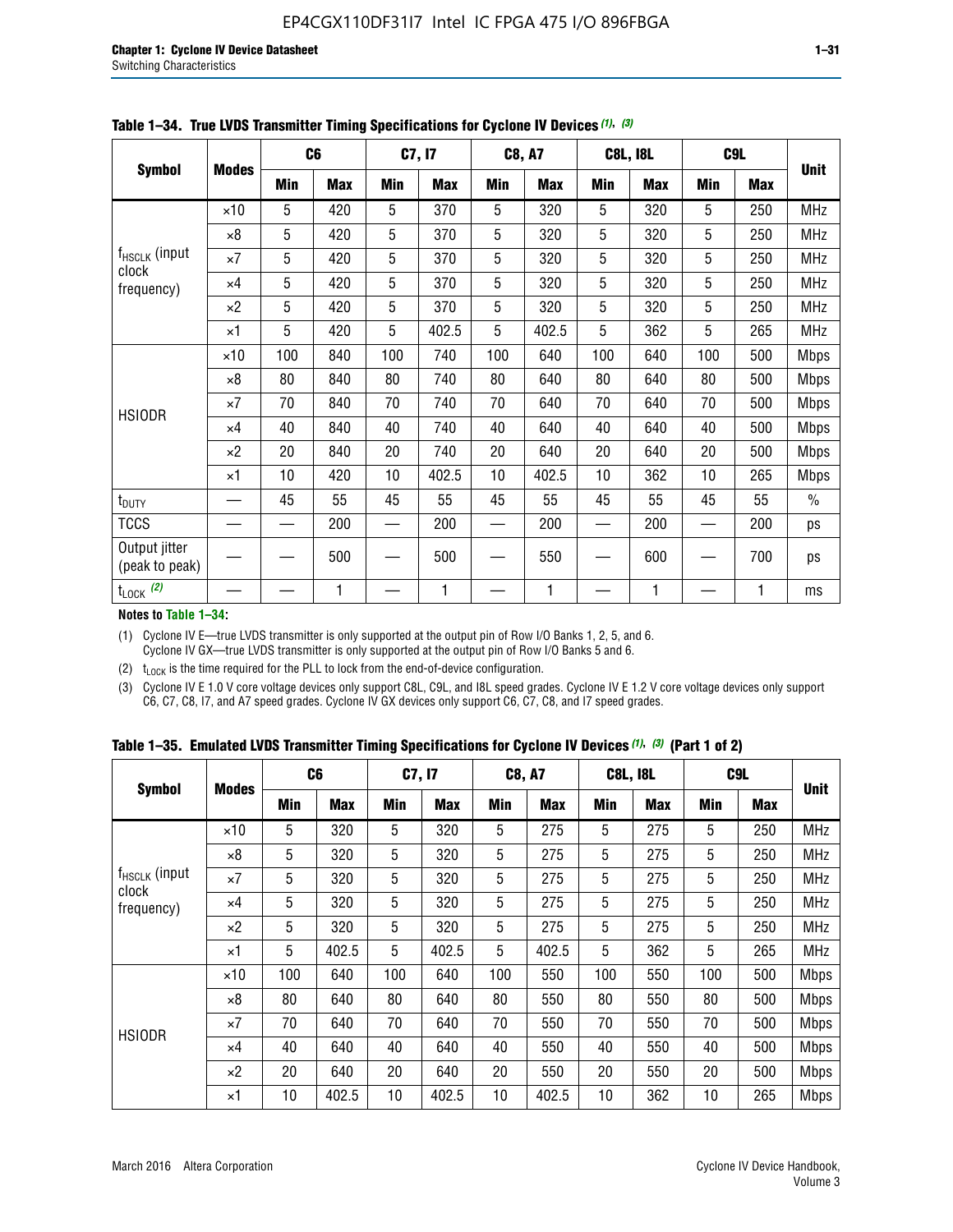**Table 1–34. True LVDS Transmitter Timing Specifications for Cyclone IV Devices (1), (3)**

| Symbol | Modes | C6 | | C7, I7 | | C8, A7 | | C8L, I8L | | C9L | | Unit |
|---|---|---|---|---|---|---|---|---|---|---|---|---|
| | | Min | Max | Min | Max | Min | Max | Min | Max | Min | Max | |
| $f_{HSCLK}$ (input clock frequency) | ×10 | 5 | 420 | 5 | 370 | 5 | 320 | 5 | 320 | 5 | 250 | MHz |
| | ×8 | 5 | 420 | 5 | 370 | 5 | 320 | 5 | 320 | 5 | 250 | MHz |
| | ×7 | 5 | 420 | 5 | 370 | 5 | 320 | 5 | 320 | 5 | 250 | MHz |
| | ×4 | 5 | 420 | 5 | 370 | 5 | 320 | 5 | 320 | 5 | 250 | MHz |
| | ×2 | 5 | 420 | 5 | 370 | 5 | 320 | 5 | 320 | 5 | 250 | MHz |
| | ×1 | 5 | 420 | 5 | 402.5 | 5 | 402.5 | 5 | 362 | 5 | 265 | MHz |
| HSIODR | ×10 | 100 | 840 | 100 | 740 | 100 | 640 | 100 | 640 | 100 | 500 | Mbps |
| | ×8 | 80 | 840 | 80 | 740 | 80 | 640 | 80 | 640 | 80 | 500 | Mbps |
| | ×7 | 70 | 840 | 70 | 740 | 70 | 640 | 70 | 640 | 70 | 500 | Mbps |
| | ×4 | 40 | 840 | 40 | 740 | 40 | 640 | 40 | 640 | 40 | 500 | Mbps |
| | ×2 | 20 | 840 | 20 | 740 | 20 | 640 | 20 | 640 | 20 | 500 | Mbps |
| | ×1 | 10 | 420 | 10 | 402.5 | 10 | 402.5 | 10 | 362 | 10 | 265 | Mbps |
| $t_{DUTY}$ | — | 45 | 55 | 45 | 55 | 45 | 55 | 45 | 55 | 45 | 55 | % |
| TCCS | — | — | 200 | — | 200 | — | 200 | — | 200 | — | 200 | ps |
| Output jitter (peak to peak) | — | — | 500 | — | 500 | — | 550 | — | 600 | — | 700 | ps |
| $t_{LOCK}$ (2) | — | — | 1 | — | 1 | — | 1 | — | 1 | — | 1 | ms |

**Notes to Table 1–34:**

(1) Cyclone IV E—true LVDS transmitter is only supported at the output pin of Row I/O Banks 1, 2, 5, and 6. Cyclone IV GX—true LVDS transmitter is only supported at the output pin of Row I/O Banks 5 and 6.

(2) $t_{LOCK}$ is the time required for the PLL to lock from the end-of-device configuration.

(3) Cyclone IV E 1.0 V core voltage devices only support C8L, C9L, and I8L speed grades. Cyclone IV E 1.2 V core voltage devices only support C6, C7, C8, I7, and A7 speed grades. Cyclone IV GX devices only support C6, C7, C8, and I7 speed grades.

**Table 1–35. Emulated LVDS Transmitter Timing Specifications for Cyclone IV Devices (1), (3) (Part 1 of 2)**

| Symbol | Modes | C6 | | C7, I7 | | C8, A7 | | C8L, I8L | | C9L | | Unit |
|---|---|---|---|---|---|---|---|---|---|---|---|---|
| | | Min | Max | Min | Max | Min | Max | Min | Max | Min | Max | |
| $f_{HSCLK}$ (input clock frequency) | ×10 | 5 | 320 | 5 | 320 | 5 | 275 | 5 | 275 | 5 | 250 | MHz |
| | ×8 | 5 | 320 | 5 | 320 | 5 | 275 | 5 | 275 | 5 | 250 | MHz |
| | ×7 | 5 | 320 | 5 | 320 | 5 | 275 | 5 | 275 | 5 | 250 | MHz |
| | ×4 | 5 | 320 | 5 | 320 | 5 | 275 | 5 | 275 | 5 | 250 | MHz |
| | ×2 | 5 | 320 | 5 | 320 | 5 | 275 | 5 | 275 | 5 | 250 | MHz |
| | ×1 | 5 | 402.5 | 5 | 402.5 | 5 | 402.5 | 5 | 362 | 5 | 265 | MHz |
| HSIODR | ×10 | 100 | 640 | 100 | 640 | 100 | 550 | 100 | 550 | 100 | 500 | Mbps |
| | ×8 | 80 | 640 | 80 | 640 | 80 | 550 | 80 | 550 | 80 | 500 | Mbps |
| | ×7 | 70 | 640 | 70 | 640 | 70 | 550 | 70 | 550 | 70 | 500 | Mbps |
| | ×4 | 40 | 640 | 40 | 640 | 40 | 550 | 40 | 550 | 40 | 500 | Mbps |
| | ×2 | 20 | 640 | 20 | 640 | 20 | 550 | 20 | 550 | 20 | 500 | Mbps |
| | ×1 | 10 | 402.5 | 10 | 402.5 | 10 | 402.5 | 10 | 362 | 10 | 265 | Mbps |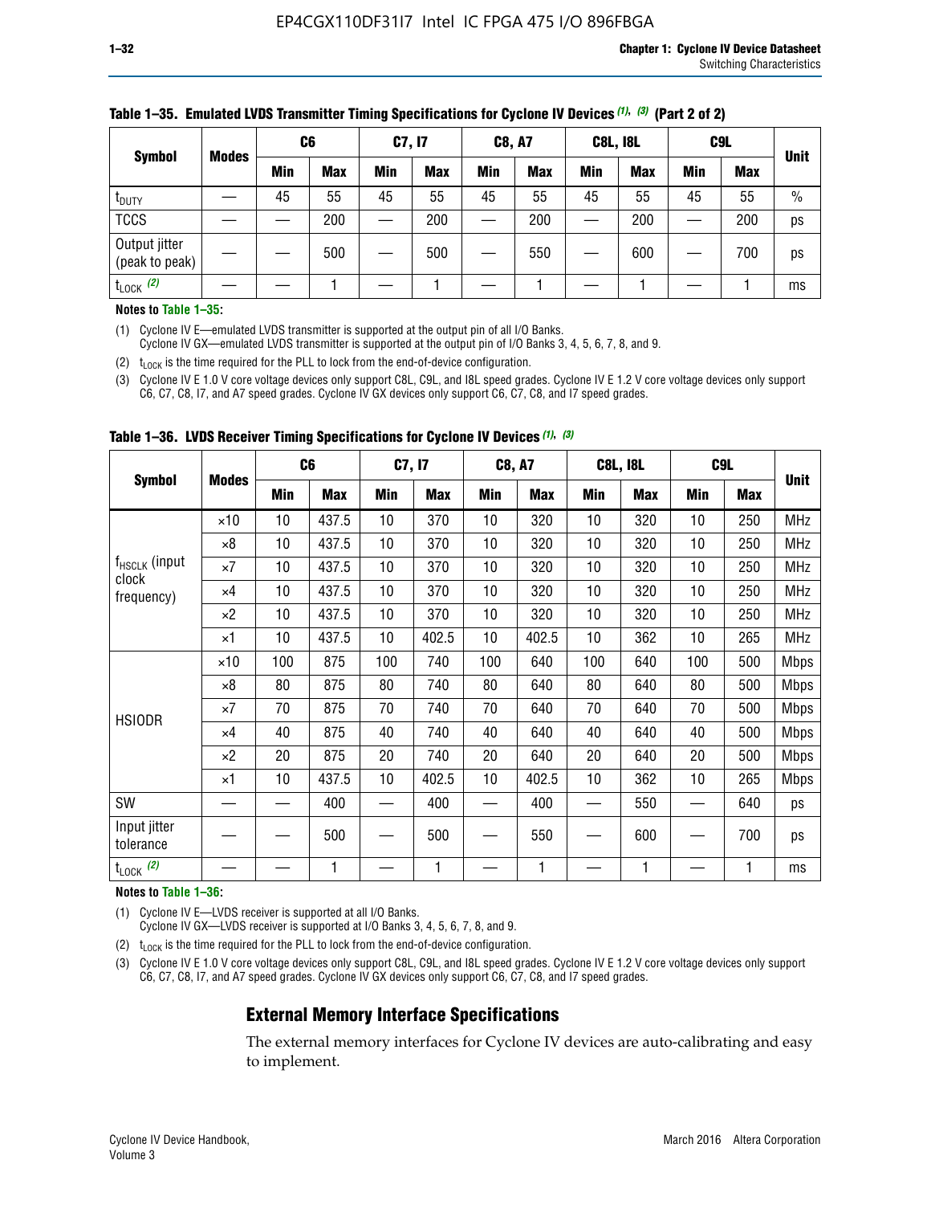**Table 1–35. Emulated LVDS Transmitter Timing Specifications for Cyclone IV Devices (1), (3) (Part 2 of 2)**

| Symbol | Modes | C6 | | C7, I7 | | C8, A7 | | C8L, I8L | | C9L | | Unit |
|---|---|---|---|---|---|---|---|---|---|---|---|---|
| | | Min | Max | Min | Max | Min | Max | Min | Max | Min | Max | |
| $t_{DUTY}$ | — | 45 | 55 | 45 | 55 | 45 | 55 | 45 | 55 | 45 | 55 | % |
| TCCS | — | — | 200 | — | 200 | — | 200 | — | 200 | — | 200 | ps |
| Output jitter (peak to peak) | — | — | 500 | — | 500 | — | 550 | — | 600 | — | 700 | ps |
| $t_{LOCK}$ (2) | — | — | 1 | — | 1 | — | 1 | — | 1 | — | 1 | ms |

**Notes to Table 1–35:**

(1) Cyclone IV E—emulated LVDS transmitter is supported at the output pin of all I/O Banks.
Cyclone IV GX—emulated LVDS transmitter is supported at the output pin of I/O Banks 3, 4, 5, 6, 7, 8, and 9.

(2) $t_{LOCK}$ is the time required for the PLL to lock from the end-of-device configuration.

(3) Cyclone IV E 1.0 V core voltage devices only support C8L, C9L, and I8L speed grades. Cyclone IV E 1.2 V core voltage devices only support C6, C7, C8, I7, and A7 speed grades. Cyclone IV GX devices only support C6, C7, C8, and I7 speed grades.

**Table 1–36. LVDS Receiver Timing Specifications for Cyclone IV Devices (1), (3)**

| Symbol | Modes | C6 | | C7, I7 | | C8, A7 | | C8L, I8L | | C9L | | Unit |
|---|---|---|---|---|---|---|---|---|---|---|---|---|
| | | Min | Max | Min | Max | Min | Max | Min | Max | Min | Max | |
| $f_{HSCLK}$ (input clock frequency) | ×10 | 10 | 437.5 | 10 | 370 | 10 | 320 | 10 | 320 | 10 | 250 | MHz |
| | ×8 | 10 | 437.5 | 10 | 370 | 10 | 320 | 10 | 320 | 10 | 250 | MHz |
| | ×7 | 10 | 437.5 | 10 | 370 | 10 | 320 | 10 | 320 | 10 | 250 | MHz |
| | ×4 | 10 | 437.5 | 10 | 370 | 10 | 320 | 10 | 320 | 10 | 250 | MHz |
| | ×2 | 10 | 437.5 | 10 | 370 | 10 | 320 | 10 | 320 | 10 | 250 | MHz |
| | ×1 | 10 | 437.5 | 10 | 402.5 | 10 | 402.5 | 10 | 362 | 10 | 265 | MHz |
| HSIODR | ×10 | 100 | 875 | 100 | 740 | 100 | 640 | 100 | 640 | 100 | 500 | Mbps |
| | ×8 | 80 | 875 | 80 | 740 | 80 | 640 | 80 | 640 | 80 | 500 | Mbps |
| | ×7 | 70 | 875 | 70 | 740 | 70 | 640 | 70 | 640 | 70 | 500 | Mbps |
| | ×4 | 40 | 875 | 40 | 740 | 40 | 640 | 40 | 640 | 40 | 500 | Mbps |
| | ×2 | 20 | 875 | 20 | 740 | 20 | 640 | 20 | 640 | 20 | 500 | Mbps |
| | ×1 | 10 | 437.5 | 10 | 402.5 | 10 | 402.5 | 10 | 362 | 10 | 265 | Mbps |
| SW | — | — | 400 | — | 400 | — | 400 | — | 550 | — | 640 | ps |
| Input jitter tolerance | — | — | 500 | — | 500 | — | 550 | — | 600 | — | 700 | ps |
| $t_{LOCK}$ (2) | — | — | 1 | — | 1 | — | 1 | — | 1 | — | 1 | ms |

**Notes to Table 1–36:**

(1) Cyclone IV E—LVDS receiver is supported at all I/O Banks.
Cyclone IV GX—LVDS receiver is supported at I/O Banks 3, 4, 5, 6, 7, 8, and 9.

(2) $t_{LOCK}$ is the time required for the PLL to lock from the end-of-device configuration.

(3) Cyclone IV E 1.0 V core voltage devices only support C8L, C9L, and I8L speed grades. Cyclone IV E 1.2 V core voltage devices only support C6, C7, C8, I7, and A7 speed grades. Cyclone IV GX devices only support C6, C7, C8, and I7 speed grades.

## External Memory Interface Specifications

The external memory interfaces for Cyclone IV devices are auto-calibrating and easy to implement.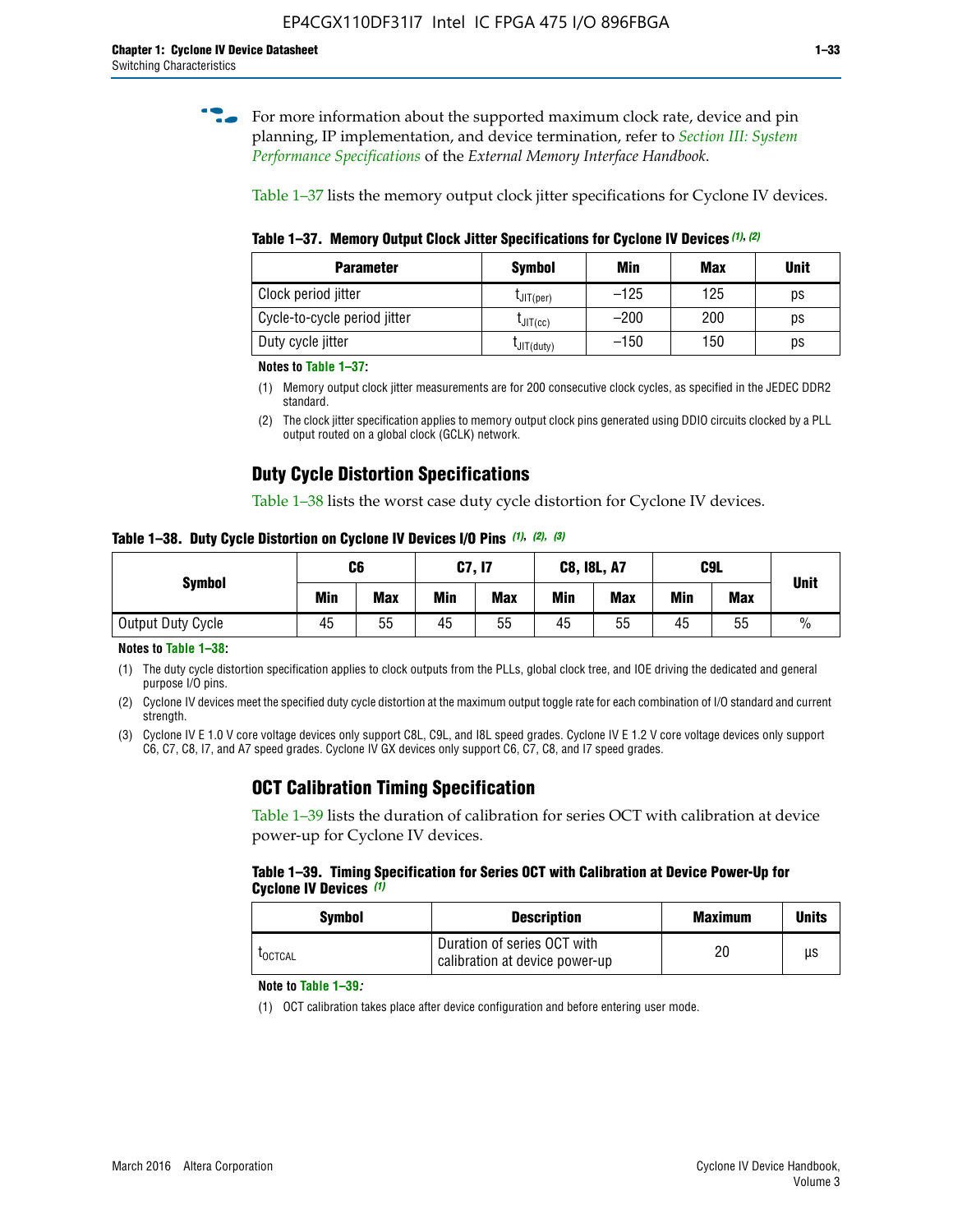For more information about the supported maximum clock rate, device and pin planning, IP implementation, and device termination, refer to *Section III: System Performance Specifications* of the *External Memory Interface Handbook*.

Table 1–37 lists the memory output clock jitter specifications for Cyclone IV devices.

**Table 1–37. Memory Output Clock Jitter Specifications for Cyclone IV Devices (1), (2)**

| Parameter | Symbol | Min | Max | Unit |
|---|---|---|---|---|
| Clock period jitter | $t_{JIT(per)}$ | –125 | 125 | ps |
| Cycle-to-cycle period jitter | $t_{JIT(cc)}$ | –200 | 200 | ps |
| Duty cycle jitter | $t_{JIT(duty)}$ | –150 | 150 | ps |

**Notes to Table 1–37:**

(1) Memory output clock jitter measurements are for 200 consecutive clock cycles, as specified in the JEDEC DDR2 standard.

(2) The clock jitter specification applies to memory output clock pins generated using DDIO circuits clocked by a PLL output routed on a global clock (GCLK) network.

## Duty Cycle Distortion Specifications

Table 1–38 lists the worst case duty cycle distortion for Cyclone IV devices.

**Table 1–38. Duty Cycle Distortion on Cyclone IV Devices I/O Pins (1), (2), (3)**

| Symbol | C6 | | C7, I7 | | C8, I8L, A7 | | C9L | | Unit |
|---|---|---|---|---|---|---|---|---|---|
| | Min | Max | Min | Max | Min | Max | Min | Max | |
| Output Duty Cycle | 45 | 55 | 45 | 55 | 45 | 55 | 45 | 55 | % |

**Notes to Table 1–38:**

(1) The duty cycle distortion specification applies to clock outputs from the PLLs, global clock tree, and IOE driving the dedicated and general purpose I/O pins.

(2) Cyclone IV devices meet the specified duty cycle distortion at the maximum output toggle rate for each combination of I/O standard and current strength.

(3) Cyclone IV E 1.0 V core voltage devices only support C8L, C9L, and I8L speed grades. Cyclone IV E 1.2 V core voltage devices only support C6, C7, C8, I7, and A7 speed grades. Cyclone IV GX devices only support C6, C7, C8, and I7 speed grades.

## OCT Calibration Timing Specification

Table 1–39 lists the duration of calibration for series OCT with calibration at device power-up for Cyclone IV devices.

**Table 1–39. Timing Specification for Series OCT with Calibration at Device Power-Up for Cyclone IV Devices (1)**

| Symbol | Description | Maximum | Units |
|---|---|---|---|
| $t_{OCTCAL}$ | Duration of series OCT with calibration at device power-up | 20 | µs |

**Note to Table 1–39:**

(1) OCT calibration takes place after device configuration and before entering user mode.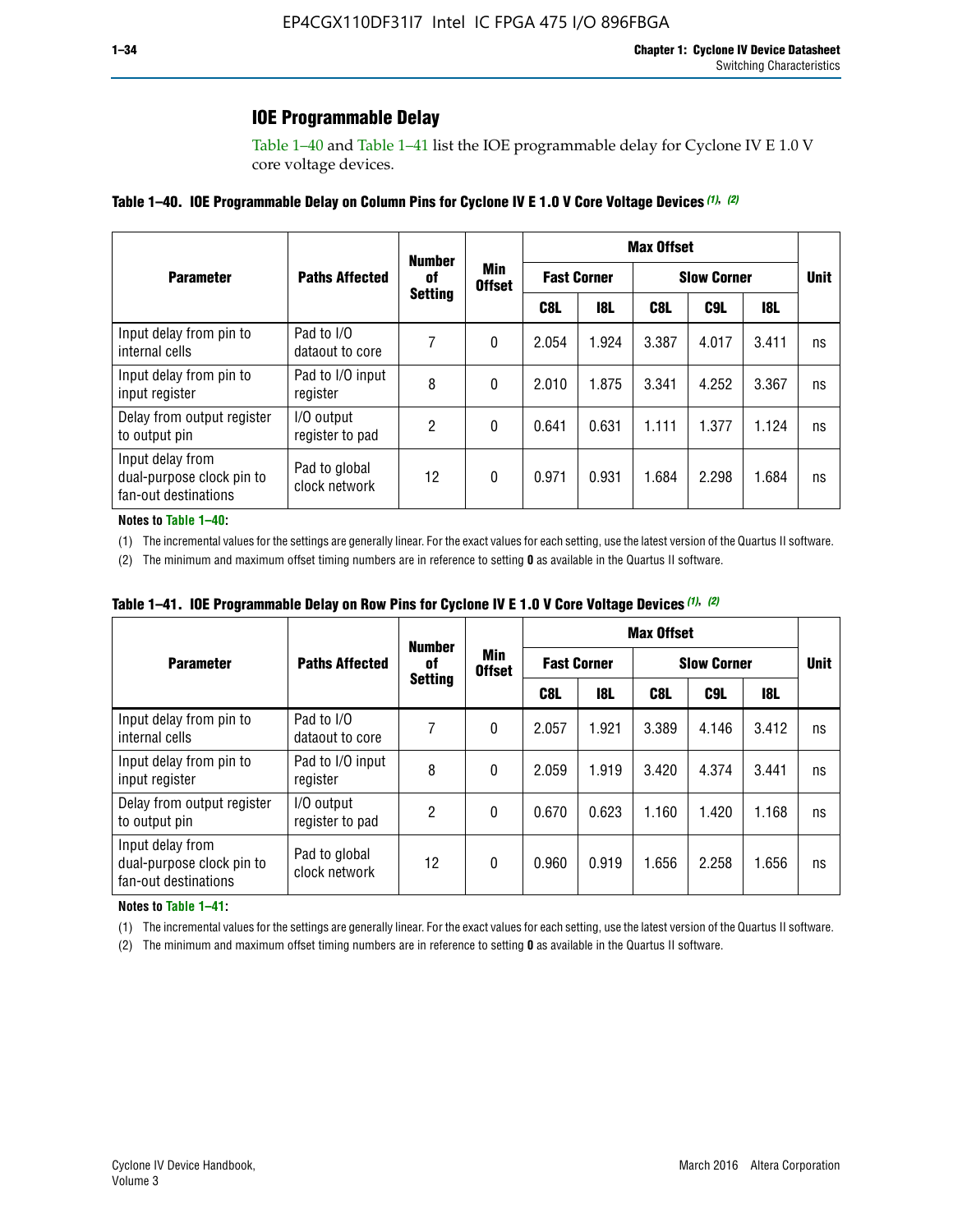## IOE Programmable Delay

Table 1–40 and Table 1–41 list the IOE programmable delay for Cyclone IV E 1.0 V core voltage devices.

**Table 1–40. IOE Programmable Delay on Column Pins for Cyclone IV E 1.0 V Core Voltage Devices (1), (2)**

| Parameter | Paths Affected | Number of Setting | Min Offset | Max Offset | | | | | Unit |
|---|---|---|---|---|---|---|---|---|---|
| | | | | Fast Corner | | Slow Corner | | | |
| | | | | C8L | I8L | C8L | C9L | I8L | |
| Input delay from pin to internal cells | Pad to I/O dataout to core | 7 | 0 | 2.054 | 1.924 | 3.387 | 4.017 | 3.411 | ns |
| Input delay from pin to input register | Pad to I/O input register | 8 | 0 | 2.010 | 1.875 | 3.341 | 4.252 | 3.367 | ns |
| Delay from output register to output pin | I/O output register to pad | 2 | 0 | 0.641 | 0.631 | 1.111 | 1.377 | 1.124 | ns |
| Input delay from dual-purpose clock pin to fan-out destinations | Pad to global clock network | 12 | 0 | 0.971 | 0.931 | 1.684 | 2.298 | 1.684 | ns |

**Notes to Table 1–40:**

(1) The incremental values for the settings are generally linear. For the exact values for each setting, use the latest version of the Quartus II software.

(2) The minimum and maximum offset timing numbers are in reference to setting **0** as available in the Quartus II software.

**Table 1–41. IOE Programmable Delay on Row Pins for Cyclone IV E 1.0 V Core Voltage Devices (1), (2)**

| Parameter | Paths Affected | Number of Setting | Min Offset | Max Offset | | | | | Unit |
|---|---|---|---|---|---|---|---|---|---|
| | | | | Fast Corner | | Slow Corner | | | |
| | | | | C8L | I8L | C8L | C9L | I8L | |
| Input delay from pin to internal cells | Pad to I/O dataout to core | 7 | 0 | 2.057 | 1.921 | 3.389 | 4.146 | 3.412 | ns |
| Input delay from pin to input register | Pad to I/O input register | 8 | 0 | 2.059 | 1.919 | 3.420 | 4.374 | 3.441 | ns |
| Delay from output register to output pin | I/O output register to pad | 2 | 0 | 0.670 | 0.623 | 1.160 | 1.420 | 1.168 | ns |
| Input delay from dual-purpose clock pin to fan-out destinations | Pad to global clock network | 12 | 0 | 0.960 | 0.919 | 1.656 | 2.258 | 1.656 | ns |

**Notes to Table 1–41:**

(1) The incremental values for the settings are generally linear. For the exact values for each setting, use the latest version of the Quartus II software.

(2) The minimum and maximum offset timing numbers are in reference to setting **0** as available in the Quartus II software.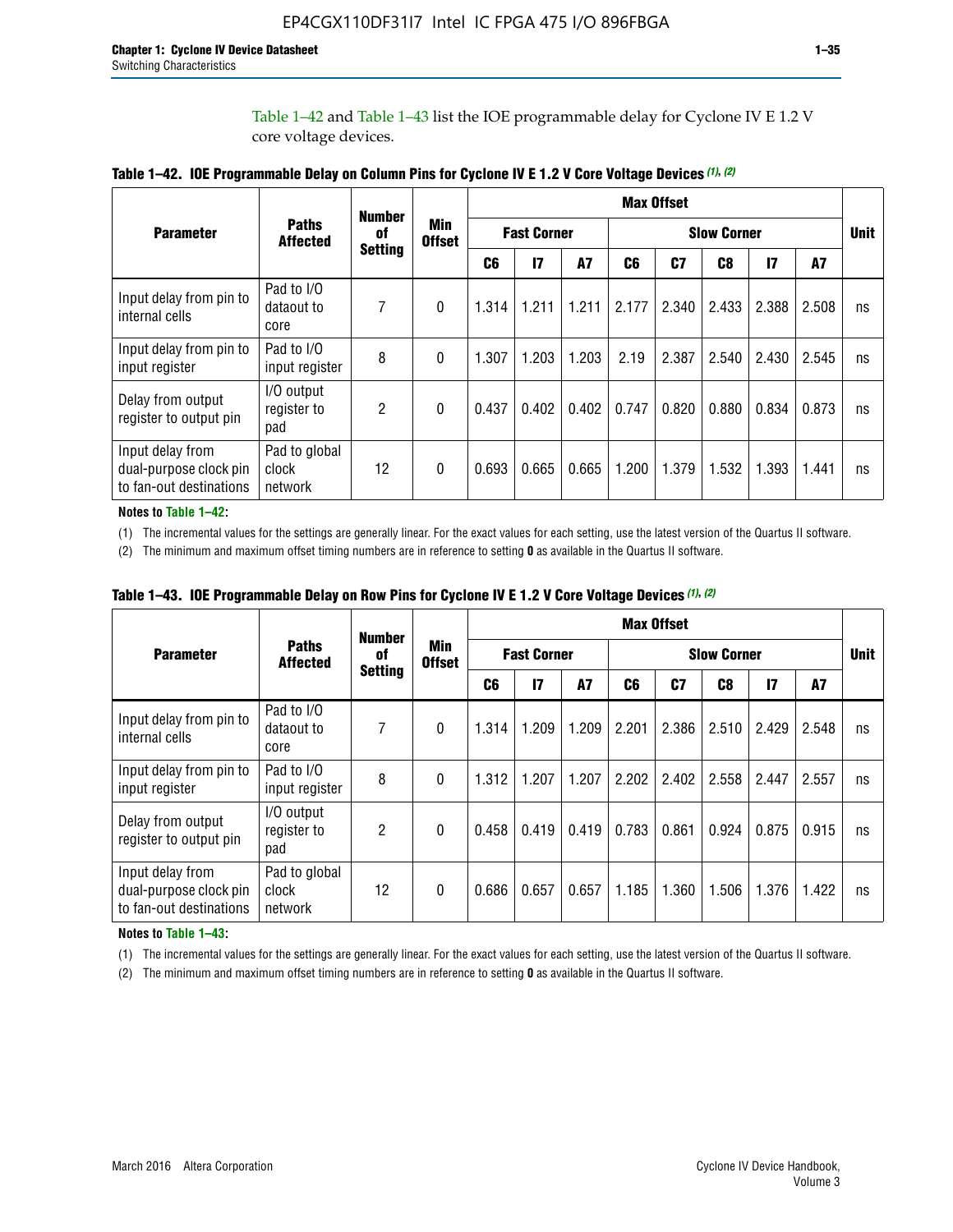Table 1–42 and Table 1–43 list the IOE programmable delay for Cyclone IV E 1.2 V core voltage devices.

**Table 1–42. IOE Programmable Delay on Column Pins for Cyclone IV E 1.2 V Core Voltage Devices (1), (2)**

| Parameter | Paths Affected | Number of Setting | Min Offset | Max Offset | | | | | | | | Unit |
|---|---|---|---|---|---|---|---|---|---|---|---|---|
| | | | | Fast Corner | | | Slow Corner | | | | | |
| | | | | C6 | I7 | A7 | C6 | C7 | C8 | I7 | A7 | |
| Input delay from pin to internal cells | Pad to I/O dataout to core | 7 | 0 | 1.314 | 1.211 | 1.211 | 2.177 | 2.340 | 2.433 | 2.388 | 2.508 | ns |
| Input delay from pin to input register | Pad to I/O input register | 8 | 0 | 1.307 | 1.203 | 1.203 | 2.19 | 2.387 | 2.540 | 2.430 | 2.545 | ns |
| Delay from output register to output pin | I/O output register to pad | 2 | 0 | 0.437 | 0.402 | 0.402 | 0.747 | 0.820 | 0.880 | 0.834 | 0.873 | ns |
| Input delay from dual-purpose clock pin to fan-out destinations | Pad to global clock network | 12 | 0 | 0.693 | 0.665 | 0.665 | 1.200 | 1.379 | 1.532 | 1.393 | 1.441 | ns |

**Notes to Table 1–42:**

(1) The incremental values for the settings are generally linear. For the exact values for each setting, use the latest version of the Quartus II software.

(2) The minimum and maximum offset timing numbers are in reference to setting **0** as available in the Quartus II software.

**Table 1–43. IOE Programmable Delay on Row Pins for Cyclone IV E 1.2 V Core Voltage Devices (1), (2)**

| Parameter | Paths Affected | Number of Setting | Min Offset | Max Offset | | | | | | | | Unit |
|---|---|---|---|---|---|---|---|---|---|---|---|---|
| | | | | Fast Corner | | | Slow Corner | | | | | |
| | | | | C6 | I7 | A7 | C6 | C7 | C8 | I7 | A7 | |
| Input delay from pin to internal cells | Pad to I/O dataout to core | 7 | 0 | 1.314 | 1.209 | 1.209 | 2.201 | 2.386 | 2.510 | 2.429 | 2.548 | ns |
| Input delay from pin to input register | Pad to I/O input register | 8 | 0 | 1.312 | 1.207 | 1.207 | 2.202 | 2.402 | 2.558 | 2.447 | 2.557 | ns |
| Delay from output register to output pin | I/O output register to pad | 2 | 0 | 0.458 | 0.419 | 0.419 | 0.783 | 0.861 | 0.924 | 0.875 | 0.915 | ns |
| Input delay from dual-purpose clock pin to fan-out destinations | Pad to global clock network | 12 | 0 | 0.686 | 0.657 | 0.657 | 1.185 | 1.360 | 1.506 | 1.376 | 1.422 | ns |

**Notes to Table 1–43:**

(1) The incremental values for the settings are generally linear. For the exact values for each setting, use the latest version of the Quartus II software.

(2) The minimum and maximum offset timing numbers are in reference to setting **0** as available in the Quartus II software.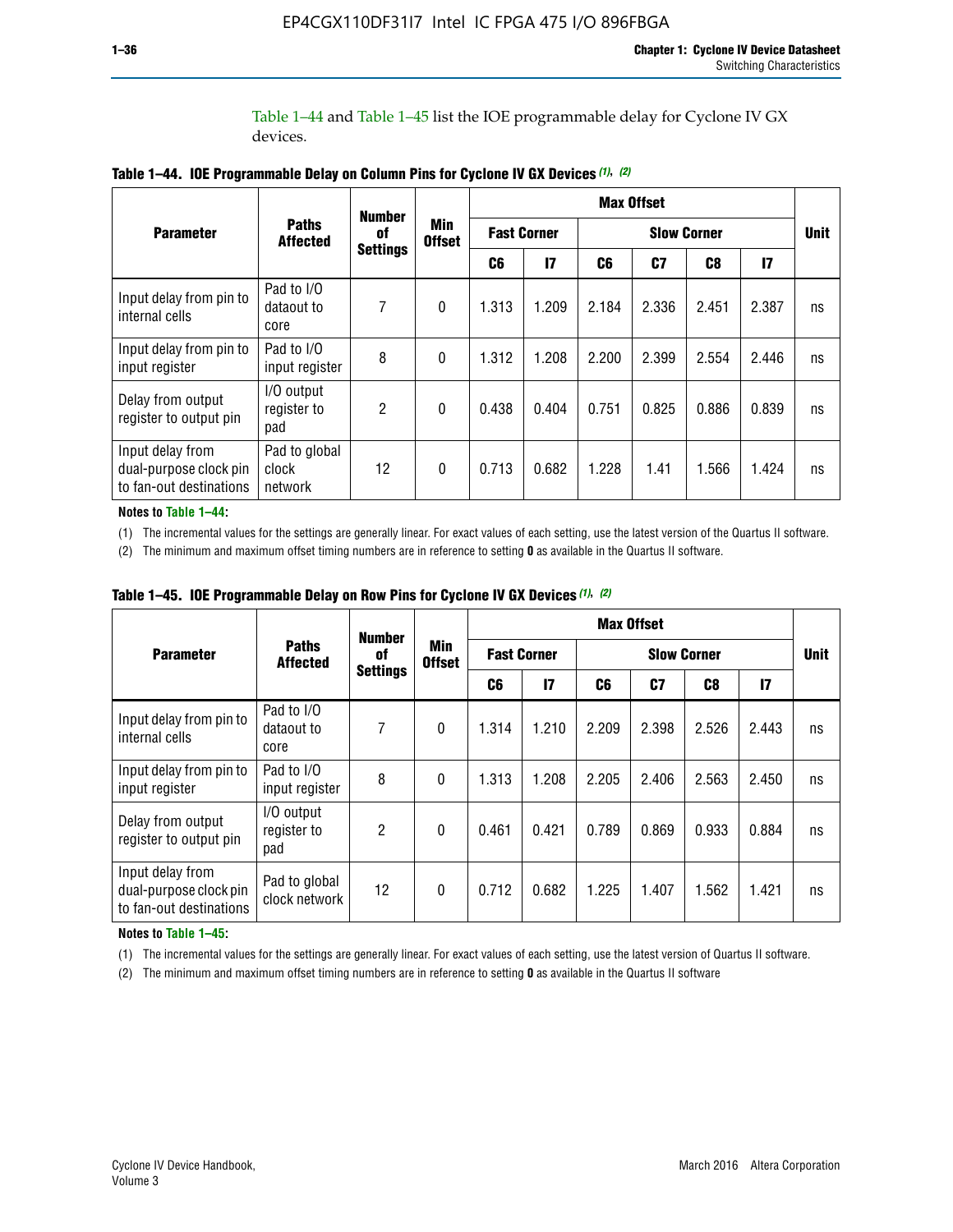Table 1–44 and Table 1–45 list the IOE programmable delay for Cyclone IV GX devices.

**Table 1–44. IOE Programmable Delay on Column Pins for Cyclone IV GX Devices (1), (2)**

| Parameter | Paths Affected | Number of Settings | Min Offset | Max Offset | | | | | | Unit |
|---|---|---|---|---|---|---|---|---|---|---|
| | | | | Fast Corner | | Slow Corner | | | | |
| | | | | C6 | I7 | C6 | C7 | C8 | I7 | |
| Input delay from pin to internal cells | Pad to I/O dataout to core | 7 | 0 | 1.313 | 1.209 | 2.184 | 2.336 | 2.451 | 2.387 | ns |
| Input delay from pin to input register | Pad to I/O input register | 8 | 0 | 1.312 | 1.208 | 2.200 | 2.399 | 2.554 | 2.446 | ns |
| Delay from output register to output pin | I/O output register to pad | 2 | 0 | 0.438 | 0.404 | 0.751 | 0.825 | 0.886 | 0.839 | ns |
| Input delay from dual-purpose clock pin to fan-out destinations | Pad to global clock network | 12 | 0 | 0.713 | 0.682 | 1.228 | 1.41 | 1.566 | 1.424 | ns |

**Notes to Table 1–44:**

(1) The incremental values for the settings are generally linear. For exact values of each setting, use the latest version of the Quartus II software.

(2) The minimum and maximum offset timing numbers are in reference to setting **0** as available in the Quartus II software.

**Table 1–45. IOE Programmable Delay on Row Pins for Cyclone IV GX Devices (1), (2)**

| Parameter | Paths Affected | Number of Settings | Min Offset | Max Offset | | | | | | Unit |
|---|---|---|---|---|---|---|---|---|---|---|
| | | | | Fast Corner | | Slow Corner | | | | |
| | | | | C6 | I7 | C6 | C7 | C8 | I7 | |
| Input delay from pin to internal cells | Pad to I/O dataout to core | 7 | 0 | 1.314 | 1.210 | 2.209 | 2.398 | 2.526 | 2.443 | ns |
| Input delay from pin to input register | Pad to I/O input register | 8 | 0 | 1.313 | 1.208 | 2.205 | 2.406 | 2.563 | 2.450 | ns |
| Delay from output register to output pin | I/O output register to pad | 2 | 0 | 0.461 | 0.421 | 0.789 | 0.869 | 0.933 | 0.884 | ns |
| Input delay from dual-purpose clock pin to fan-out destinations | Pad to global clock network | 12 | 0 | 0.712 | 0.682 | 1.225 | 1.407 | 1.562 | 1.421 | ns |

**Notes to Table 1–45:**

(1) The incremental values for the settings are generally linear. For exact values of each setting, use the latest version of Quartus II software.

(2) The minimum and maximum offset timing numbers are in reference to setting **0** as available in the Quartus II software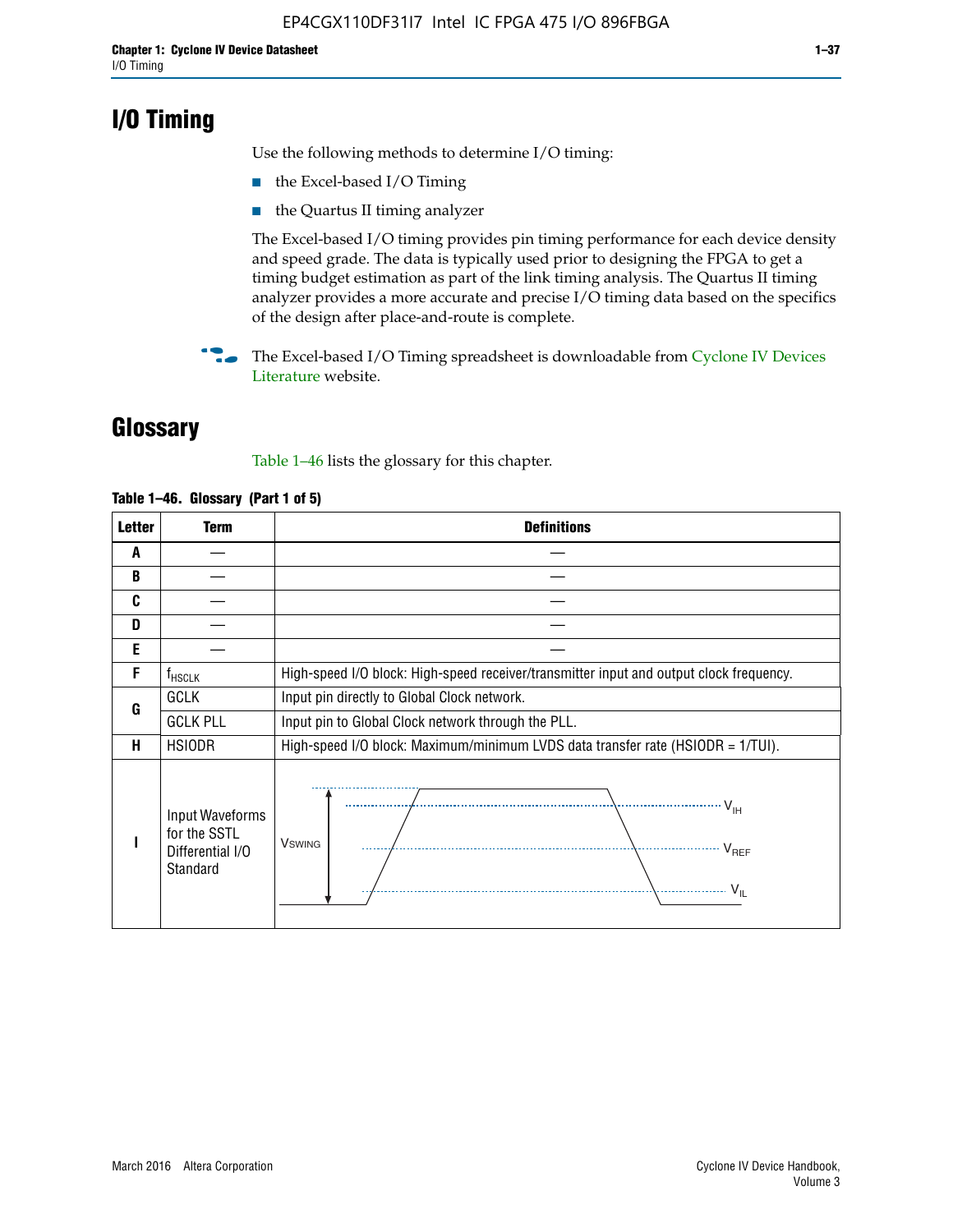# I/O Timing

Use the following methods to determine I/O timing:

- the Excel-based I/O Timing
- the Quartus II timing analyzer

The Excel-based I/O timing provides pin timing performance for each device density and speed grade. The data is typically used prior to designing the FPGA to get a timing budget estimation as part of the link timing analysis. The Quartus II timing analyzer provides a more accurate and precise I/O timing data based on the specifics of the design after place-and-route is complete.

The Excel-based I/O Timing spreadsheet is downloadable from Cyclone IV Devices Literature website.

# Glossary

Table 1–46 lists the glossary for this chapter.

**Table 1–46. Glossary (Part 1 of 5)**

| Letter | Term | Definitions |
|---|---|---|
| A | — | — |
| B | — | — |
| C | — | — |
| D | — | — |
| E | — | — |
| F | $f_{HSCLK}$ | High-speed I/O block: High-speed receiver/transmitter input and output clock frequency. |
| G | GCLK | Input pin directly to Global Clock network. |
| | GCLK PLL | Input pin to Global Clock network through the PLL. |
| H | HSIODR | High-speed I/O block: Maximum/minimum LVDS data transfer rate (HSIODR = 1/TUI). |
| I | Input Waveforms for the SSTL Differential I/O Standard | (Waveform diagram: $V_{SWING}$, $V_{IH}$, $V_{REF}$, $V_{IL}$) |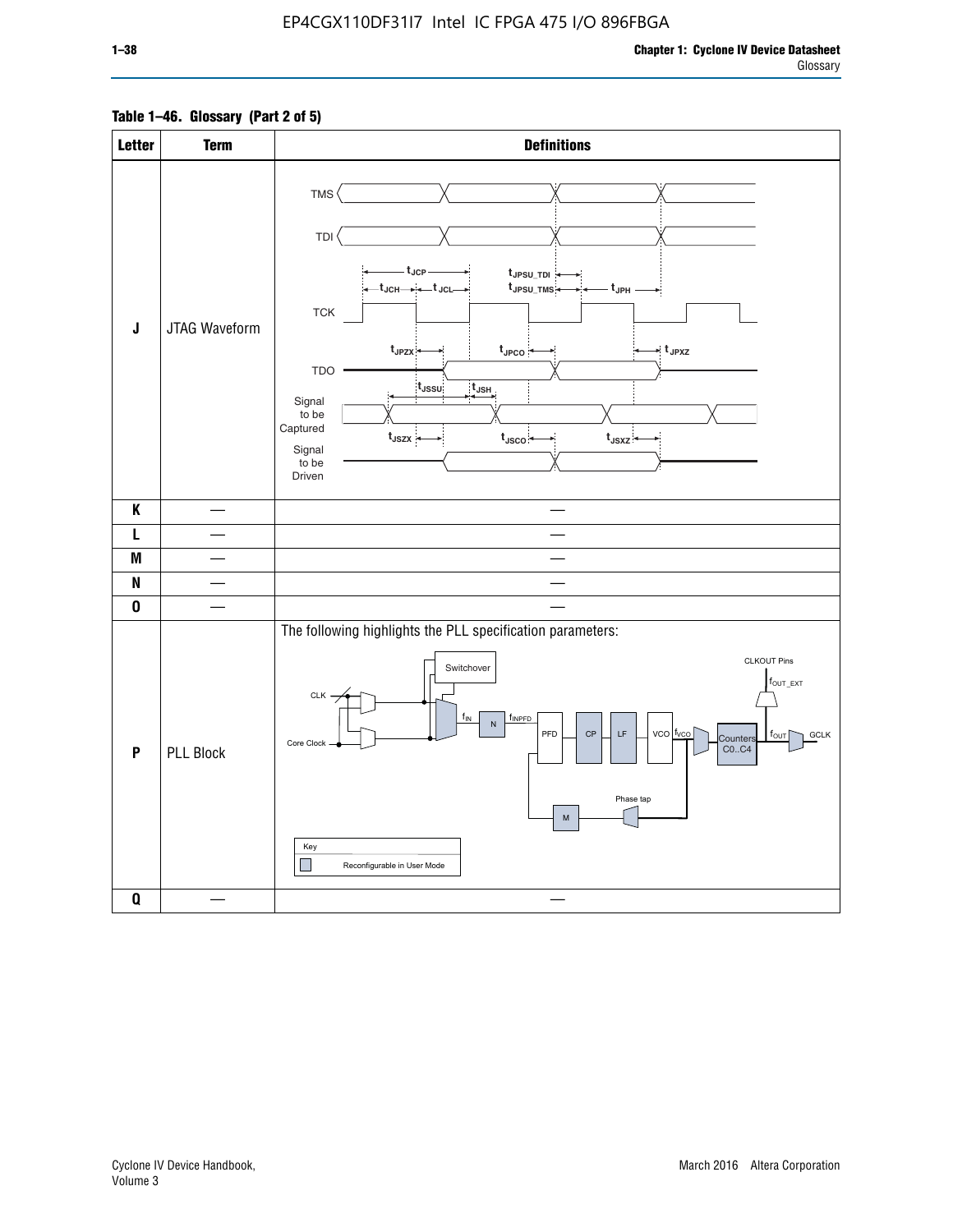**Table 1–46. Glossary (Part 2 of 5)**

| Letter | Term | Definitions |
|---|---|---|
| J | JTAG Waveform | TMS, TDI, TCK, TDO, Signal to be Captured, Signal to be Driven; $t_{JCP}$, $t_{JCH}$, $t_{JCL}$, $t_{JPSU\_TDI}$, $t_{JPSU\_TMS}$, $t_{JPH}$, $t_{JPZX}$, $t_{JPCO}$, $t_{JPXZ}$, $t_{JSSU}$, $t_{JSH}$, $t_{JSZX}$, $t_{JSCO}$, $t_{JSXZ}$ |
| K | — | — |
| L | — | — |
| M | — | — |
| N | — | — |
| O | — | — |
| P | PLL Block | The following highlights the PLL specification parameters: CLK, Core Clock, Switchover, $f_{IN}$, N, $f_{INPFD}$, PFD, CP, LF, VCO, $f_{VCO}$, Counters C0..C4, $f_{OUT}$, GCLK, CLKOUT Pins, $f_{OUT\_EXT}$, Phase tap, M. Key: Reconfigurable in User Mode |
| Q | — | — |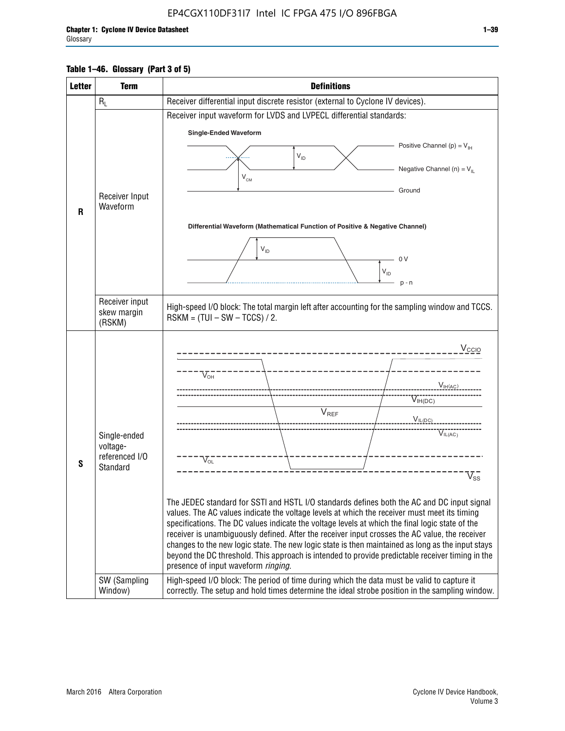**Table 1–46. Glossary (Part 3 of 5)**

| Letter | Term | Definitions |
|---|---|---|
| R | $R_L$ | Receiver differential input discrete resistor (external to Cyclone IV devices). |
| | Receiver Input Waveform | Receiver input waveform for LVDS and LVPECL differential standards: Single-Ended Waveform (Positive Channel (p) = $V_{IH}$; Negative Channel (n) = $V_{IL}$; $V_{ID}$; $V_{CM}$; Ground). Differential Waveform (Mathematical Function of Positive & Negative Channel) ($V_{ID}$; 0 V; p - n) |
| | Receiver input skew margin (RSKM) | High-speed I/O block: The total margin left after accounting for the sampling window and TCCS. RSKM = (TUI – SW – TCCS) / 2. |
| S | Single-ended voltage-referenced I/O Standard | ($V_{CCIO}$; $V_{OH}$; $V_{IH(AC)}$; $V_{IH(DC)}$; $V_{REF}$; $V_{IL(DC)}$; $V_{IL(AC)}$; $V_{OL}$; $V_{SS}$) The JEDEC standard for SSTl and HSTL I/O standards defines both the AC and DC input signal values. The AC values indicate the voltage levels at which the receiver must meet its timing specifications. The DC values indicate the voltage levels at which the final logic state of the receiver is unambiguously defined. After the receiver input crosses the AC value, the receiver changes to the new logic state. The new logic state is then maintained as long as the input stays beyond the DC threshold. This approach is intended to provide predictable receiver timing in the presence of input waveform *ringing*. |
| | SW (Sampling Window) | High-speed I/O block: The period of time during which the data must be valid to capture it correctly. The setup and hold times determine the ideal strobe position in the sampling window. |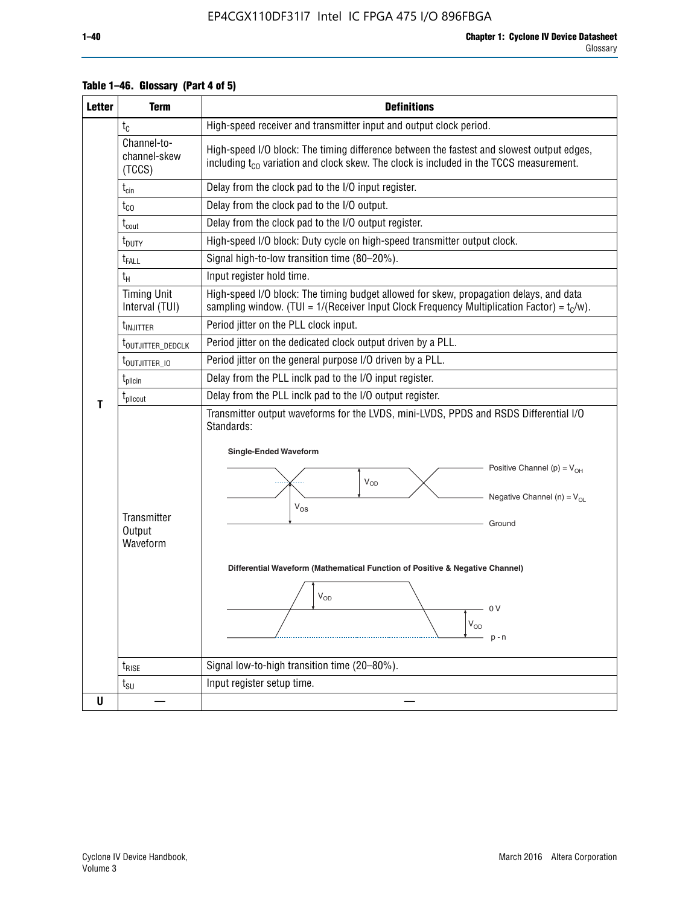**Table 1–46. Glossary (Part 4 of 5)**

| Letter | Term | Definitions |
|---|---|---|
| T | $t_C$ | High-speed receiver and transmitter input and output clock period. |
| | Channel-to-channel-skew (TCCS) | High-speed I/O block: The timing difference between the fastest and slowest output edges, including $t_{CO}$ variation and clock skew. The clock is included in the TCCS measurement. |
| | $t_{cin}$ | Delay from the clock pad to the I/O input register. |
| | $t_{CO}$ | Delay from the clock pad to the I/O output. |
| | $t_{cout}$ | Delay from the clock pad to the I/O output register. |
| | $t_{DUTY}$ | High-speed I/O block: Duty cycle on high-speed transmitter output clock. |
| | $t_{FALL}$ | Signal high-to-low transition time (80–20%). |
| | $t_H$ | Input register hold time. |
| | Timing Unit Interval (TUI) | High-speed I/O block: The timing budget allowed for skew, propagation delays, and data sampling window. (TUI = 1/(Receiver Input Clock Frequency Multiplication Factor) = $t_C$/w). |
| | $t_{INJITTER}$ | Period jitter on the PLL clock input. |
| | $t_{OUTJITTER\_DEDCLK}$ | Period jitter on the dedicated clock output driven by a PLL. |
| | $t_{OUTJITTER\_IO}$ | Period jitter on the general purpose I/O driven by a PLL. |
| | $t_{pllcin}$ | Delay from the PLL inclk pad to the I/O input register. |
| | $t_{pllcout}$ | Delay from the PLL inclk pad to the I/O output register. |
| | Transmitter Output Waveform | Transmitter output waveforms for the LVDS, mini-LVDS, PPDS and RSDS Differential I/O Standards: Single-Ended Waveform (Positive Channel (p) = $V_{OH}$; Negative Channel (n) = $V_{OL}$; $V_{OD}$; $V_{OS}$; Ground). Differential Waveform (Mathematical Function of Positive & Negative Channel) ($V_{OD}$; 0 V; p - n) |
| | $t_{RISE}$ | Signal low-to-high transition time (20–80%). |
| | $t_{SU}$ | Input register setup time. |
| U | — | — |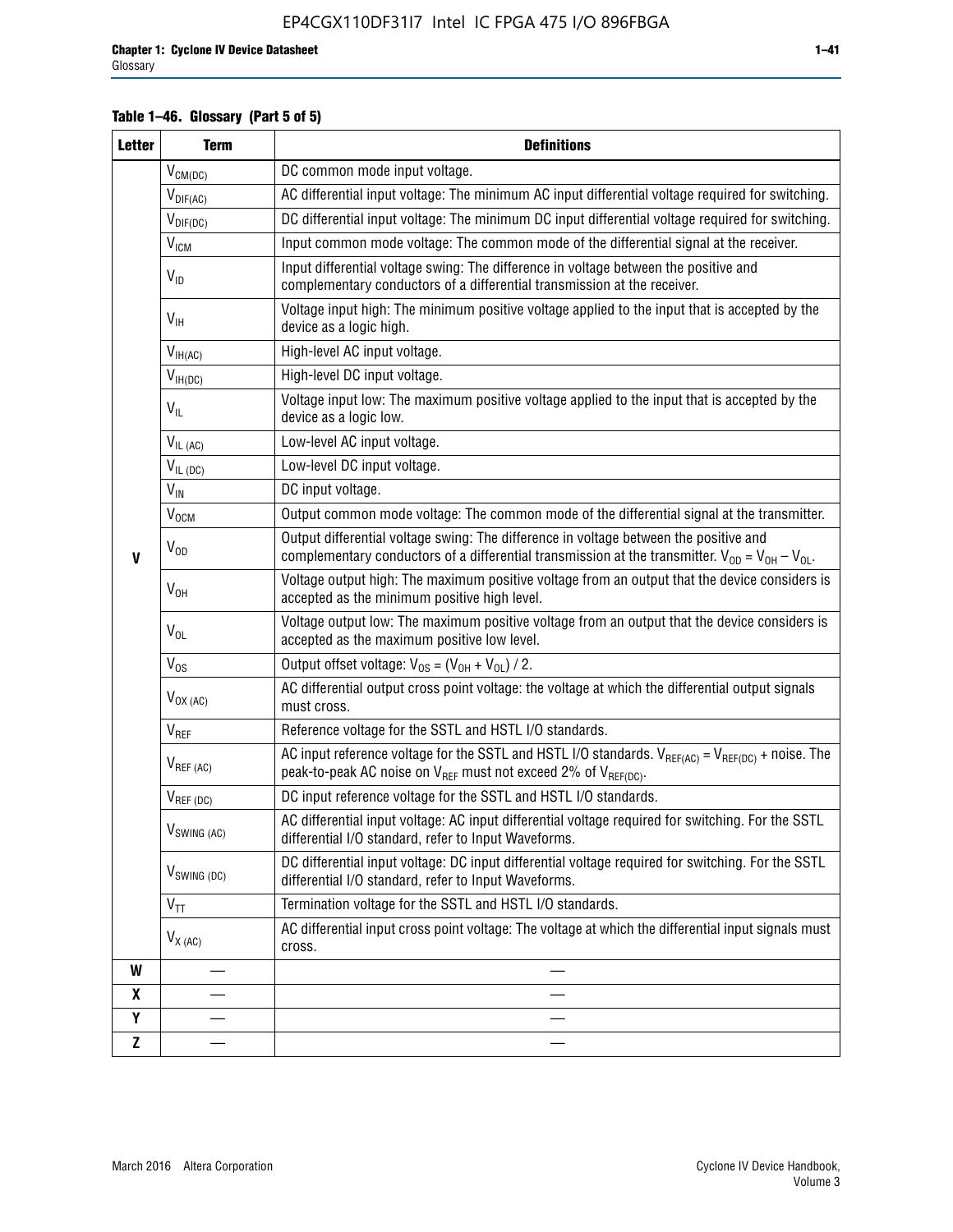**Table 1–46. Glossary (Part 5 of 5)**

| Letter | Term | Definitions |
|---|---|---|
| V | $V_{CM(DC)}$ | DC common mode input voltage. |
| | $V_{DIF(AC)}$ | AC differential input voltage: The minimum AC input differential voltage required for switching. |
| | $V_{DIF(DC)}$ | DC differential input voltage: The minimum DC input differential voltage required for switching. |
| | $V_{ICM}$ | Input common mode voltage: The common mode of the differential signal at the receiver. |
| | $V_{ID}$ | Input differential voltage swing: The difference in voltage between the positive and complementary conductors of a differential transmission at the receiver. |
| | $V_{IH}$ | Voltage input high: The minimum positive voltage applied to the input that is accepted by the device as a logic high. |
| | $V_{IH(AC)}$ | High-level AC input voltage. |
| | $V_{IH(DC)}$ | High-level DC input voltage. |
| | $V_{IL}$ | Voltage input low: The maximum positive voltage applied to the input that is accepted by the device as a logic low. |
| | $V_{IL\ (AC)}$ | Low-level AC input voltage. |
| | $V_{IL\ (DC)}$ | Low-level DC input voltage. |
| | $V_{IN}$ | DC input voltage. |
| | $V_{OCM}$ | Output common mode voltage: The common mode of the differential signal at the transmitter. |
| | $V_{OD}$ | Output differential voltage swing: The difference in voltage between the positive and complementary conductors of a differential transmission at the transmitter. $V_{OD} = V_{OH} – V_{OL}$. |
| | $V_{OH}$ | Voltage output high: The maximum positive voltage from an output that the device considers is accepted as the minimum positive high level. |
| | $V_{OL}$ | Voltage output low: The maximum positive voltage from an output that the device considers is accepted as the maximum positive low level. |
| | $V_{OS}$ | Output offset voltage: $V_{OS} = (V_{OH} + V_{OL}) / 2$. |
| | $V_{OX\ (AC)}$ | AC differential output cross point voltage: the voltage at which the differential output signals must cross. |
| | $V_{REF}$ | Reference voltage for the SSTL and HSTL I/O standards. |
| | $V_{REF\ (AC)}$ | AC input reference voltage for the SSTL and HSTL I/O standards. $V_{REF(AC)} = V_{REF(DC)}$ + noise. The peak-to-peak AC noise on $V_{REF}$ must not exceed 2% of $V_{REF(DC)}$. |
| | $V_{REF\ (DC)}$ | DC input reference voltage for the SSTL and HSTL I/O standards. |
| | $V_{SWING\ (AC)}$ | AC differential input voltage: AC input differential voltage required for switching. For the SSTL differential I/O standard, refer to Input Waveforms. |
| | $V_{SWING\ (DC)}$ | DC differential input voltage: DC input differential voltage required for switching. For the SSTL differential I/O standard, refer to Input Waveforms. |
| | $V_{TT}$ | Termination voltage for the SSTL and HSTL I/O standards. |
| | $V_{X\ (AC)}$ | AC differential input cross point voltage: The voltage at which the differential input signals must cross. |
| W | — | — |
| X | — | — |
| Y | — | — |
| Z | — | — |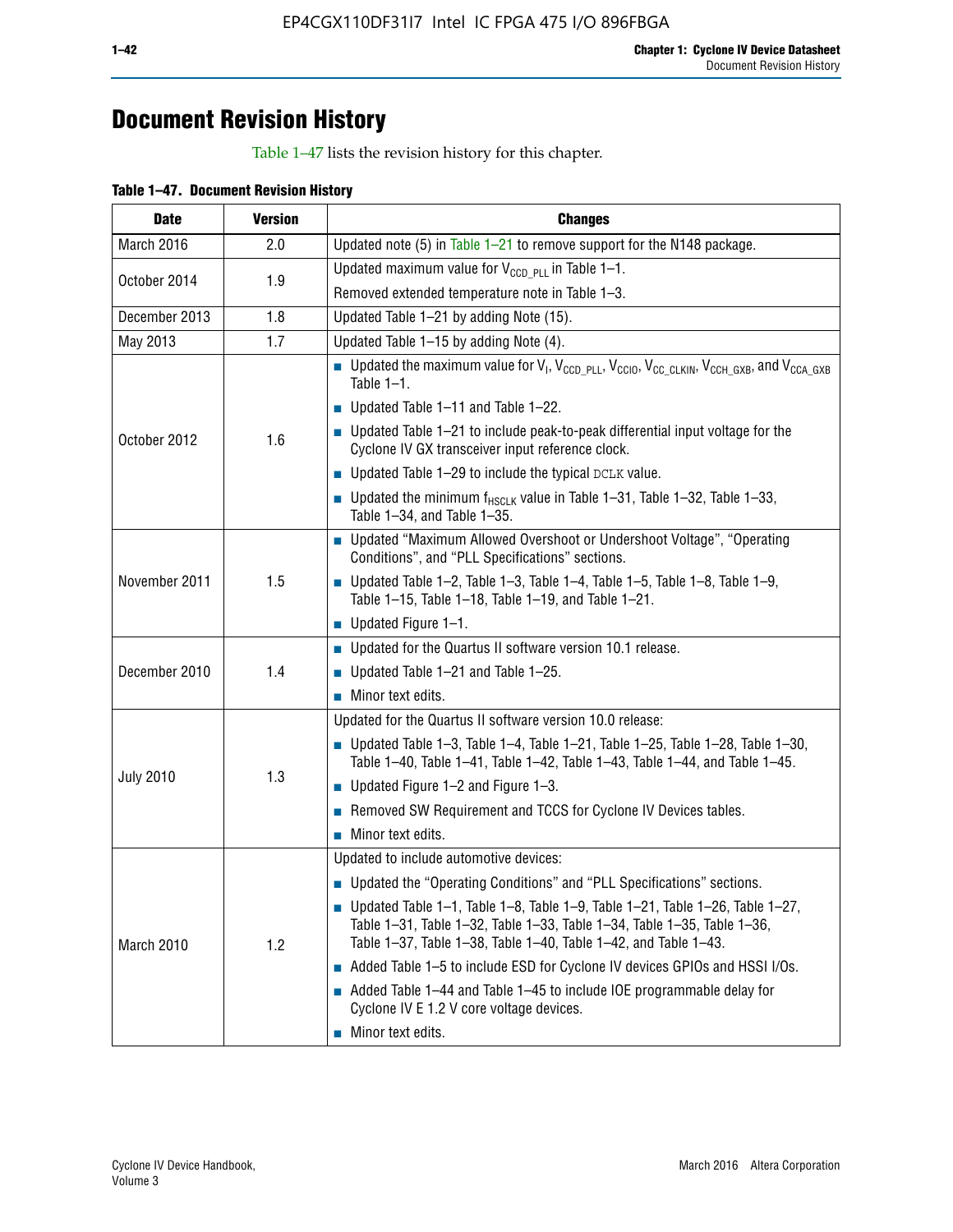# Document Revision History

Table 1–47 lists the revision history for this chapter.

**Table 1–47. Document Revision History**

| Date | Version | Changes |
|---|---|---|
| March 2016 | 2.0 | Updated note (5) in Table 1–21 to remove support for the N148 package. |
| October 2014 | 1.9 | Updated maximum value for $V_{CCD\_PLL}$ in Table 1–1.<br>Removed extended temperature note in Table 1–3. |
| December 2013 | 1.8 | Updated Table 1–21 by adding Note (15). |
| May 2013 | 1.7 | Updated Table 1–15 by adding Note (4). |
| October 2012 | 1.6 | ■ Updated the maximum value for $V_I$, $V_{CCD\_PLL}$, $V_{CCIO}$, $V_{CC\_CLKIN}$, $V_{CCH\_GXB}$, and $V_{CCA\_GXB}$ Table 1–1.<br>■ Updated Table 1–11 and Table 1–22.<br>■ Updated Table 1–21 to include peak-to-peak differential input voltage for the Cyclone IV GX transceiver input reference clock.<br>■ Updated Table 1–29 to include the typical DCLK value.<br>■ Updated the minimum $f_{HSCLK}$ value in Table 1–31, Table 1–32, Table 1–33, Table 1–34, and Table 1–35. |
| November 2011 | 1.5 | ■ Updated "Maximum Allowed Overshoot or Undershoot Voltage", "Operating Conditions", and "PLL Specifications" sections.<br>■ Updated Table 1–2, Table 1–3, Table 1–4, Table 1–5, Table 1–8, Table 1–9, Table 1–15, Table 1–18, Table 1–19, and Table 1–21.<br>■ Updated Figure 1–1. |
| December 2010 | 1.4 | ■ Updated for the Quartus II software version 10.1 release.<br>■ Updated Table 1–21 and Table 1–25.<br>■ Minor text edits. |
| July 2010 | 1.3 | Updated for the Quartus II software version 10.0 release:<br>■ Updated Table 1–3, Table 1–4, Table 1–21, Table 1–25, Table 1–28, Table 1–30, Table 1–40, Table 1–41, Table 1–42, Table 1–43, Table 1–44, and Table 1–45.<br>■ Updated Figure 1–2 and Figure 1–3.<br>■ Removed SW Requirement and TCCS for Cyclone IV Devices tables.<br>■ Minor text edits. |
| March 2010 | 1.2 | Updated to include automotive devices:<br>■ Updated the "Operating Conditions" and "PLL Specifications" sections.<br>■ Updated Table 1–1, Table 1–8, Table 1–9, Table 1–21, Table 1–26, Table 1–27, Table 1–31, Table 1–32, Table 1–33, Table 1–34, Table 1–35, Table 1–36, Table 1–37, Table 1–38, Table 1–40, Table 1–42, and Table 1–43.<br>■ Added Table 1–5 to include ESD for Cyclone IV devices GPIOs and HSSI I/Os.<br>■ Added Table 1–44 and Table 1–45 to include IOE programmable delay for Cyclone IV E 1.2 V core voltage devices.<br>■ Minor text edits. |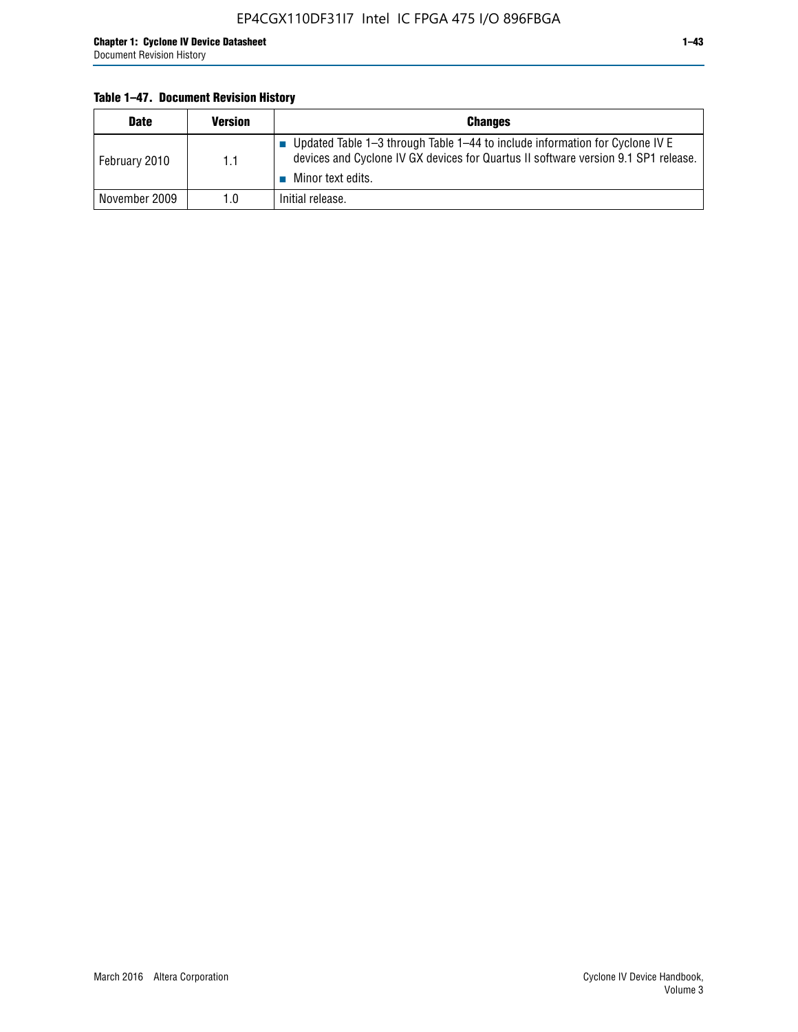**Table 1–47. Document Revision History**

| Date | Version | Changes |
|---|---|---|
| February 2010 | 1.1 | ■ Updated Table 1–3 through Table 1–44 to include information for Cyclone IV E devices and Cyclone IV GX devices for Quartus II software version 9.1 SP1 release.<br>■ Minor text edits. |
| November 2009 | 1.0 | Initial release. |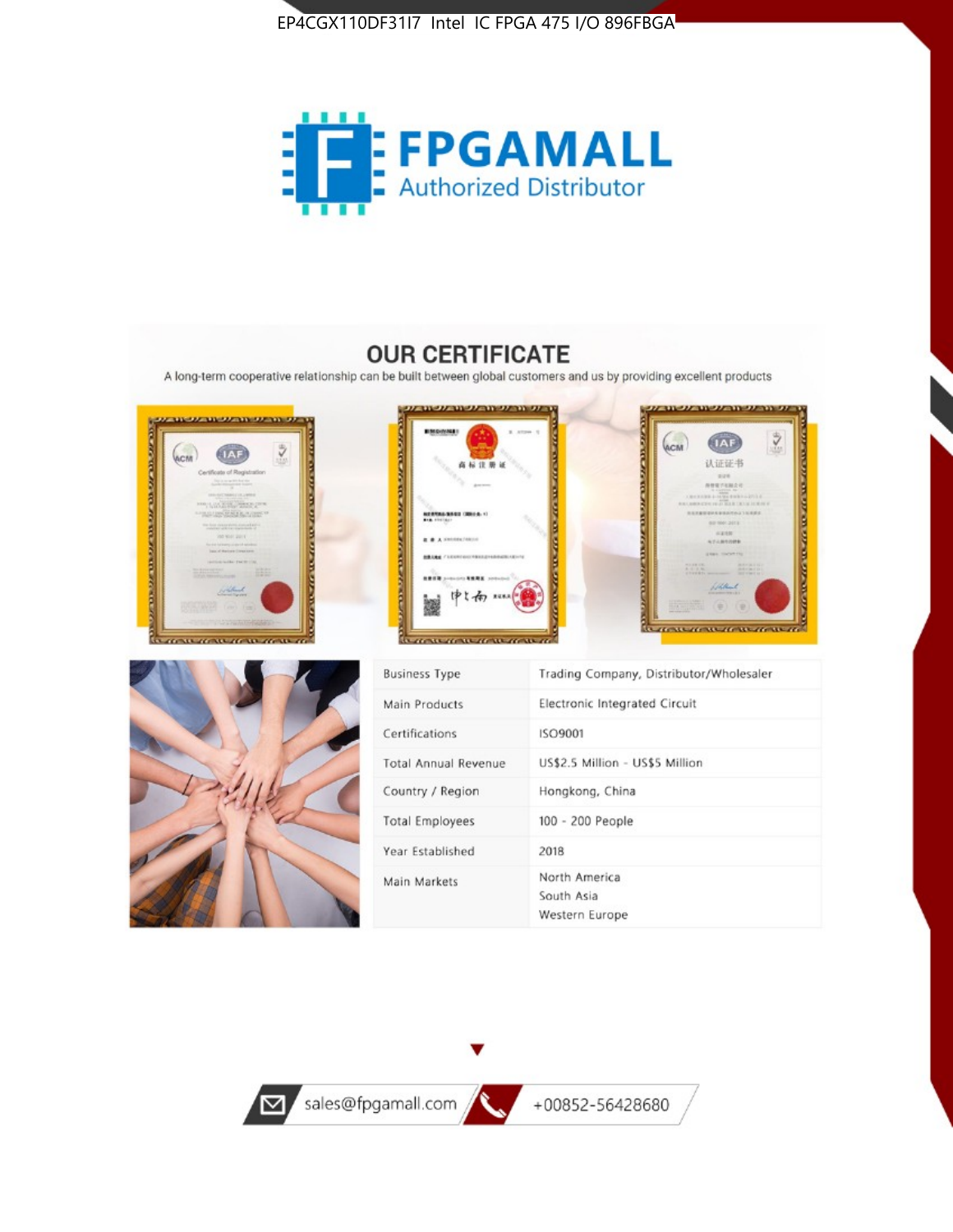FPGAMALL
Authorized Distributor

## OUR CERTIFICATE

A long-term cooperative relationship can be built between global customers and us by providing excellent products

| | |
|---|---|
| Business Type | Trading Company, Distributor/Wholesaler |
| Main Products | Electronic Integrated Circuit |
| Certifications | ISO9001 |
| Total Annual Revenue | US$2.5 Million - US$5 Million |
| Country / Region | Hongkong, China |
| Total Employees | 100 - 200 People |
| Year Established | 2018 |
| Main Markets | North America<br>South Asia<br>Western Europe |

sales@fpgamall.com

+00852-56428680